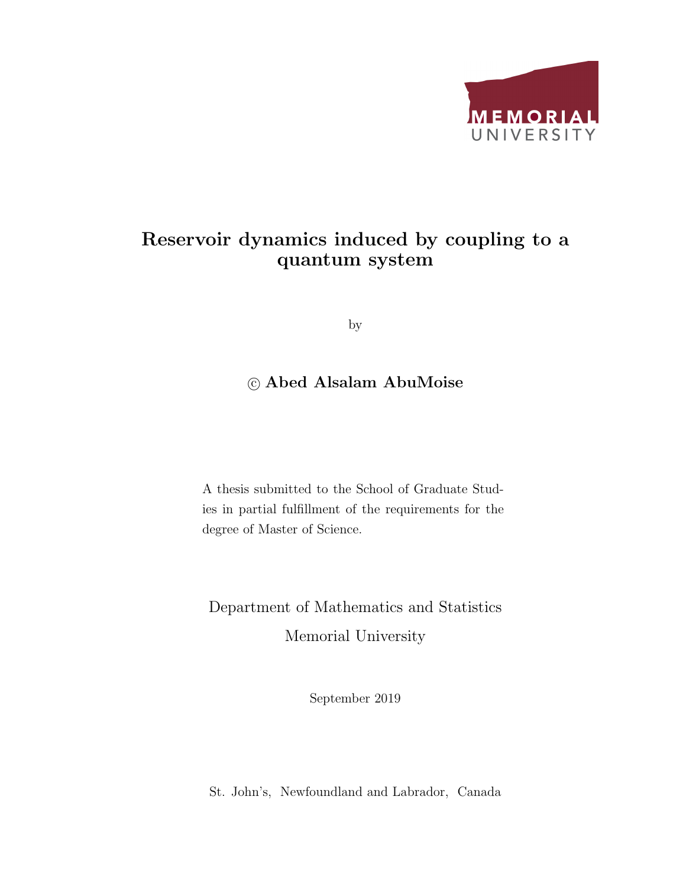MEMORIAL UNIVERSITY

# Reservoir dynamics induced by coupling to a quantum system

by

© **Abed Alsalam AbuMoise**

A thesis submitted to the School of Graduate Studies in partial fulfillment of the requirements for the degree of Master of Science.

Department of Mathematics and Statistics

Memorial University

September 2019

St. John's, Newfoundland and Labrador, Canada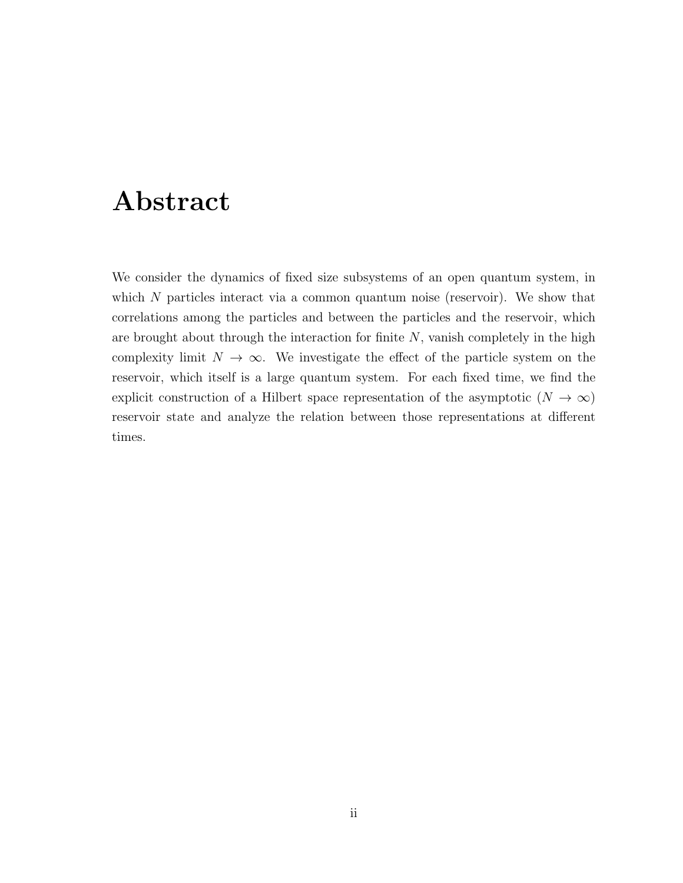# Abstract

We consider the dynamics of fixed size subsystems of an open quantum system, in which $N$ particles interact via a common quantum noise (reservoir). We show that correlations among the particles and between the particles and the reservoir, which are brought about through the interaction for finite $N$, vanish completely in the high complexity limit $N \to \infty$. We investigate the effect of the particle system on the reservoir, which itself is a large quantum system. For each fixed time, we find the explicit construction of a Hilbert space representation of the asymptotic ($N \to \infty$) reservoir state and analyze the relation between those representations at different times.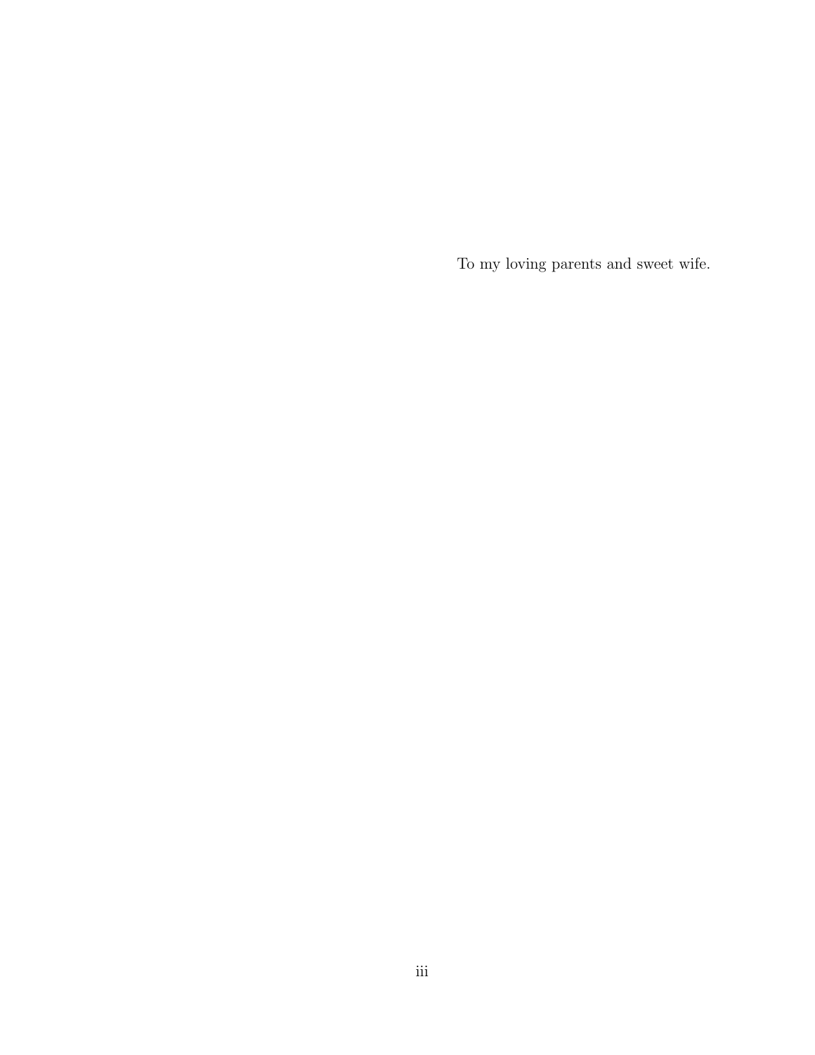To my loving parents and sweet wife.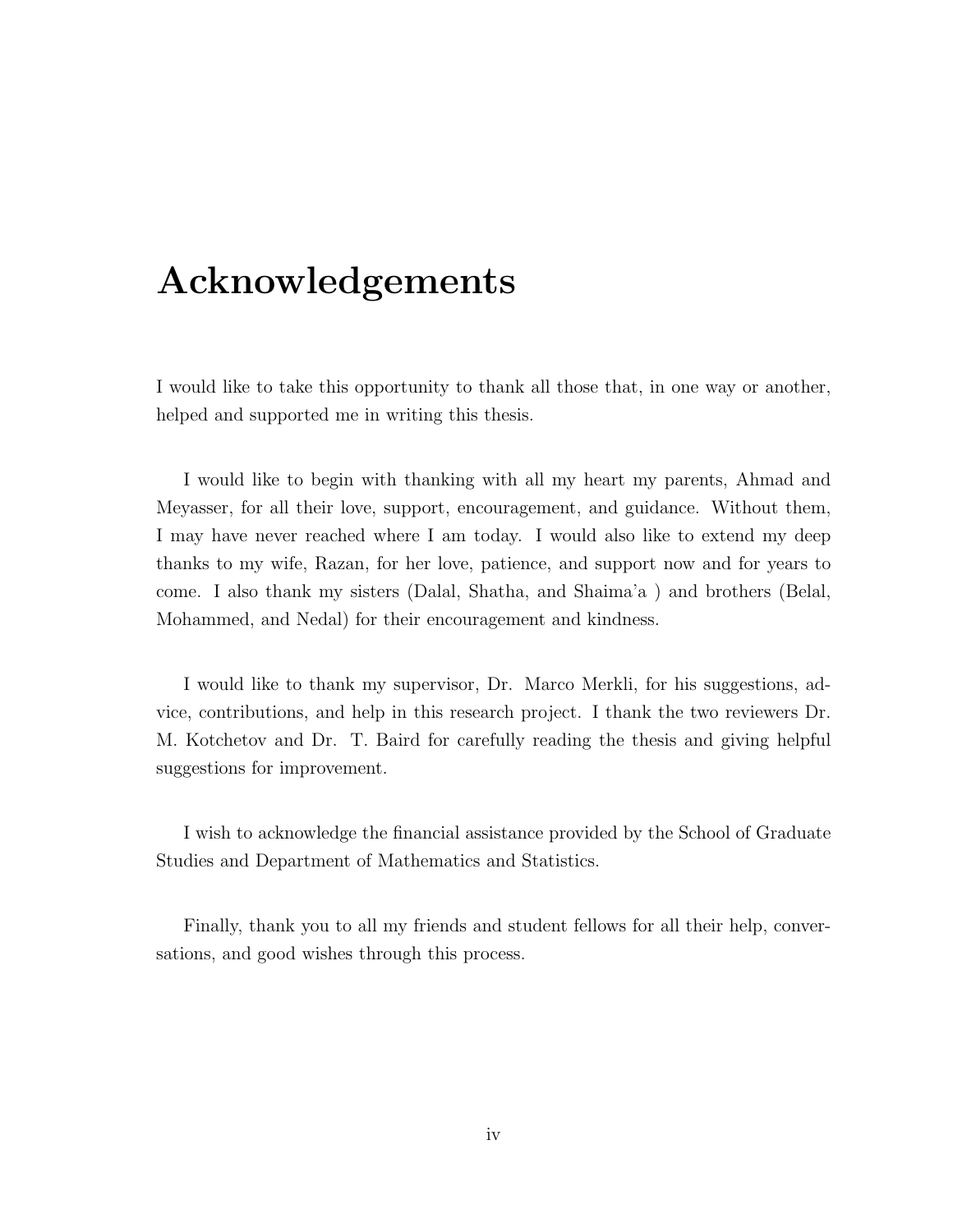# Acknowledgements

I would like to take this opportunity to thank all those that, in one way or another, helped and supported me in writing this thesis.

I would like to begin with thanking with all my heart my parents, Ahmad and Meyasser, for all their love, support, encouragement, and guidance. Without them, I may have never reached where I am today. I would also like to extend my deep thanks to my wife, Razan, for her love, patience, and support now and for years to come. I also thank my sisters (Dalal, Shatha, and Shaima'a ) and brothers (Belal, Mohammed, and Nedal) for their encouragement and kindness.

I would like to thank my supervisor, Dr. Marco Merkli, for his suggestions, advice, contributions, and help in this research project. I thank the two reviewers Dr. M. Kotchetov and Dr. T. Baird for carefully reading the thesis and giving helpful suggestions for improvement.

I wish to acknowledge the financial assistance provided by the School of Graduate Studies and Department of Mathematics and Statistics.

Finally, thank you to all my friends and student fellows for all their help, conversations, and good wishes through this process.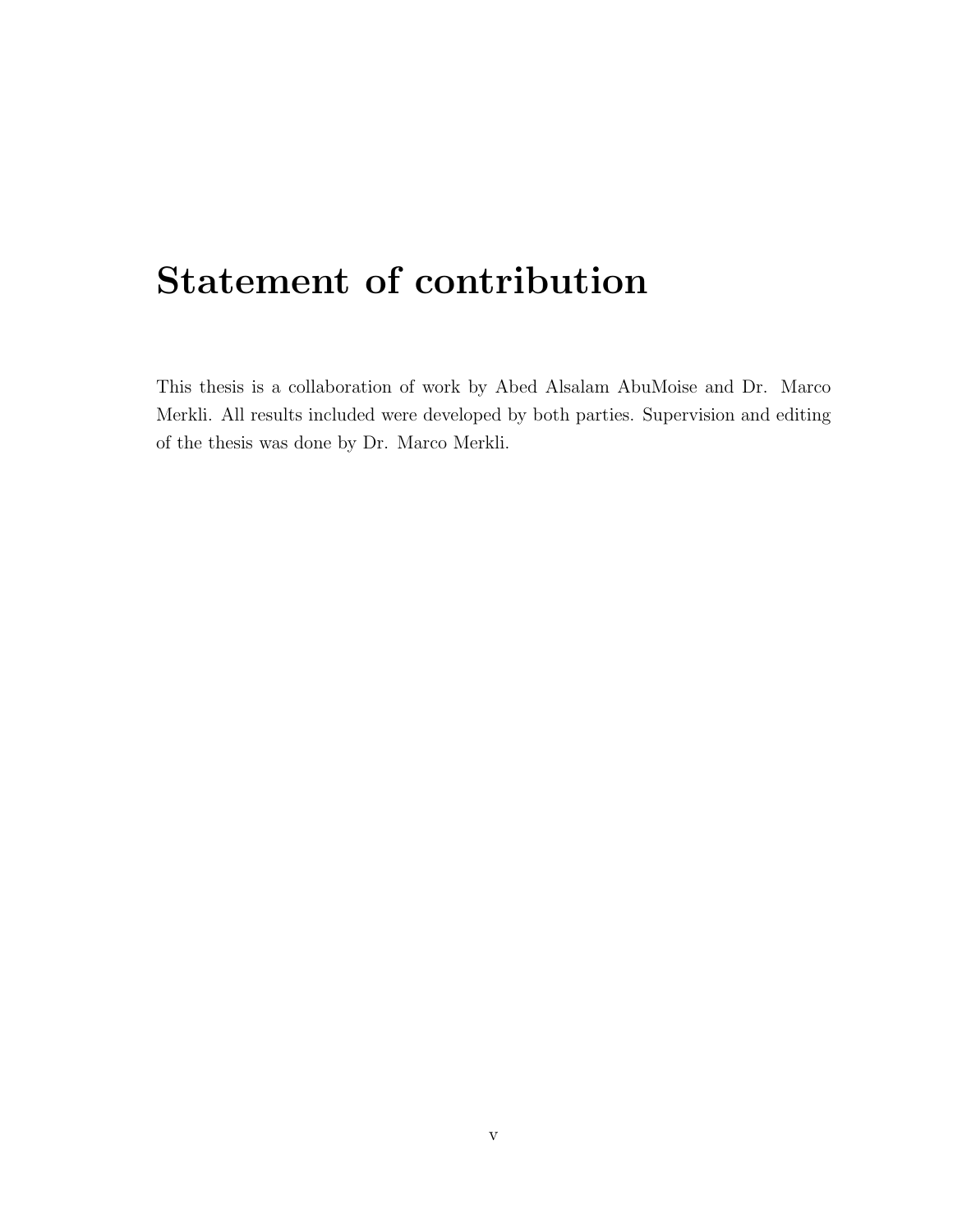# Statement of contribution

This thesis is a collaboration of work by Abed Alsalam AbuMoise and Dr. Marco Merkli. All results included were developed by both parties. Supervision and editing of the thesis was done by Dr. Marco Merkli.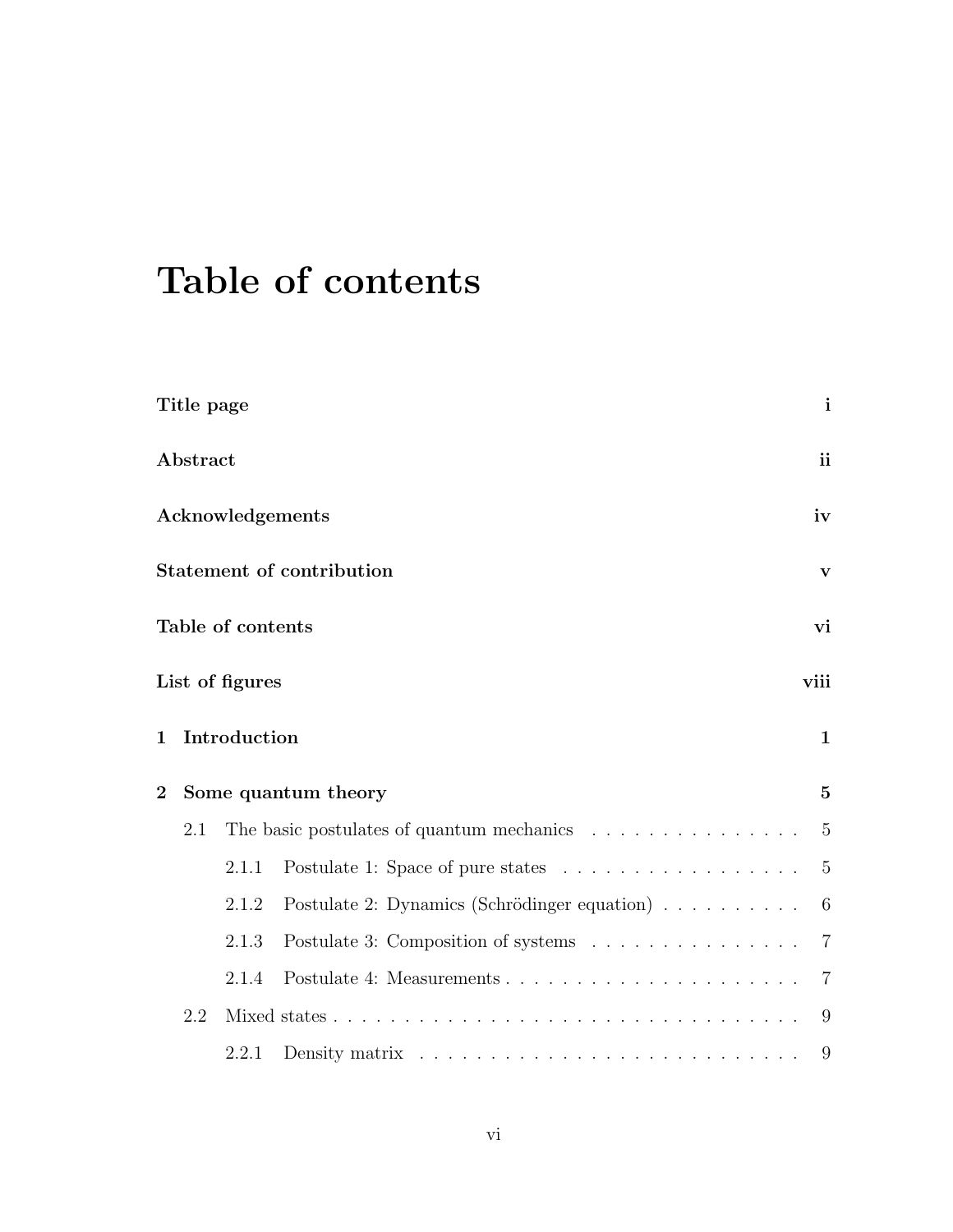# Table of contents

**Title page** **i**

**Abstract** **ii**

**Acknowledgements** **iv**

**Statement of contribution** **v**

**Table of contents** **vi**

**List of figures** **viii**

**1 Introduction** **1**

**2 Some quantum theory** **5**

- 2.1 The basic postulates of quantum mechanics . . . . . . . . . . . . . . . 5
  - 2.1.1 Postulate 1: Space of pure states . . . . . . . . . . . . . . . . . . 5
  - 2.1.2 Postulate 2: Dynamics (Schrödinger equation) . . . . . . . . . . 6
  - 2.1.3 Postulate 3: Composition of systems . . . . . . . . . . . . . . . 7
  - 2.1.4 Postulate 4: Measurements . . . . . . . . . . . . . . . . . . . . . 7
- 2.2 Mixed states . . . . . . . . . . . . . . . . . . . . . . . . . . . . . . . . . 9
  - 2.2.1 Density matrix . . . . . . . . . . . . . . . . . . . . . . . . . . . . 9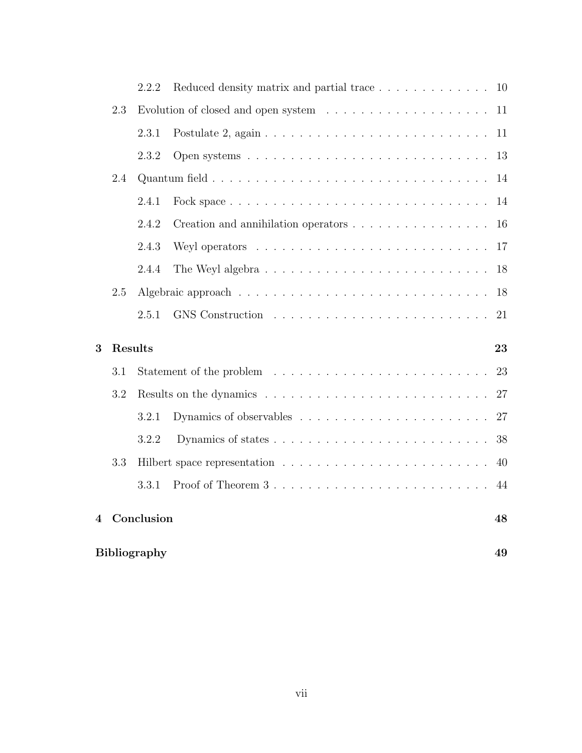- 2.2.2 Reduced density matrix and partial trace . . . . . . . . . . . . . 10
- 2.3 Evolution of closed and open system . . . . . . . . . . . . . . . . . . . . 11
  - 2.3.1 Postulate 2, again . . . . . . . . . . . . . . . . . . . . . . . . . . 11
  - 2.3.2 Open systems . . . . . . . . . . . . . . . . . . . . . . . . . . . . 13
- 2.4 Quantum field . . . . . . . . . . . . . . . . . . . . . . . . . . . . . . . 14
  - 2.4.1 Fock space . . . . . . . . . . . . . . . . . . . . . . . . . . . . . 14
  - 2.4.2 Creation and annihilation operators . . . . . . . . . . . . . . . . 16
  - 2.4.3 Weyl operators . . . . . . . . . . . . . . . . . . . . . . . . . . . 17
  - 2.4.4 The Weyl algebra . . . . . . . . . . . . . . . . . . . . . . . . . . 18
- 2.5 Algebraic approach . . . . . . . . . . . . . . . . . . . . . . . . . . . . . 18
  - 2.5.1 GNS Construction . . . . . . . . . . . . . . . . . . . . . . . . . . 21

**3 Results** **23**

- 3.1 Statement of the problem . . . . . . . . . . . . . . . . . . . . . . . . . 23
- 3.2 Results on the dynamics . . . . . . . . . . . . . . . . . . . . . . . . . . 27
  - 3.2.1 Dynamics of observables . . . . . . . . . . . . . . . . . . . . . . . 27
  - 3.2.2 Dynamics of states . . . . . . . . . . . . . . . . . . . . . . . . . . 38
- 3.3 Hilbert space representation . . . . . . . . . . . . . . . . . . . . . . . . 40
  - 3.3.1 Proof of Theorem 3 . . . . . . . . . . . . . . . . . . . . . . . . . . 44

**4 Conclusion** **48**

**Bibliography** **49**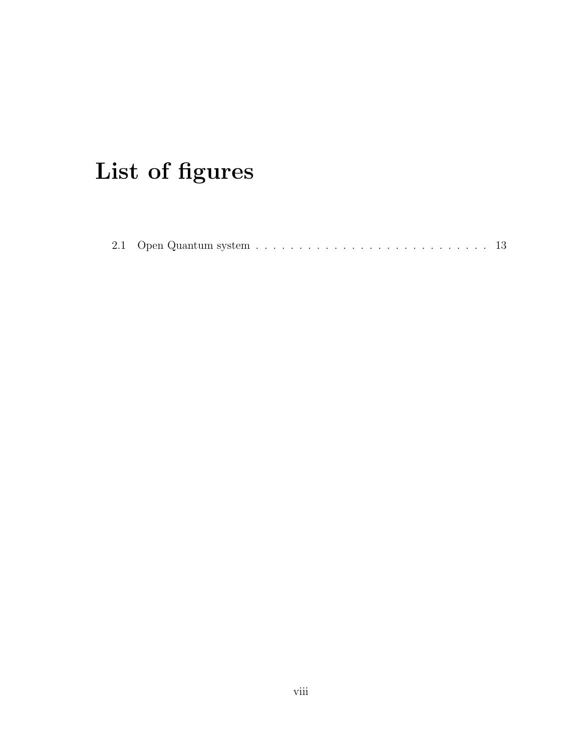# List of figures

2.1 Open Quantum system . . . . . . . . . . . . . . . . . . . . . . . . . . . . 13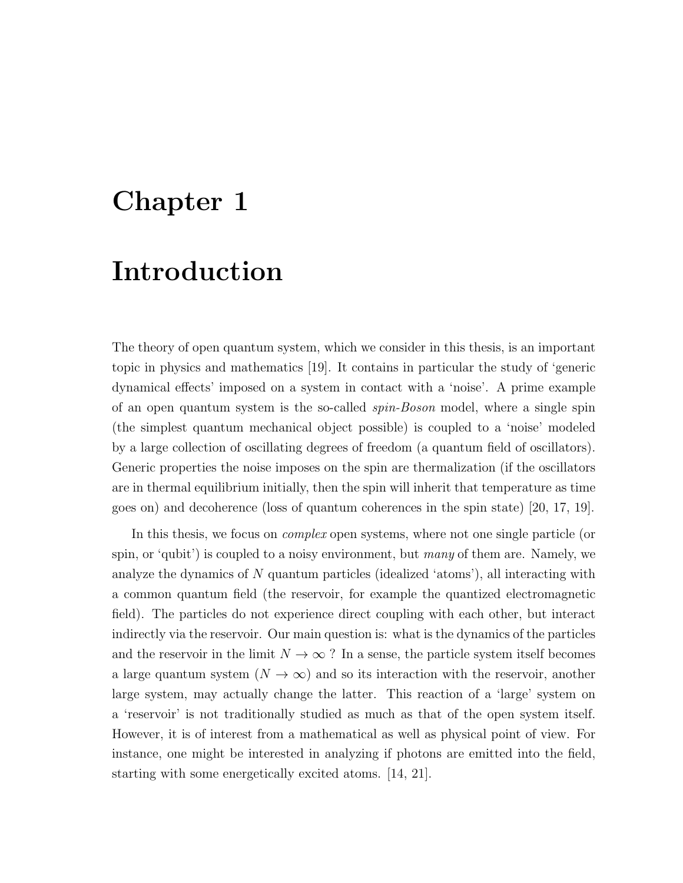# Chapter 1

# Introduction

The theory of open quantum system, which we consider in this thesis, is an important topic in physics and mathematics [19]. It contains in particular the study of 'generic dynamical effects' imposed on a system in contact with a 'noise'. A prime example of an open quantum system is the so-called *spin-Boson* model, where a single spin (the simplest quantum mechanical object possible) is coupled to a 'noise' modeled by a large collection of oscillating degrees of freedom (a quantum field of oscillators). Generic properties the noise imposes on the spin are thermalization (if the oscillators are in thermal equilibrium initially, then the spin will inherit that temperature as time goes on) and decoherence (loss of quantum coherences in the spin state) [20, 17, 19].

In this thesis, we focus on *complex* open systems, where not one single particle (or spin, or 'qubit') is coupled to a noisy environment, but *many* of them are. Namely, we analyze the dynamics of $N$ quantum particles (idealized 'atoms'), all interacting with a common quantum field (the reservoir, for example the quantized electromagnetic field). The particles do not experience direct coupling with each other, but interact indirectly via the reservoir. Our main question is: what is the dynamics of the particles and the reservoir in the limit $N \to \infty$ ? In a sense, the particle system itself becomes a large quantum system ($N \to \infty$) and so its interaction with the reservoir, another large system, may actually change the latter. This reaction of a 'large' system on a 'reservoir' is not traditionally studied as much as that of the open system itself. However, it is of interest from a mathematical as well as physical point of view. For instance, one might be interested in analyzing if photons are emitted into the field, starting with some energetically excited atoms. [14, 21].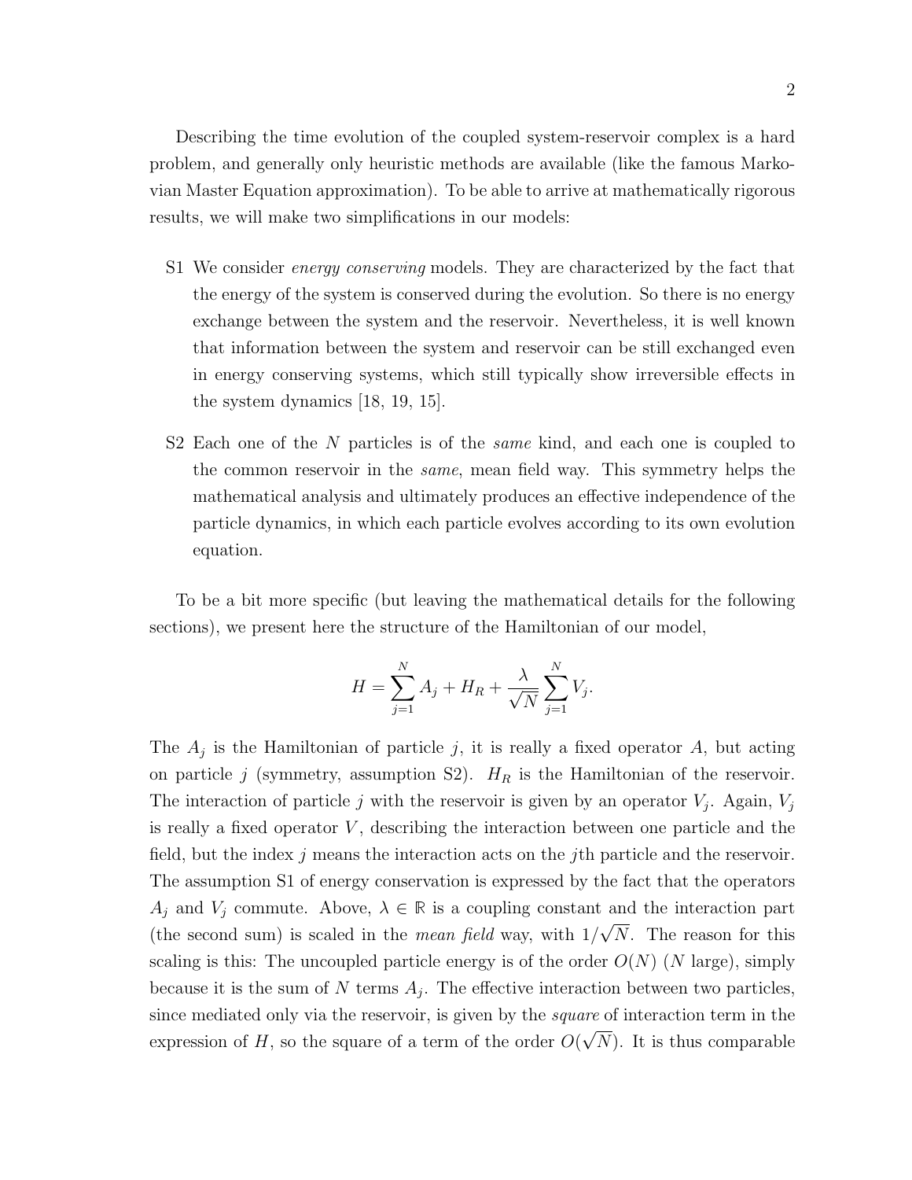Describing the time evolution of the coupled system-reservoir complex is a hard problem, and generally only heuristic methods are available (like the famous Markovian Master Equation approximation). To be able to arrive at mathematically rigorous results, we will make two simplifications in our models:

- S1 We consider *energy conserving* models. They are characterized by the fact that the energy of the system is conserved during the evolution. So there is no energy exchange between the system and the reservoir. Nevertheless, it is well known that information between the system and reservoir can be still exchanged even in energy conserving systems, which still typically show irreversible effects in the system dynamics [18, 19, 15].

- S2 Each one of the $N$ particles is of the *same* kind, and each one is coupled to the common reservoir in the *same*, mean field way. This symmetry helps the mathematical analysis and ultimately produces an effective independence of the particle dynamics, in which each particle evolves according to its own evolution equation.

To be a bit more specific (but leaving the mathematical details for the following sections), we present here the structure of the Hamiltonian of our model,

$$H = \sum_{j=1}^{N} A_j + H_R + \frac{\lambda}{\sqrt{N}} \sum_{j=1}^{N} V_j.$$

The $A_j$ is the Hamiltonian of particle $j$, it is really a fixed operator $A$, but acting on particle $j$ (symmetry, assumption S2). $H_R$ is the Hamiltonian of the reservoir. The interaction of particle $j$ with the reservoir is given by an operator $V_j$. Again, $V_j$ is really a fixed operator $V$, describing the interaction between one particle and the field, but the index $j$ means the interaction acts on the $j$th particle and the reservoir. The assumption S1 of energy conservation is expressed by the fact that the operators $A_j$ and $V_j$ commute. Above, $\lambda \in \mathbb{R}$ is a coupling constant and the interaction part (the second sum) is scaled in the *mean field* way, with $1/\sqrt{N}$. The reason for this scaling is this: The uncoupled particle energy is of the order $O(N)$ ($N$ large), simply because it is the sum of $N$ terms $A_j$. The effective interaction between two particles, since mediated only via the reservoir, is given by the *square* of interaction term in the expression of $H$, so the square of a term of the order $O(\sqrt{N})$. It is thus comparable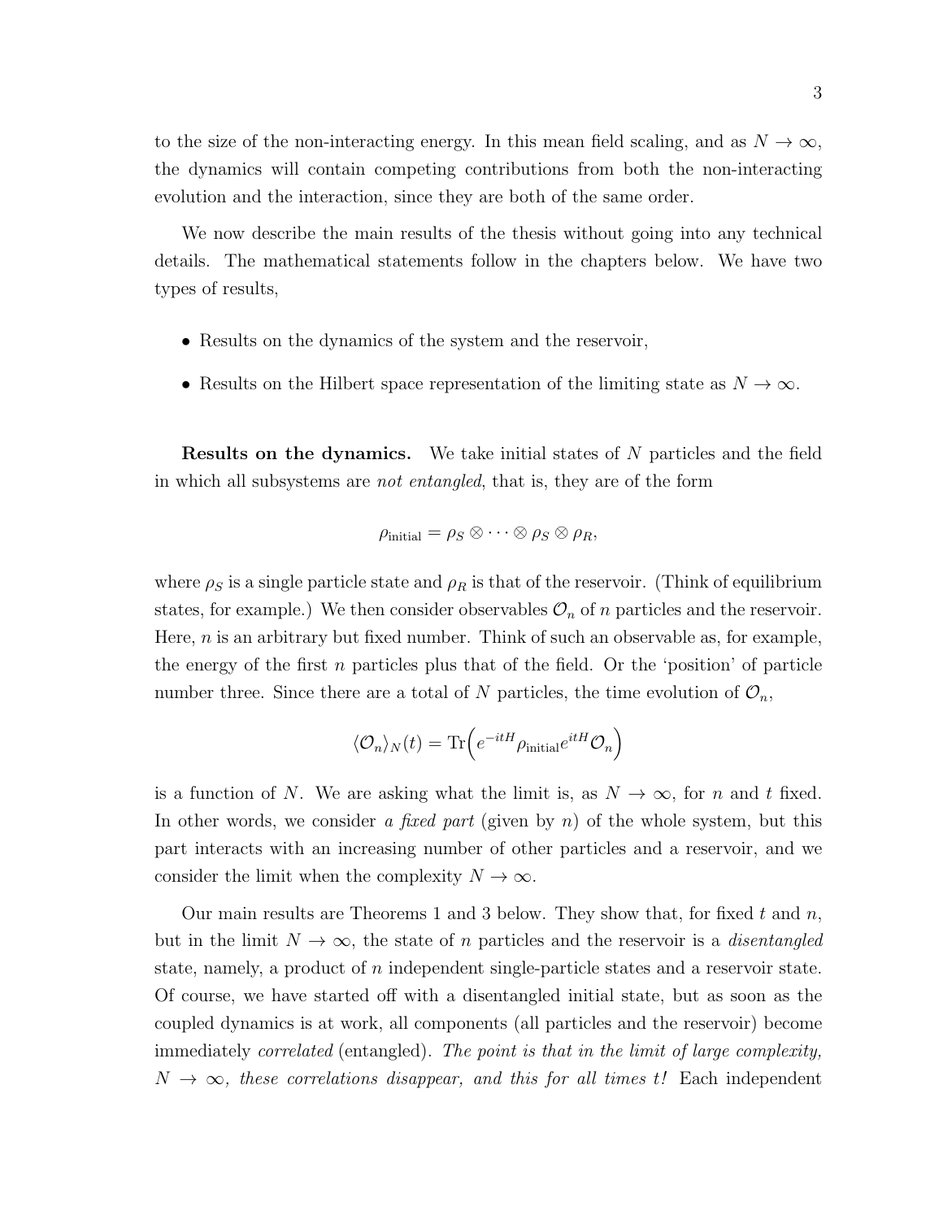to the size of the non-interacting energy. In this mean field scaling, and as $N \to \infty$, the dynamics will contain competing contributions from both the non-interacting evolution and the interaction, since they are both of the same order.

We now describe the main results of the thesis without going into any technical details. The mathematical statements follow in the chapters below. We have two types of results,

- Results on the dynamics of the system and the reservoir,
- Results on the Hilbert space representation of the limiting state as $N \to \infty$.

**Results on the dynamics.** We take initial states of $N$ particles and the field in which all subsystems are *not entangled*, that is, they are of the form

$$\rho_{\text{initial}} = \rho_S \otimes \cdots \otimes \rho_S \otimes \rho_R,$$

where $\rho_S$ is a single particle state and $\rho_R$ is that of the reservoir. (Think of equilibrium states, for example.) We then consider observables $\mathcal{O}_n$ of $n$ particles and the reservoir. Here, $n$ is an arbitrary but fixed number. Think of such an observable as, for example, the energy of the first $n$ particles plus that of the field. Or the 'position' of particle number three. Since there are a total of $N$ particles, the time evolution of $\mathcal{O}_n$,

$$\langle \mathcal{O}_n \rangle_N(t) = \operatorname{Tr}\Big( e^{-itH} \rho_{\text{initial}} e^{itH} \mathcal{O}_n \Big)$$

is a function of $N$. We are asking what the limit is, as $N \to \infty$, for $n$ and $t$ fixed. In other words, we consider *a fixed part* (given by $n$) of the whole system, but this part interacts with an increasing number of other particles and a reservoir, and we consider the limit when the complexity $N \to \infty$.

Our main results are Theorems 1 and 3 below. They show that, for fixed $t$ and $n$, but in the limit $N \to \infty$, the state of $n$ particles and the reservoir is a *disentangled* state, namely, a product of $n$ independent single-particle states and a reservoir state. Of course, we have started off with a disentangled initial state, but as soon as the coupled dynamics is at work, all components (all particles and the reservoir) become immediately *correlated* (entangled). *The point is that in the limit of large complexity, $N \to \infty$, these correlations disappear, and this for all times $t$!* Each independent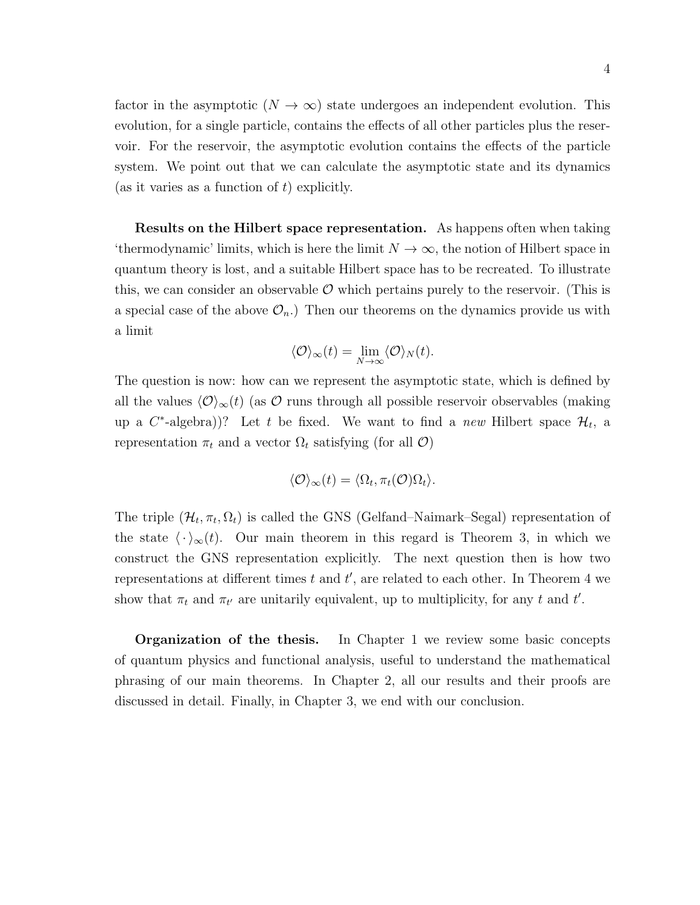factor in the asymptotic ($N \to \infty$) state undergoes an independent evolution. This evolution, for a single particle, contains the effects of all other particles plus the reservoir. For the reservoir, the asymptotic evolution contains the effects of the particle system. We point out that we can calculate the asymptotic state and its dynamics (as it varies as a function of $t$) explicitly.

**Results on the Hilbert space representation.** As happens often when taking 'thermodynamic' limits, which is here the limit $N \to \infty$, the notion of Hilbert space in quantum theory is lost, and a suitable Hilbert space has to be recreated. To illustrate this, we can consider an observable $\mathcal{O}$ which pertains purely to the reservoir. (This is a special case of the above $\mathcal{O}_n$.) Then our theorems on the dynamics provide us with a limit

$$\langle \mathcal{O} \rangle_\infty(t) = \lim_{N \to \infty} \langle \mathcal{O} \rangle_N(t).$$

The question is now: how can we represent the asymptotic state, which is defined by all the values $\langle \mathcal{O} \rangle_\infty(t)$ (as $\mathcal{O}$ runs through all possible reservoir observables (making up a $C^*$-algebra))? Let $t$ be fixed. We want to find a *new* Hilbert space $\mathcal{H}_t$, a representation $\pi_t$ and a vector $\Omega_t$ satisfying (for all $\mathcal{O}$)

$$\langle \mathcal{O} \rangle_\infty(t) = \langle \Omega_t, \pi_t(\mathcal{O}) \Omega_t \rangle.$$

The triple $(\mathcal{H}_t, \pi_t, \Omega_t)$ is called the GNS (Gelfand–Naimark–Segal) representation of the state $\langle \cdot \rangle_\infty(t)$. Our main theorem in this regard is Theorem 3, in which we construct the GNS representation explicitly. The next question then is how two representations at different times $t$ and $t'$, are related to each other. In Theorem 4 we show that $\pi_t$ and $\pi_{t'}$ are unitarily equivalent, up to multiplicity, for any $t$ and $t'$.

**Organization of the thesis.** In Chapter 1 we review some basic concepts of quantum physics and functional analysis, useful to understand the mathematical phrasing of our main theorems. In Chapter 2, all our results and their proofs are discussed in detail. Finally, in Chapter 3, we end with our conclusion.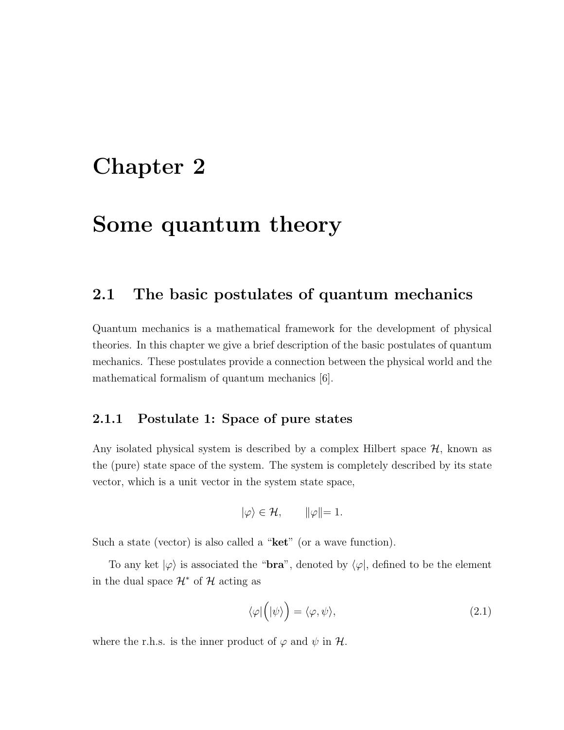# Chapter 2

# Some quantum theory

## 2.1 The basic postulates of quantum mechanics

Quantum mechanics is a mathematical framework for the development of physical theories. In this chapter we give a brief description of the basic postulates of quantum mechanics. These postulates provide a connection between the physical world and the mathematical formalism of quantum mechanics [6].

### 2.1.1 Postulate 1: Space of pure states

Any isolated physical system is described by a complex Hilbert space $\mathcal{H}$, known as the (pure) state space of the system. The system is completely described by its state vector, which is a unit vector in the system state space,

$$|\varphi\rangle \in \mathcal{H}, \qquad \|\varphi\| = 1.$$

Such a state (vector) is also called a "**ket**" (or a wave function).

To any ket $|\varphi\rangle$ is associated the "**bra**", denoted by $\langle\varphi|$, defined to be the element in the dual space $\mathcal{H}^*$ of $\mathcal{H}$ acting as

$$\langle\varphi|\Big(|\psi\rangle\Big) = \langle\varphi, \psi\rangle, \tag{2.1}$$

where the r.h.s. is the inner product of $\varphi$ and $\psi$ in $\mathcal{H}$.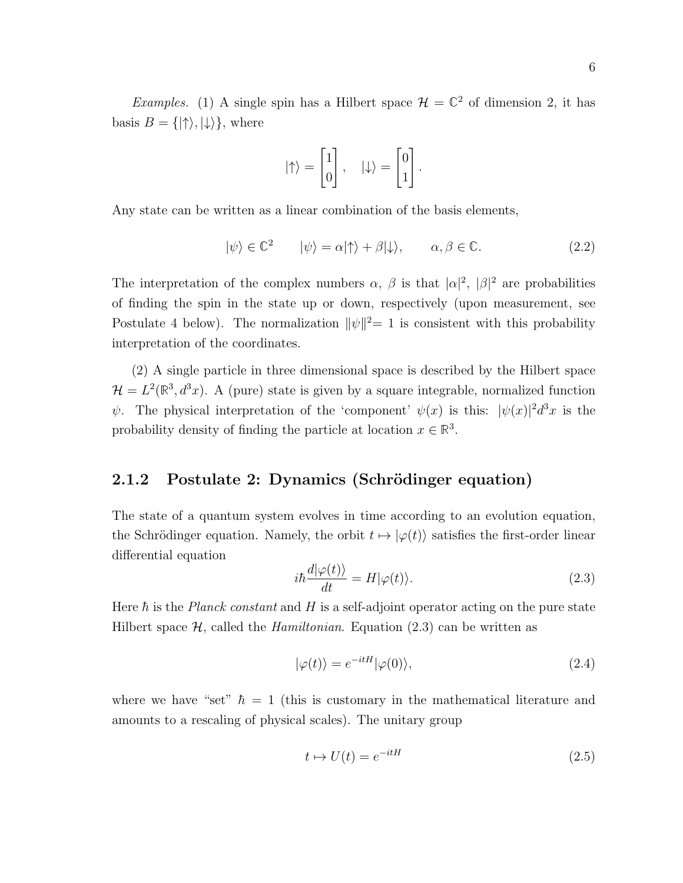*Examples.* (1) A single spin has a Hilbert space $\mathcal{H} = \mathbb{C}^2$ of dimension 2, it has basis $B = \{|\uparrow\rangle, |\downarrow\rangle\}$, where

$$|\uparrow\rangle = \begin{bmatrix} 1 \\ 0 \end{bmatrix}, \quad |\downarrow\rangle = \begin{bmatrix} 0 \\ 1 \end{bmatrix}.$$

Any state can be written as a linear combination of the basis elements,

$$|\psi\rangle \in \mathbb{C}^2 \qquad |\psi\rangle = \alpha|\uparrow\rangle + \beta|\downarrow\rangle, \qquad \alpha, \beta \in \mathbb{C}. \tag{2.2}$$

The interpretation of the complex numbers $\alpha$, $\beta$ is that $|\alpha|^2$, $|\beta|^2$ are probabilities of finding the spin in the state up or down, respectively (upon measurement, see Postulate 4 below). The normalization $\|\psi\|^2 = 1$ is consistent with this probability interpretation of the coordinates.

(2) A single particle in three dimensional space is described by the Hilbert space $\mathcal{H} = L^2(\mathbb{R}^3, d^3x)$. A (pure) state is given by a square integrable, normalized function $\psi$. The physical interpretation of the 'component' $\psi(x)$ is this: $|\psi(x)|^2 d^3x$ is the probability density of finding the particle at location $x \in \mathbb{R}^3$.

### 2.1.2 Postulate 2: Dynamics (Schrödinger equation)

The state of a quantum system evolves in time according to an evolution equation, the Schrödinger equation. Namely, the orbit $t \mapsto |\varphi(t)\rangle$ satisfies the first-order linear differential equation

$$i\hbar \frac{d|\varphi(t)\rangle}{dt} = H|\varphi(t)\rangle. \tag{2.3}$$

Here $\hbar$ is the *Planck constant* and $H$ is a self-adjoint operator acting on the pure state Hilbert space $\mathcal{H}$, called the *Hamiltonian*. Equation (2.3) can be written as

$$|\varphi(t)\rangle = e^{-itH}|\varphi(0)\rangle, \tag{2.4}$$

where we have "set" $\hbar = 1$ (this is customary in the mathematical literature and amounts to a rescaling of physical scales). The unitary group

$$t \mapsto U(t) = e^{-itH} \tag{2.5}$$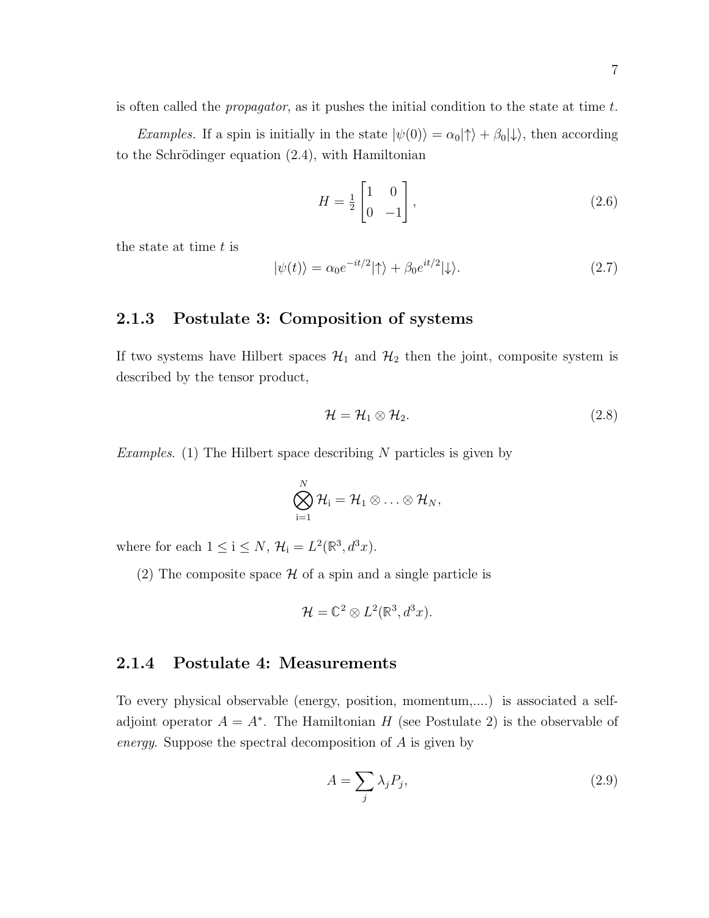is often called the *propagator*, as it pushes the initial condition to the state at time $t$.

*Examples.* If a spin is initially in the state $|\psi(0)\rangle = \alpha_0|\uparrow\rangle + \beta_0|\downarrow\rangle$, then according to the Schrödinger equation (2.4), with Hamiltonian

$$H = \tfrac{1}{2}\begin{bmatrix} 1 & 0 \\ 0 & -1 \end{bmatrix}, \tag{2.6}$$

the state at time $t$ is

$$|\psi(t)\rangle = \alpha_0 e^{-it/2}|\uparrow\rangle + \beta_0 e^{it/2}|\downarrow\rangle. \tag{2.7}$$

### 2.1.3 Postulate 3: Composition of systems

If two systems have Hilbert spaces $\mathcal{H}_1$ and $\mathcal{H}_2$ then the joint, composite system is described by the tensor product,

$$\mathcal{H} = \mathcal{H}_1 \otimes \mathcal{H}_2. \tag{2.8}$$

*Examples.* (1) The Hilbert space describing $N$ particles is given by

$$\bigotimes_{\mathrm{i}=1}^{N} \mathcal{H}_{\mathrm{i}} = \mathcal{H}_1 \otimes \ldots \otimes \mathcal{H}_N,$$

where for each $1 \leq \mathrm{i} \leq N$, $\mathcal{H}_{\mathrm{i}} = L^2(\mathbb{R}^3, d^3x)$.

(2) The composite space $\mathcal{H}$ of a spin and a single particle is

$$\mathcal{H} = \mathbb{C}^2 \otimes L^2(\mathbb{R}^3, d^3x).$$

### 2.1.4 Postulate 4: Measurements

To every physical observable (energy, position, momentum,....) is associated a self-adjoint operator $A = A^*$. The Hamiltonian $H$ (see Postulate 2) is the observable of *energy*. Suppose the spectral decomposition of $A$ is given by

$$A = \sum_j \lambda_j P_j, \tag{2.9}$$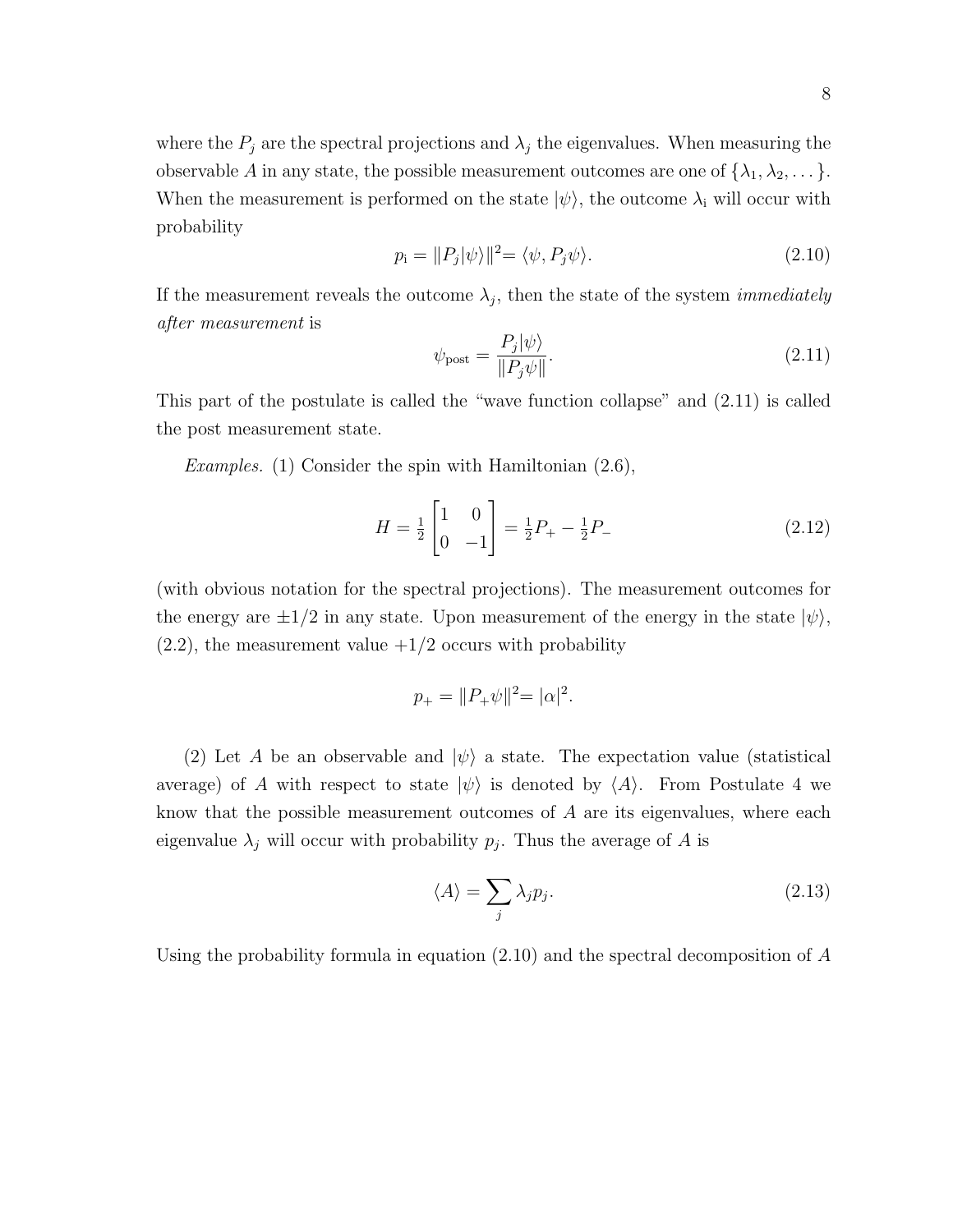where the $P_j$ are the spectral projections and $\lambda_j$ the eigenvalues. When measuring the observable $A$ in any state, the possible measurement outcomes are one of $\{\lambda_1, \lambda_2, \dots\}$. When the measurement is performed on the state $|\psi\rangle$, the outcome $\lambda_{\rm i}$ will occur with probability

$$p_{\rm i} = \|P_j|\psi\rangle\|^2 = \langle\psi, P_j\psi\rangle. \tag{2.10}$$

If the measurement reveals the outcome $\lambda_j$, then the state of the system *immediately after measurement* is

$$\psi_{\rm post} = \frac{P_j|\psi\rangle}{\|P_j\psi\|}. \tag{2.11}$$

This part of the postulate is called the "wave function collapse" and (2.11) is called the post measurement state.

*Examples.* (1) Consider the spin with Hamiltonian (2.6),

$$H = \tfrac{1}{2}\begin{bmatrix} 1 & 0 \\ 0 & -1 \end{bmatrix} = \tfrac{1}{2}P_+ - \tfrac{1}{2}P_- \tag{2.12}$$

(with obvious notation for the spectral projections). The measurement outcomes for the energy are $\pm 1/2$ in any state. Upon measurement of the energy in the state $|\psi\rangle$, (2.2), the measurement value $+1/2$ occurs with probability

$$p_+ = \|P_+\psi\|^2 = |\alpha|^2.$$

(2) Let $A$ be an observable and $|\psi\rangle$ a state. The expectation value (statistical average) of $A$ with respect to state $|\psi\rangle$ is denoted by $\langle A\rangle$. From Postulate 4 we know that the possible measurement outcomes of $A$ are its eigenvalues, where each eigenvalue $\lambda_j$ will occur with probability $p_j$. Thus the average of $A$ is

$$\langle A\rangle = \sum_j \lambda_j p_j. \tag{2.13}$$

Using the probability formula in equation (2.10) and the spectral decomposition of $A$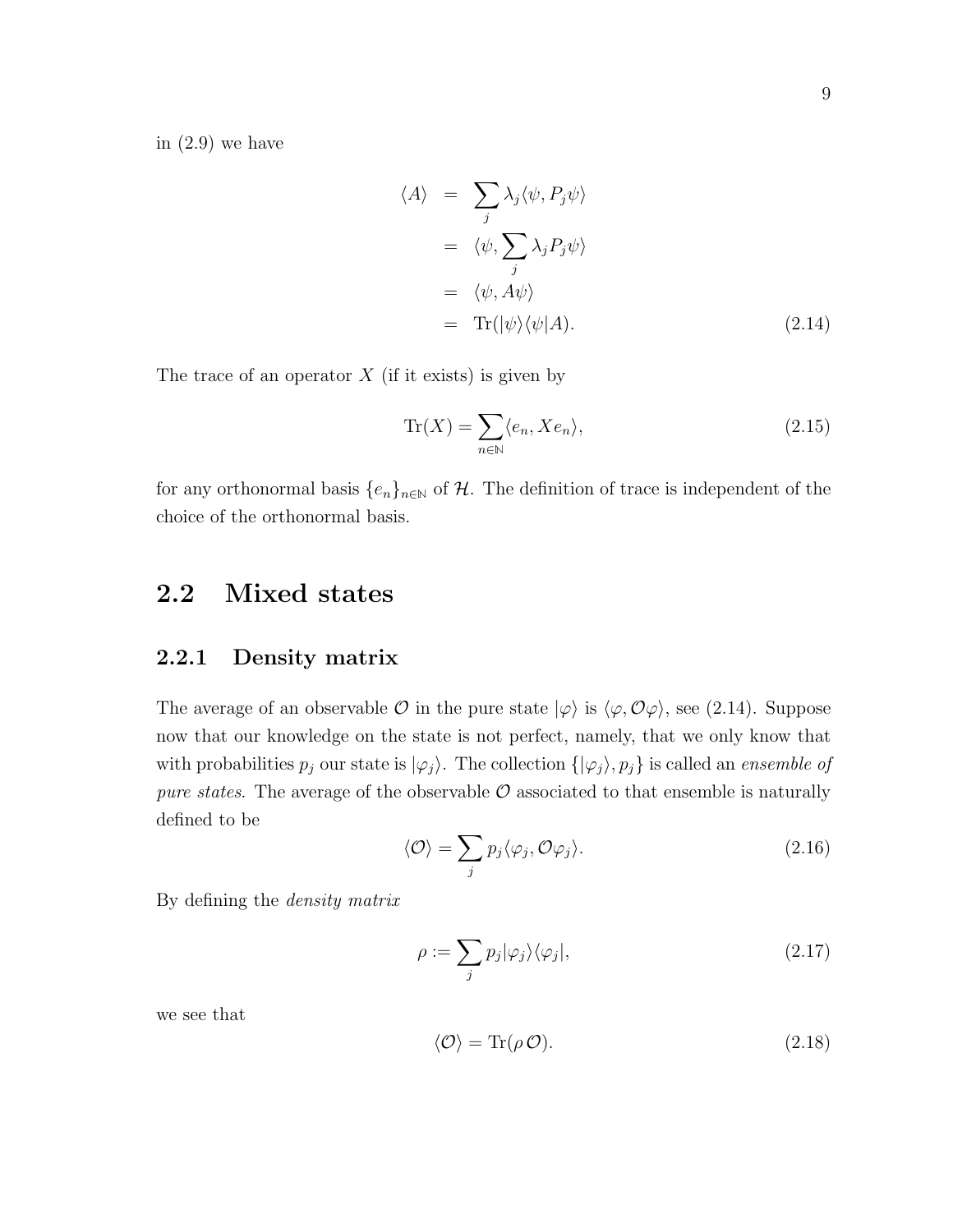in (2.9) we have

$$
\begin{aligned}
\langle A \rangle &= \sum_j \lambda_j \langle \psi, P_j \psi \rangle \\
&= \langle \psi, \sum_j \lambda_j P_j \psi \rangle \\
&= \langle \psi, A\psi \rangle \\
&= \mathrm{Tr}(|\psi\rangle\langle\psi| A).
\end{aligned} \tag{2.14}
$$

The trace of an operator $X$ (if it exists) is given by

$$
\mathrm{Tr}(X) = \sum_{n\in\mathbb{N}} \langle e_n, X e_n \rangle, \tag{2.15}
$$

for any orthonormal basis $\{e_n\}_{n\in\mathbb{N}}$ of $\mathcal{H}$. The definition of trace is independent of the choice of the orthonormal basis.

## 2.2 Mixed states

### 2.2.1 Density matrix

The average of an observable $\mathcal{O}$ in the pure state $|\varphi\rangle$ is $\langle \varphi, \mathcal{O}\varphi \rangle$, see (2.14). Suppose now that our knowledge on the state is not perfect, namely, that we only know that with probabilities $p_j$ our state is $|\varphi_j\rangle$. The collection $\{|\varphi_j\rangle, p_j\}$ is called an *ensemble of pure states*. The average of the observable $\mathcal{O}$ associated to that ensemble is naturally defined to be

$$
\langle \mathcal{O} \rangle = \sum_j p_j \langle \varphi_j, \mathcal{O}\varphi_j \rangle. \tag{2.16}
$$

By defining the *density matrix*

$$
\rho := \sum_j p_j |\varphi_j\rangle\langle\varphi_j|, \tag{2.17}
$$

we see that

$$
\langle \mathcal{O} \rangle = \mathrm{Tr}(\rho\, \mathcal{O}). \tag{2.18}
$$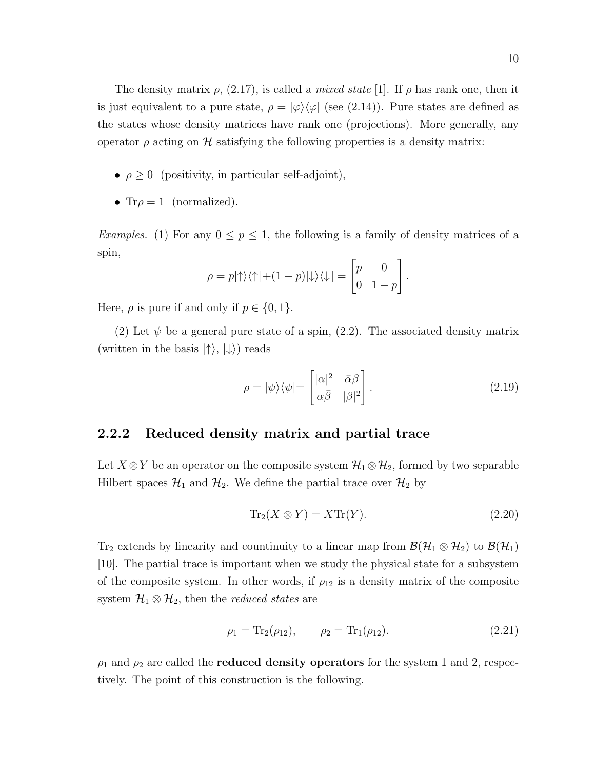The density matrix $\rho$, (2.17), is called a *mixed state* [1]. If $\rho$ has rank one, then it is just equivalent to a pure state, $\rho = |\varphi\rangle\langle\varphi|$ (see (2.14)). Pure states are defined as the states whose density matrices have rank one (projections). More generally, any operator $\rho$ acting on $\mathcal{H}$ satisfying the following properties is a density matrix:

- $\rho \geq 0$ (positivity, in particular self-adjoint),
- $\mathrm{Tr}\rho = 1$ (normalized).

*Examples.* (1) For any $0 \leq p \leq 1$, the following is a family of density matrices of a spin,

$$\rho = p|\uparrow\rangle\langle\uparrow| + (1-p)|\downarrow\rangle\langle\downarrow| = \begin{bmatrix} p & 0 \\ 0 & 1-p \end{bmatrix}.$$

Here, $\rho$ is pure if and only if $p \in \{0, 1\}$.

(2) Let $\psi$ be a general pure state of a spin, (2.2). The associated density matrix (written in the basis $|\uparrow\rangle$, $|\downarrow\rangle$) reads

$$\rho = |\psi\rangle\langle\psi| = \begin{bmatrix} |\alpha|^2 & \bar{\alpha}\beta \\ \alpha\bar{\beta} & |\beta|^2 \end{bmatrix}. \tag{2.19}$$

### 2.2.2 Reduced density matrix and partial trace

Let $X \otimes Y$ be an operator on the composite system $\mathcal{H}_1 \otimes \mathcal{H}_2$, formed by two separable Hilbert spaces $\mathcal{H}_1$ and $\mathcal{H}_2$. We define the partial trace over $\mathcal{H}_2$ by

$$\mathrm{Tr}_2(X \otimes Y) = X\mathrm{Tr}(Y). \tag{2.20}$$

$\mathrm{Tr}_2$ extends by linearity and countinuity to a linear map from $\mathcal{B}(\mathcal{H}_1 \otimes \mathcal{H}_2)$ to $\mathcal{B}(\mathcal{H}_1)$ [10]. The partial trace is important when we study the physical state for a subsystem of the composite system. In other words, if $\rho_{12}$ is a density matrix of the composite system $\mathcal{H}_1 \otimes \mathcal{H}_2$, then the *reduced states* are

$$\rho_1 = \mathrm{Tr}_2(\rho_{12}), \qquad \rho_2 = \mathrm{Tr}_1(\rho_{12}). \tag{2.21}$$

$\rho_1$ and $\rho_2$ are called the **reduced density operators** for the system 1 and 2, respectively. The point of this construction is the following.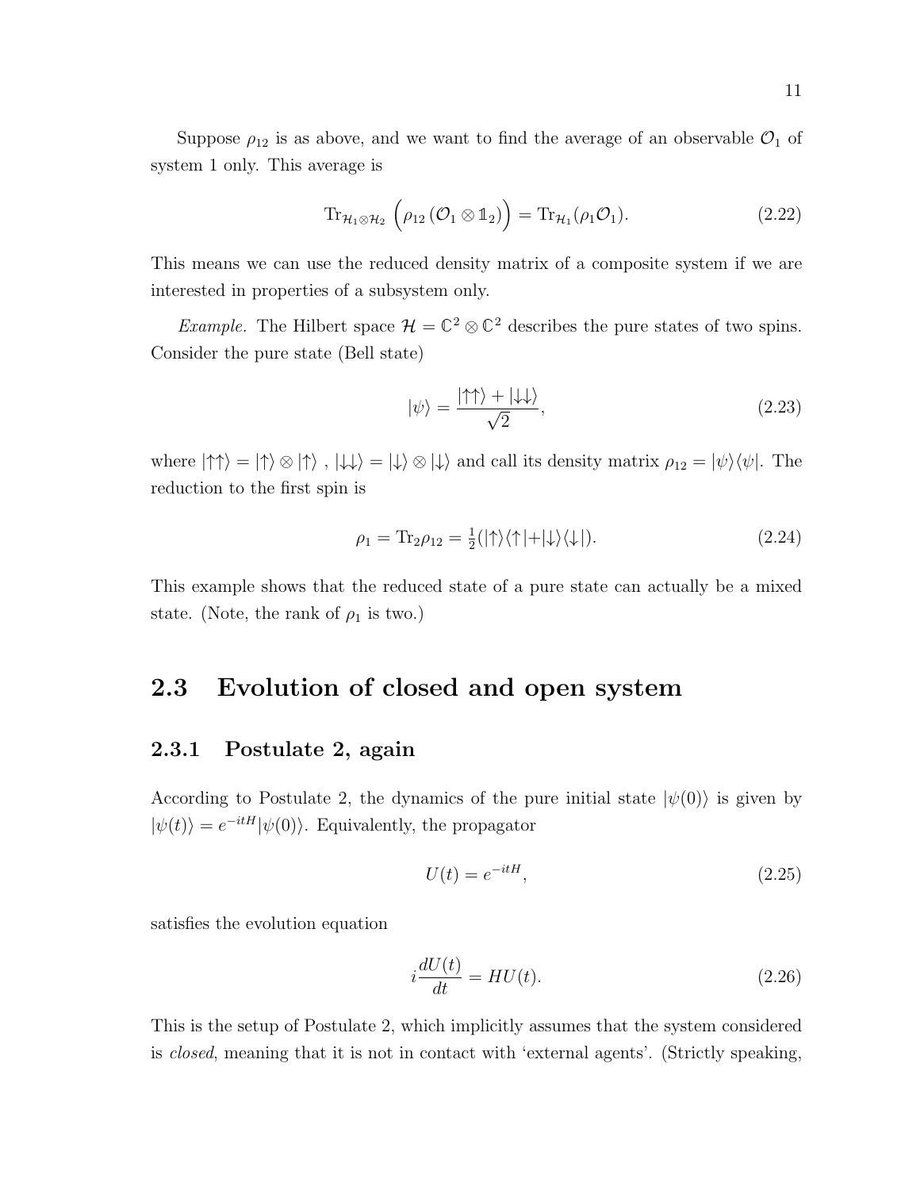Suppose $\rho_{12}$ is as above, and we want to find the average of an observable $\mathcal{O}_1$ of system 1 only. This average is

$$\mathrm{Tr}_{\mathcal{H}_1 \otimes \mathcal{H}_2} \left( \rho_{12} \left( \mathcal{O}_1 \otimes \mathbb{1}_2 \right) \right) = \mathrm{Tr}_{\mathcal{H}_1}(\rho_1 \mathcal{O}_1). \tag{2.22}$$

This means we can use the reduced density matrix of a composite system if we are interested in properties of a subsystem only.

*Example.* The Hilbert space $\mathcal{H} = \mathbb{C}^2 \otimes \mathbb{C}^2$ describes the pure states of two spins. Consider the pure state (Bell state)

$$|\psi\rangle = \frac{|\uparrow\uparrow\rangle + |\downarrow\downarrow\rangle}{\sqrt{2}}, \tag{2.23}$$

where $|\uparrow\uparrow\rangle = |\uparrow\rangle \otimes |\uparrow\rangle$ , $|\downarrow\downarrow\rangle = |\downarrow\rangle \otimes |\downarrow\rangle$ and call its density matrix $\rho_{12} = |\psi\rangle\langle\psi|$. The reduction to the first spin is

$$\rho_1 = \mathrm{Tr}_2 \rho_{12} = \tfrac{1}{2}(|\uparrow\rangle\langle\uparrow| + |\downarrow\rangle\langle\downarrow|). \tag{2.24}$$

This example shows that the reduced state of a pure state can actually be a mixed state. (Note, the rank of $\rho_1$ is two.)

## 2.3 Evolution of closed and open system

### 2.3.1 Postulate 2, again

According to Postulate 2, the dynamics of the pure initial state $|\psi(0)\rangle$ is given by $|\psi(t)\rangle = e^{-itH}|\psi(0)\rangle$. Equivalently, the propagator

$$U(t) = e^{-itH}, \tag{2.25}$$

satisfies the evolution equation

$$i\frac{dU(t)}{dt} = HU(t). \tag{2.26}$$

This is the setup of Postulate 2, which implicitly assumes that the system considered is *closed*, meaning that it is not in contact with 'external agents'. (Strictly speaking,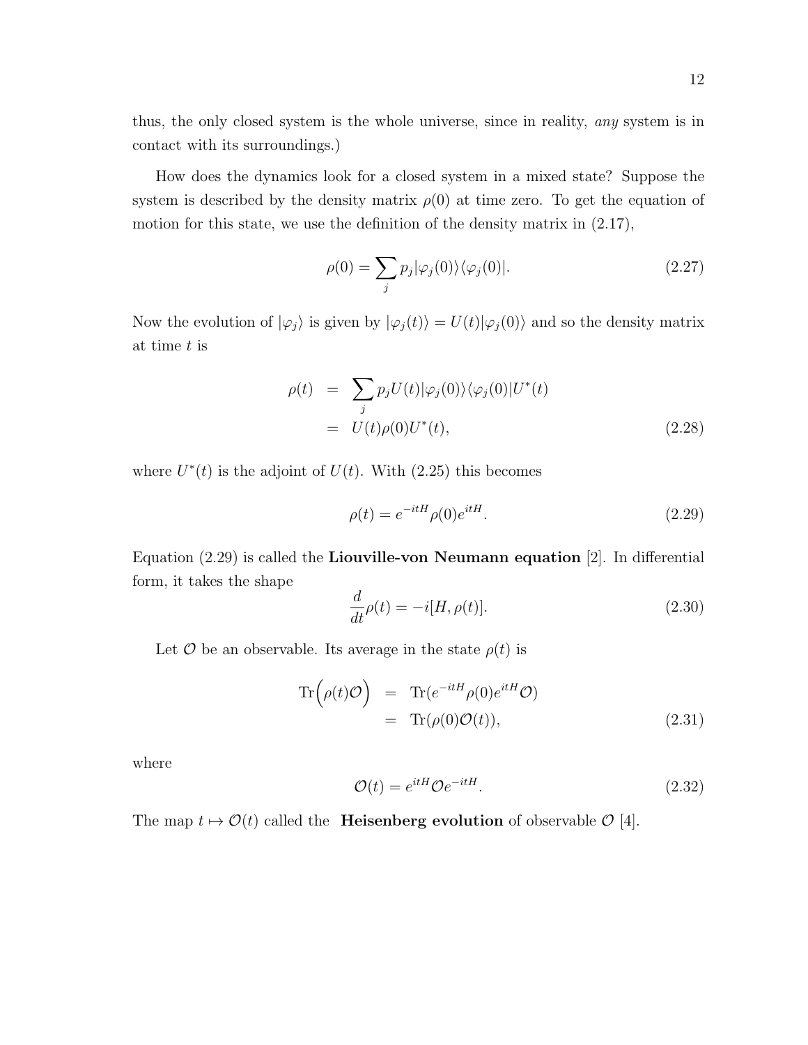thus, the only closed system is the whole universe, since in reality, *any* system is in contact with its surroundings.)

How does the dynamics look for a closed system in a mixed state? Suppose the system is described by the density matrix $\rho(0)$ at time zero. To get the equation of motion for this state, we use the definition of the density matrix in (2.17),

$$\rho(0) = \sum_j p_j |\varphi_j(0)\rangle\langle\varphi_j(0)|. \tag{2.27}$$

Now the evolution of $|\varphi_j\rangle$ is given by $|\varphi_j(t)\rangle = U(t)|\varphi_j(0)\rangle$ and so the density matrix at time $t$ is

$$\begin{aligned} \rho(t) &= \sum_j p_j U(t)|\varphi_j(0)\rangle\langle\varphi_j(0)|U^*(t) \\ &= U(t)\rho(0)U^*(t), \end{aligned} \tag{2.28}$$

where $U^*(t)$ is the adjoint of $U(t)$. With (2.25) this becomes

$$\rho(t) = e^{-itH}\rho(0)e^{itH}. \tag{2.29}$$

Equation (2.29) is called the **Liouville-von Neumann equation** [2]. In differential form, it takes the shape

$$\frac{d}{dt}\rho(t) = -i[H, \rho(t)]. \tag{2.30}$$

Let $\mathcal{O}$ be an observable. Its average in the state $\rho(t)$ is

$$\begin{aligned} \mathrm{Tr}\Big(\rho(t)\mathcal{O}\Big) &= \mathrm{Tr}(e^{-itH}\rho(0)e^{itH}\mathcal{O}) \\ &= \mathrm{Tr}(\rho(0)\mathcal{O}(t)), \end{aligned} \tag{2.31}$$

where

$$\mathcal{O}(t) = e^{itH}\mathcal{O}e^{-itH}. \tag{2.32}$$

The map $t \mapsto \mathcal{O}(t)$ called the **Heisenberg evolution** of observable $\mathcal{O}$ [4].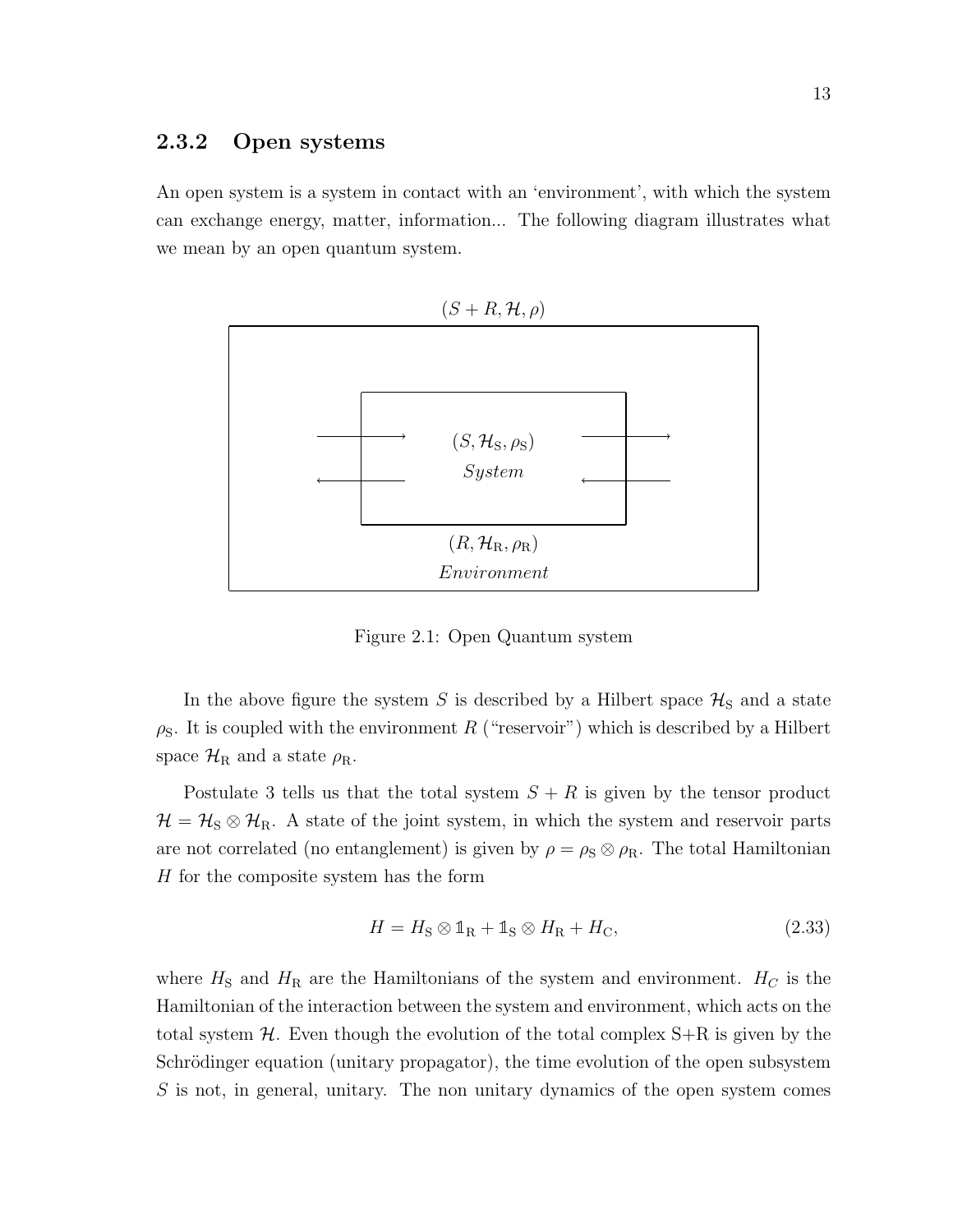### 2.3.2 Open systems

An open system is a system in contact with an 'environment', with which the system can exchange energy, matter, information... The following diagram illustrates what we mean by an open quantum system.

$(S + R, \mathcal{H}, \rho)$

$(S, \mathcal{H}_{\mathrm{S}}, \rho_{\mathrm{S}})$

*System*

$(R, \mathcal{H}_{\mathrm{R}}, \rho_{\mathrm{R}})$

*Environment*

Figure 2.1: Open Quantum system

In the above figure the system $S$ is described by a Hilbert space $\mathcal{H}_{\mathrm{S}}$ and a state $\rho_{\mathrm{S}}$. It is coupled with the environment $R$ ("reservoir") which is described by a Hilbert space $\mathcal{H}_{\mathrm{R}}$ and a state $\rho_{\mathrm{R}}$.

Postulate 3 tells us that the total system $S + R$ is given by the tensor product $\mathcal{H} = \mathcal{H}_{\mathrm{S}} \otimes \mathcal{H}_{\mathrm{R}}$. A state of the joint system, in which the system and reservoir parts are not correlated (no entanglement) is given by $\rho = \rho_{\mathrm{S}} \otimes \rho_{\mathrm{R}}$. The total Hamiltonian $H$ for the composite system has the form

$$H = H_{\mathrm{S}} \otimes \mathbb{1}_{\mathrm{R}} + \mathbb{1}_{\mathrm{S}} \otimes H_{\mathrm{R}} + H_{\mathrm{C}}, \tag{2.33}$$

where $H_{\mathrm{S}}$ and $H_{\mathrm{R}}$ are the Hamiltonians of the system and environment. $H_C$ is the Hamiltonian of the interaction between the system and environment, which acts on the total system $\mathcal{H}$. Even though the evolution of the total complex S+R is given by the Schrödinger equation (unitary propagator), the time evolution of the open subsystem $S$ is not, in general, unitary. The non unitary dynamics of the open system comes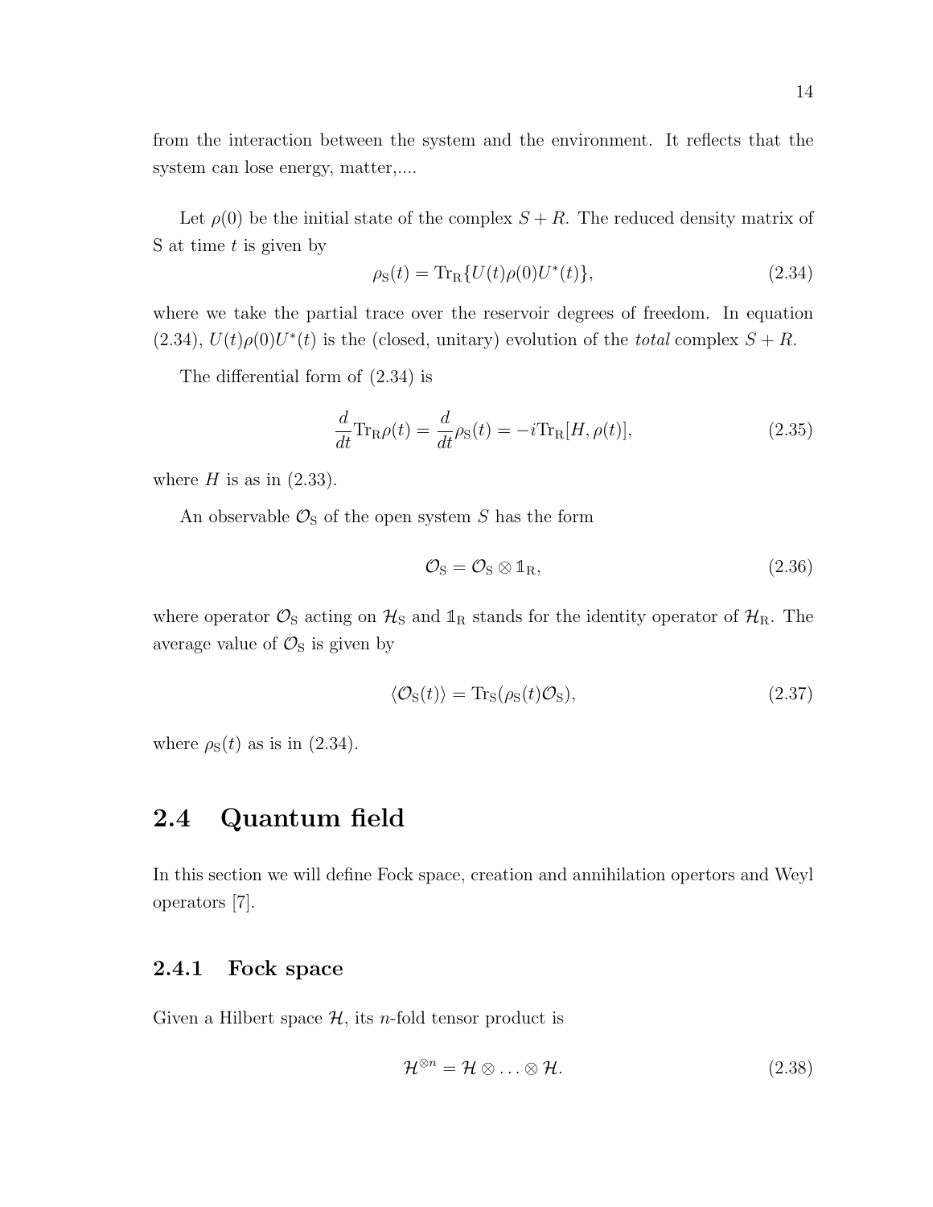from the interaction between the system and the environment. It reflects that the system can lose energy, matter,....

Let $\rho(0)$ be the initial state of the complex $S + R$. The reduced density matrix of S at time $t$ is given by

$$\rho_{\rm S}(t) = {\rm Tr}_{\rm R}\{U(t)\rho(0)U^*(t)\}, \tag{2.34}$$

where we take the partial trace over the reservoir degrees of freedom. In equation (2.34), $U(t)\rho(0)U^*(t)$ is the (closed, unitary) evolution of the *total* complex $S + R$.

The differential form of (2.34) is

$$\frac{d}{dt}{\rm Tr}_{\rm R}\rho(t) = \frac{d}{dt}\rho_{\rm S}(t) = -i{\rm Tr}_{\rm R}[H, \rho(t)], \tag{2.35}$$

where $H$ is as in (2.33).

An observable $\mathcal{O}_{\rm S}$ of the open system $S$ has the form

$$\mathcal{O}_{\rm S} = \mathcal{O}_{\rm S} \otimes \mathbb{1}_{\rm R}, \tag{2.36}$$

where operator $\mathcal{O}_{\rm S}$ acting on $\mathcal{H}_{\rm S}$ and $\mathbb{1}_{\rm R}$ stands for the identity operator of $\mathcal{H}_{\rm R}$. The average value of $\mathcal{O}_{\rm S}$ is given by

$$\langle \mathcal{O}_{\rm S}(t) \rangle = {\rm Tr}_{\rm S}(\rho_{\rm S}(t)\mathcal{O}_{\rm S}), \tag{2.37}$$

where $\rho_{\rm S}(t)$ as is in (2.34).

## 2.4 Quantum field

In this section we will define Fock space, creation and annihilation opertors and Weyl operators [7].

### 2.4.1 Fock space

Given a Hilbert space $\mathcal{H}$, its $n$-fold tensor product is

$$\mathcal{H}^{\otimes n} = \mathcal{H} \otimes \ldots \otimes \mathcal{H}. \tag{2.38}$$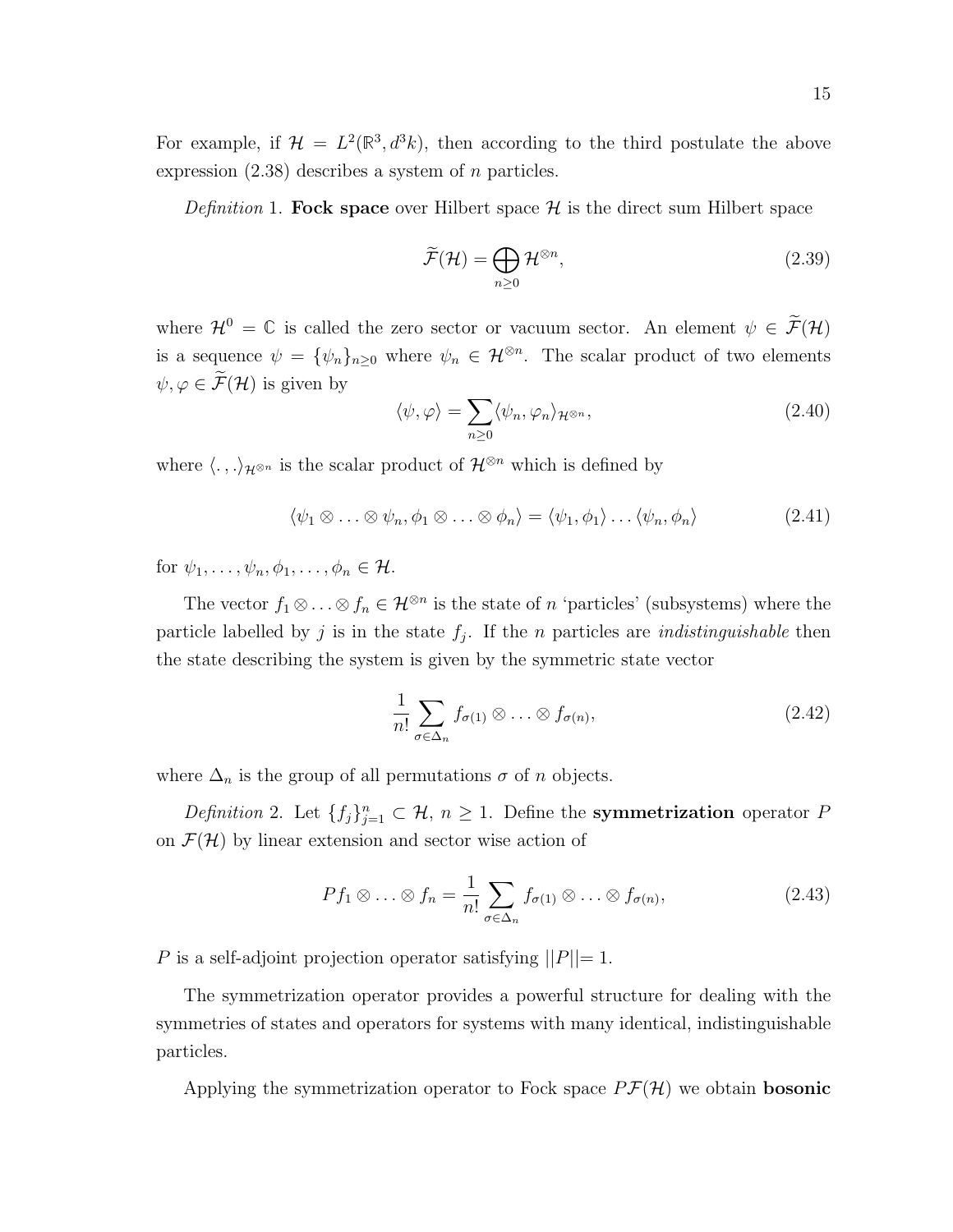For example, if $\mathcal{H} = L^2(\mathbb{R}^3, d^3k)$, then according to the third postulate the above expression (2.38) describes a system of $n$ particles.

*Definition* 1. **Fock space** over Hilbert space $\mathcal{H}$ is the direct sum Hilbert space

$$\widetilde{\mathcal{F}}(\mathcal{H}) = \bigoplus_{n \geq 0} \mathcal{H}^{\otimes n}, \tag{2.39}$$

where $\mathcal{H}^0 = \mathbb{C}$ is called the zero sector or vacuum sector. An element $\psi \in \widetilde{\mathcal{F}}(\mathcal{H})$ is a sequence $\psi = \{\psi_n\}_{n \geq 0}$ where $\psi_n \in \mathcal{H}^{\otimes n}$. The scalar product of two elements $\psi, \varphi \in \widetilde{\mathcal{F}}(\mathcal{H})$ is given by

$$\langle \psi, \varphi \rangle = \sum_{n \geq 0} \langle \psi_n, \varphi_n \rangle_{\mathcal{H}^{\otimes n}}, \tag{2.40}$$

where $\langle ., . \rangle_{\mathcal{H}^{\otimes n}}$ is the scalar product of $\mathcal{H}^{\otimes n}$ which is defined by

$$\langle \psi_1 \otimes \ldots \otimes \psi_n, \phi_1 \otimes \ldots \otimes \phi_n \rangle = \langle \psi_1, \phi_1 \rangle \ldots \langle \psi_n, \phi_n \rangle \tag{2.41}$$

for $\psi_1, \ldots, \psi_n, \phi_1, \ldots, \phi_n \in \mathcal{H}$.

The vector $f_1 \otimes \ldots \otimes f_n \in \mathcal{H}^{\otimes n}$ is the state of $n$ 'particles' (subsystems) where the particle labelled by $j$ is in the state $f_j$. If the $n$ particles are *indistinguishable* then the state describing the system is given by the symmetric state vector

$$\frac{1}{n!} \sum_{\sigma \in \Delta_n} f_{\sigma(1)} \otimes \ldots \otimes f_{\sigma(n)}, \tag{2.42}$$

where $\Delta_n$ is the group of all permutations $\sigma$ of $n$ objects.

*Definition* 2. Let $\{f_j\}_{j=1}^n \subset \mathcal{H}$, $n \geq 1$. Define the **symmetrization** operator $P$ on $\mathcal{F}(\mathcal{H})$ by linear extension and sector wise action of

$$P f_1 \otimes \ldots \otimes f_n = \frac{1}{n!} \sum_{\sigma \in \Delta_n} f_{\sigma(1)} \otimes \ldots \otimes f_{\sigma(n)}, \tag{2.43}$$

$P$ is a self-adjoint projection operator satisfying $||P||= 1$.

The symmetrization operator provides a powerful structure for dealing with the symmetries of states and operators for systems with many identical, indistinguishable particles.

Applying the symmetrization operator to Fock space $P\mathcal{F}(\mathcal{H})$ we obtain **bosonic**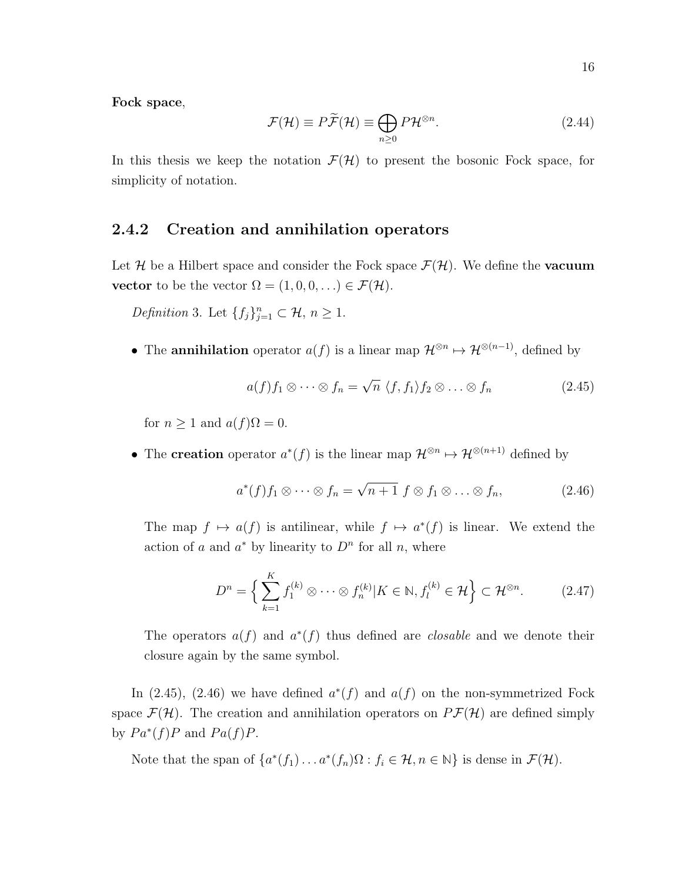**Fock space**,

$$\mathcal{F}(\mathcal{H}) \equiv P\widetilde{\mathcal{F}}(\mathcal{H}) \equiv \bigoplus_{n\geq 0} P\mathcal{H}^{\otimes n}. \tag{2.44}$$

In this thesis we keep the notation $\mathcal{F}(\mathcal{H})$ to present the bosonic Fock space, for simplicity of notation.

### 2.4.2 Creation and annihilation operators

Let $\mathcal{H}$ be a Hilbert space and consider the Fock space $\mathcal{F}(\mathcal{H})$. We define the **vacuum vector** to be the vector $\Omega = (1, 0, 0, \ldots) \in \mathcal{F}(\mathcal{H})$.

*Definition* 3. Let $\{f_j\}_{j=1}^n \subset \mathcal{H}$, $n \geq 1$.

- The **annihilation** operator $a(f)$ is a linear map $\mathcal{H}^{\otimes n} \mapsto \mathcal{H}^{\otimes(n-1)}$, defined by

  $$a(f) f_1 \otimes \cdots \otimes f_n = \sqrt{n}\ \langle f, f_1 \rangle f_2 \otimes \ldots \otimes f_n \tag{2.45}$$

  for $n \geq 1$ and $a(f)\Omega = 0$.

- The **creation** operator $a^*(f)$ is the linear map $\mathcal{H}^{\otimes n} \mapsto \mathcal{H}^{\otimes(n+1)}$ defined by

  $$a^*(f) f_1 \otimes \cdots \otimes f_n = \sqrt{n+1}\ f \otimes f_1 \otimes \ldots \otimes f_n, \tag{2.46}$$

  The map $f \mapsto a(f)$ is antilinear, while $f \mapsto a^*(f)$ is linear. We extend the action of $a$ and $a^*$ by linearity to $D^n$ for all $n$, where

  $$D^n = \Big\{ \sum_{k=1}^{K} f_1^{(k)} \otimes \cdots \otimes f_n^{(k)} | K \in \mathbb{N}, f_l^{(k)} \in \mathcal{H} \Big\} \subset \mathcal{H}^{\otimes n}. \tag{2.47}$$

  The operators $a(f)$ and $a^*(f)$ thus defined are *closable* and we denote their closure again by the same symbol.

In (2.45), (2.46) we have defined $a^*(f)$ and $a(f)$ on the non-symmetrized Fock space $\mathcal{F}(\mathcal{H})$. The creation and annihilation operators on $P\mathcal{F}(\mathcal{H})$ are defined simply by $Pa^*(f)P$ and $Pa(f)P$.

Note that the span of $\{a^*(f_1) \ldots a^*(f_n)\Omega : f_i \in \mathcal{H}, n \in \mathbb{N}\}$ is dense in $\mathcal{F}(\mathcal{H})$.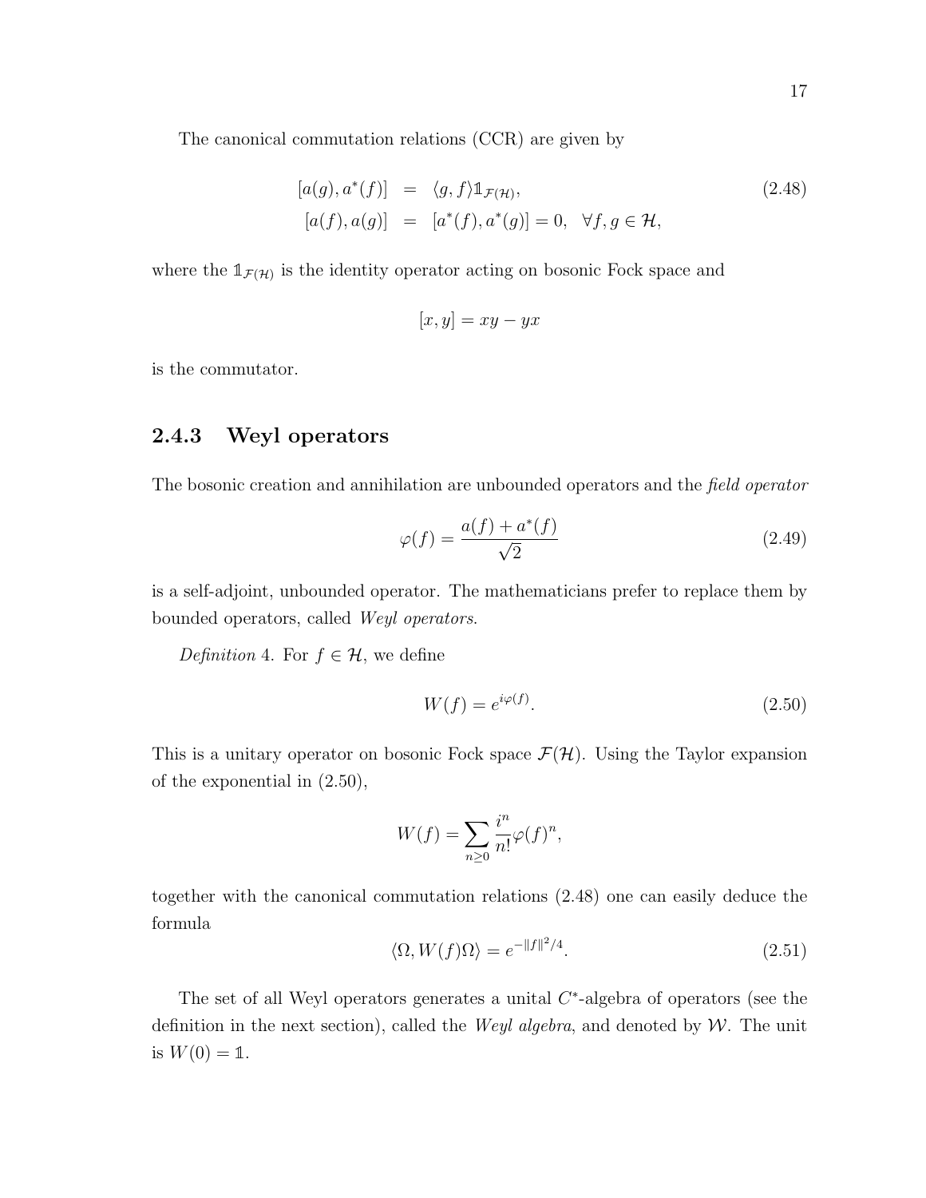The canonical commutation relations (CCR) are given by

$$
\begin{aligned}
[a(g), a^*(f)] &= \langle g, f \rangle \mathbb{1}_{\mathcal{F}(\mathcal{H})}, \\
[a(f), a(g)] &= [a^*(f), a^*(g)] = 0, \quad \forall f, g \in \mathcal{H},
\end{aligned}
\tag{2.48}
$$

where the $\mathbb{1}_{\mathcal{F}(\mathcal{H})}$ is the identity operator acting on bosonic Fock space and

$$
[x, y] = xy - yx
$$

is the commutator.

### 2.4.3 Weyl operators

The bosonic creation and annihilation are unbounded operators and the *field operator*

$$
\varphi(f) = \frac{a(f) + a^*(f)}{\sqrt{2}}
\tag{2.49}
$$

is a self-adjoint, unbounded operator. The mathematicians prefer to replace them by bounded operators, called *Weyl operators*.

*Definition* 4. For $f \in \mathcal{H}$, we define

$$
W(f) = e^{i\varphi(f)}.
\tag{2.50}
$$

This is a unitary operator on bosonic Fock space $\mathcal{F}(\mathcal{H})$. Using the Taylor expansion of the exponential in (2.50),

$$
W(f) = \sum_{n \geq 0} \frac{i^n}{n!} \varphi(f)^n,
$$

together with the canonical commutation relations (2.48) one can easily deduce the formula

$$
\langle \Omega, W(f)\Omega \rangle = e^{-\|f\|^2/4}.
\tag{2.51}
$$

The set of all Weyl operators generates a unital $C^*$-algebra of operators (see the definition in the next section), called the *Weyl algebra*, and denoted by $\mathcal{W}$. The unit is $W(0) = \mathbb{1}$.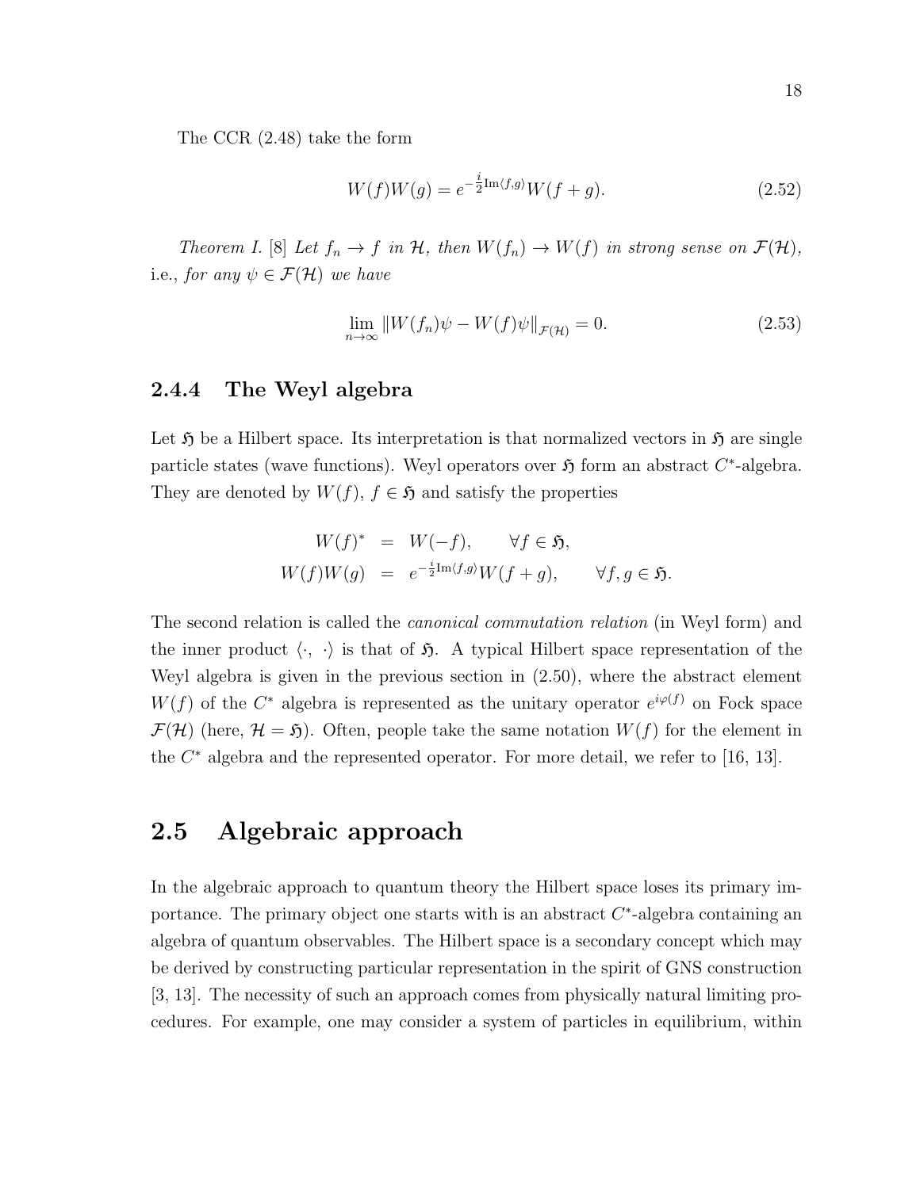The CCR (2.48) take the form

$$W(f)W(g) = e^{-\frac{i}{2}\mathrm{Im}\langle f,g\rangle} W(f+g). \tag{2.52}$$

*Theorem I.* [8] *Let $f_n \to f$ in $\mathcal{H}$, then $W(f_n) \to W(f)$ in strong sense on $\mathcal{F}(\mathcal{H})$,* i.e., *for any $\psi \in \mathcal{F}(\mathcal{H})$ we have*

$$\lim_{n\to\infty} \|W(f_n)\psi - W(f)\psi\|_{\mathcal{F}(\mathcal{H})} = 0. \tag{2.53}$$

### 2.4.4 The Weyl algebra

Let $\mathfrak{H}$ be a Hilbert space. Its interpretation is that normalized vectors in $\mathfrak{H}$ are single particle states (wave functions). Weyl operators over $\mathfrak{H}$ form an abstract $C^*$-algebra. They are denoted by $W(f)$, $f \in \mathfrak{H}$ and satisfy the properties

$$\begin{aligned} W(f)^* &= W(-f), \qquad \forall f \in \mathfrak{H}, \\ W(f)W(g) &= e^{-\frac{i}{2}\mathrm{Im}\langle f,g\rangle} W(f+g), \qquad \forall f, g \in \mathfrak{H}. \end{aligned}$$

The second relation is called the *canonical commutation relation* (in Weyl form) and the inner product $\langle \cdot, \cdot \rangle$ is that of $\mathfrak{H}$. A typical Hilbert space representation of the Weyl algebra is given in the previous section in (2.50), where the abstract element $W(f)$ of the $C^*$ algebra is represented as the unitary operator $e^{i\varphi(f)}$ on Fock space $\mathcal{F}(\mathcal{H})$ (here, $\mathcal{H} = \mathfrak{H}$). Often, people take the same notation $W(f)$ for the element in the $C^*$ algebra and the represented operator. For more detail, we refer to [16, 13].

## 2.5 Algebraic approach

In the algebraic approach to quantum theory the Hilbert space loses its primary importance. The primary object one starts with is an abstract $C^*$-algebra containing an algebra of quantum observables. The Hilbert space is a secondary concept which may be derived by constructing particular representation in the spirit of GNS construction [3, 13]. The necessity of such an approach comes from physically natural limiting procedures. For example, one may consider a system of particles in equilibrium, within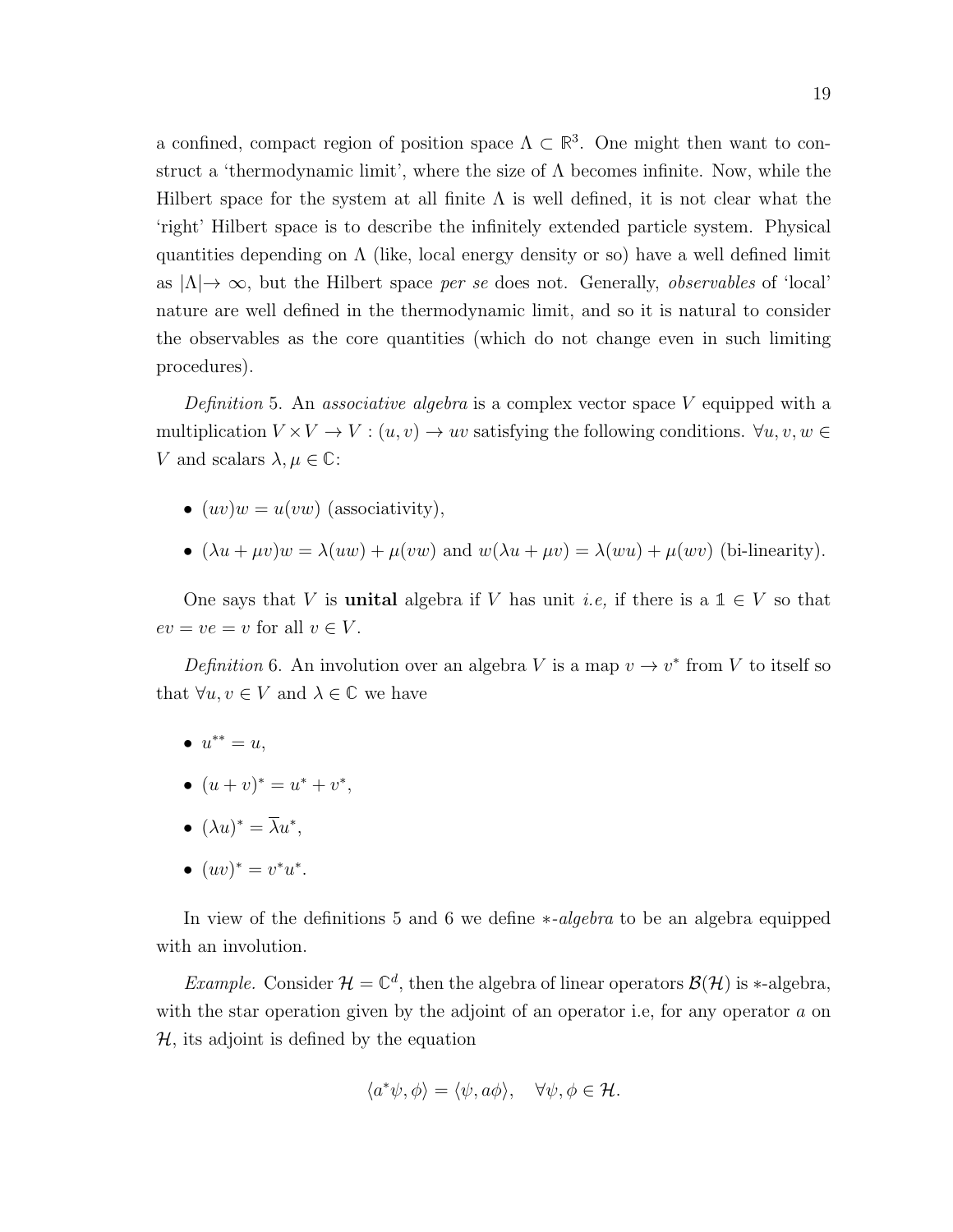a confined, compact region of position space $\Lambda \subset \mathbb{R}^3$. One might then want to construct a 'thermodynamic limit', where the size of $\Lambda$ becomes infinite. Now, while the Hilbert space for the system at all finite $\Lambda$ is well defined, it is not clear what the 'right' Hilbert space is to describe the infinitely extended particle system. Physical quantities depending on $\Lambda$ (like, local energy density or so) have a well defined limit as $|\Lambda| \to \infty$, but the Hilbert space *per se* does not. Generally, *observables* of 'local' nature are well defined in the thermodynamic limit, and so it is natural to consider the observables as the core quantities (which do not change even in such limiting procedures).

*Definition* 5. An *associative algebra* is a complex vector space $V$ equipped with a multiplication $V \times V \to V : (u, v) \to uv$ satisfying the following conditions. $\forall u, v, w \in V$ and scalars $\lambda, \mu \in \mathbb{C}$:

- $(uv)w = u(vw)$ (associativity),
- $(\lambda u + \mu v)w = \lambda(uw) + \mu(vw)$ and $w(\lambda u + \mu v) = \lambda(wu) + \mu(wv)$ (bi-linearity).

One says that $V$ is **unital** algebra if $V$ has unit *i.e,* if there is a $\mathbb{1} \in V$ so that $ev = ve = v$ for all $v \in V$.

*Definition* 6. An involution over an algebra $V$ is a map $v \to v^*$ from $V$ to itself so that $\forall u, v \in V$ and $\lambda \in \mathbb{C}$ we have

- $u^{**} = u$,
- $(u + v)^* = u^* + v^*$,
- $(\lambda u)^* = \overline{\lambda} u^*$,
- $(uv)^* = v^* u^*$.

In view of the definitions 5 and 6 we define $*$-*algebra* to be an algebra equipped with an involution.

*Example.* Consider $\mathcal{H} = \mathbb{C}^d$, then the algebra of linear operators $\mathcal{B}(\mathcal{H})$ is $*$-algebra, with the star operation given by the adjoint of an operator i.e, for any operator $a$ on $\mathcal{H}$, its adjoint is defined by the equation

$$\langle a^* \psi, \phi \rangle = \langle \psi, a\phi \rangle, \quad \forall \psi, \phi \in \mathcal{H}.$$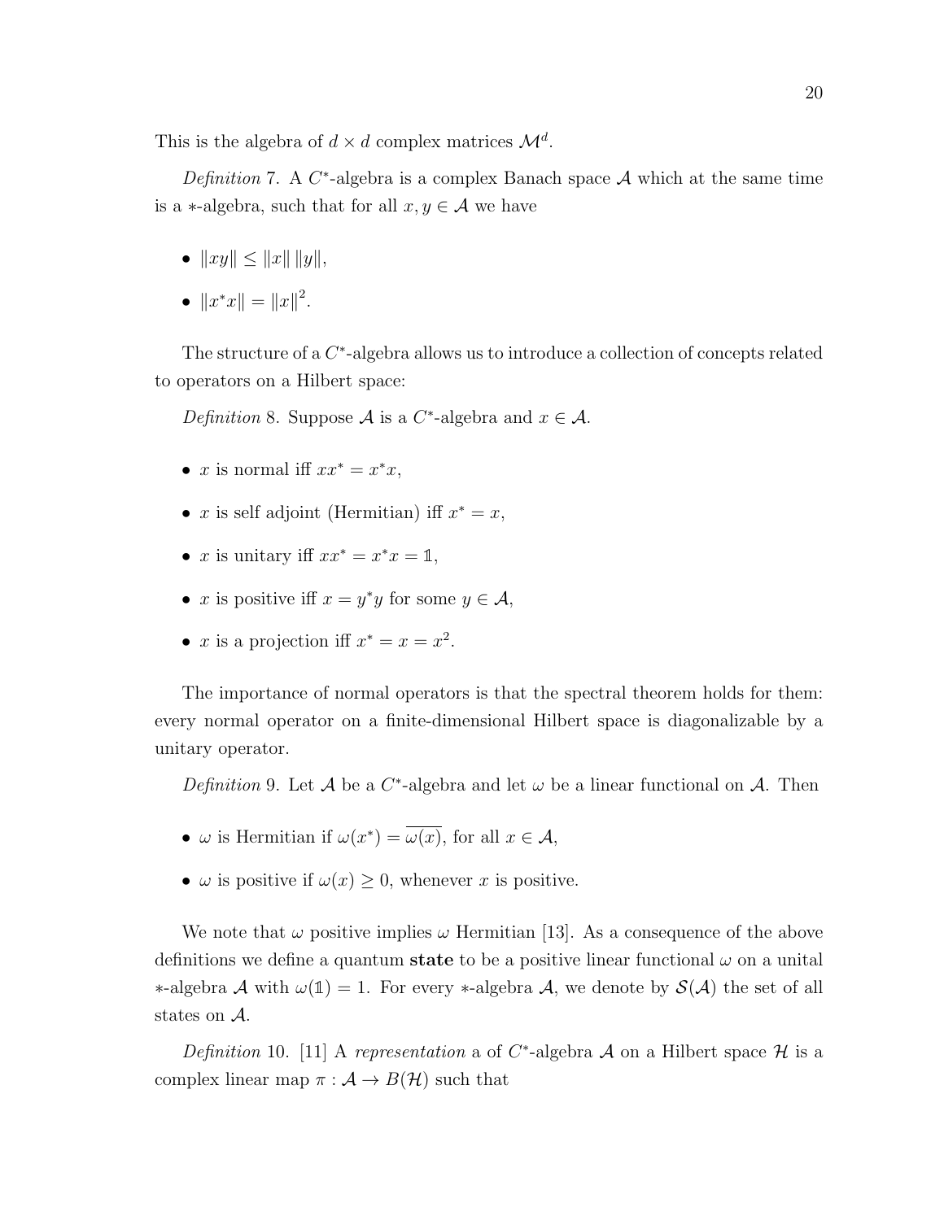This is the algebra of $d \times d$ complex matrices $\mathcal{M}^d$.

*Definition* 7. A $C^*$-algebra is a complex Banach space $\mathcal{A}$ which at the same time is a $*$-algebra, such that for all $x, y \in \mathcal{A}$ we have

- $\|xy\| \leq \|x\| \, \|y\|$,
- $\|x^*x\| = \|x\|^2$.

The structure of a $C^*$-algebra allows us to introduce a collection of concepts related to operators on a Hilbert space:

*Definition* 8. Suppose $\mathcal{A}$ is a $C^*$-algebra and $x \in \mathcal{A}$.

- $x$ is normal iff $xx^* = x^*x$,
- $x$ is self adjoint (Hermitian) iff $x^* = x$,
- $x$ is unitary iff $xx^* = x^*x = \mathbb{1}$,
- $x$ is positive iff $x = y^*y$ for some $y \in \mathcal{A}$,
- $x$ is a projection iff $x^* = x = x^2$.

The importance of normal operators is that the spectral theorem holds for them: every normal operator on a finite-dimensional Hilbert space is diagonalizable by a unitary operator.

*Definition* 9. Let $\mathcal{A}$ be a $C^*$-algebra and let $\omega$ be a linear functional on $\mathcal{A}$. Then

- $\omega$ is Hermitian if $\omega(x^*) = \overline{\omega(x)}$, for all $x \in \mathcal{A}$,
- $\omega$ is positive if $\omega(x) \geq 0$, whenever $x$ is positive.

We note that $\omega$ positive implies $\omega$ Hermitian [13]. As a consequence of the above definitions we define a quantum **state** to be a positive linear functional $\omega$ on a unital $*$-algebra $\mathcal{A}$ with $\omega(\mathbb{1}) = 1$. For every $*$-algebra $\mathcal{A}$, we denote by $\mathcal{S}(\mathcal{A})$ the set of all states on $\mathcal{A}$.

*Definition* 10. [11] A *representation* a of $C^*$-algebra $\mathcal{A}$ on a Hilbert space $\mathcal{H}$ is a complex linear map $\pi : \mathcal{A} \to B(\mathcal{H})$ such that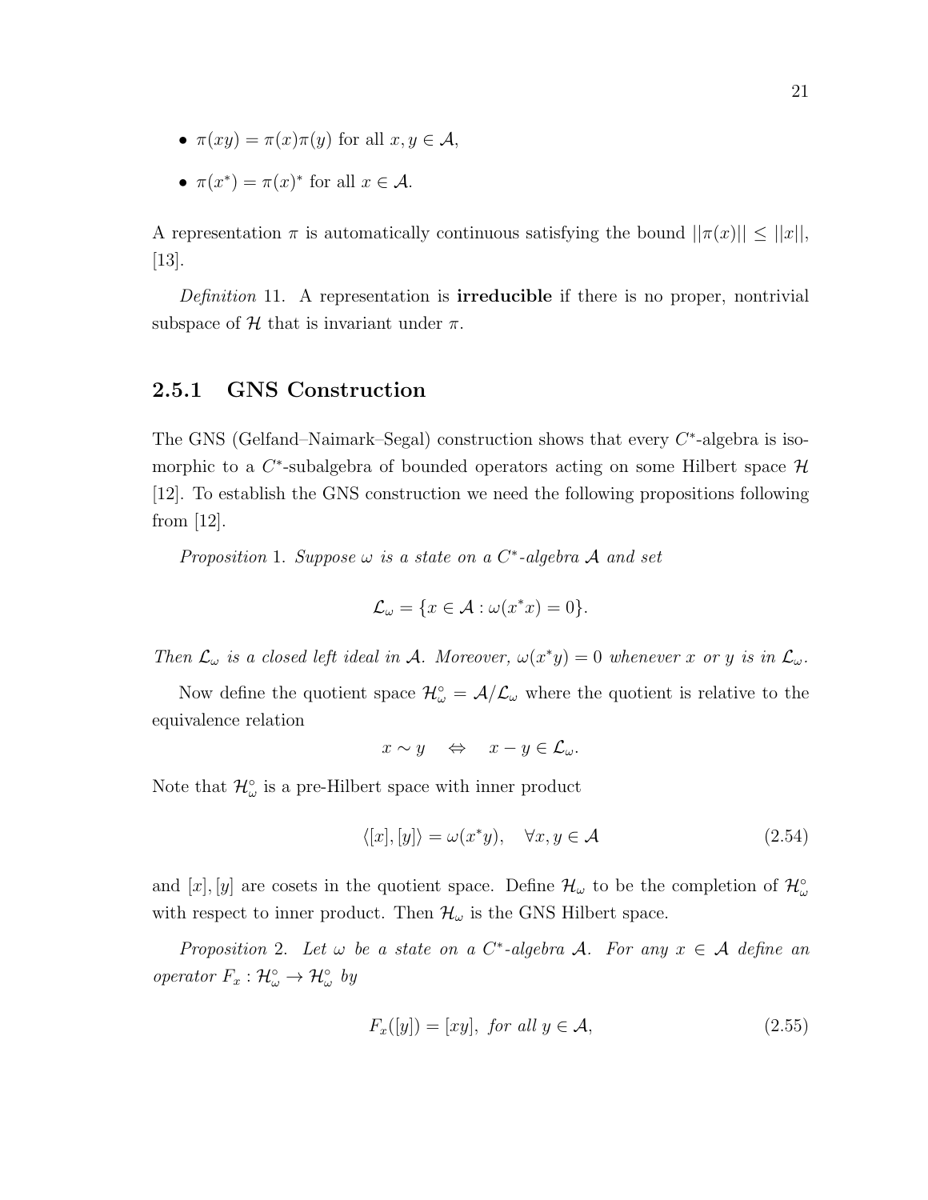- $\pi(xy) = \pi(x)\pi(y)$ for all $x, y \in \mathcal{A}$,
- $\pi(x^*) = \pi(x)^*$ for all $x \in \mathcal{A}$.

A representation $\pi$ is automatically continuous satisfying the bound $||\pi(x)|| \leq ||x||$, [13].

*Definition* 11. A representation is **irreducible** if there is no proper, nontrivial subspace of $\mathcal{H}$ that is invariant under $\pi$.

### 2.5.1 GNS Construction

The GNS (Gelfand–Naimark–Segal) construction shows that every $C^*$-algebra is isomorphic to a $C^*$-subalgebra of bounded operators acting on some Hilbert space $\mathcal{H}$ [12]. To establish the GNS construction we need the following propositions following from [12].

*Proposition* 1. *Suppose $\omega$ is a state on a $C^*$-algebra $\mathcal{A}$ and set*

$$\mathcal{L}_\omega = \{x \in \mathcal{A} : \omega(x^*x) = 0\}.$$

*Then $\mathcal{L}_\omega$ is a closed left ideal in $\mathcal{A}$. Moreover, $\omega(x^*y) = 0$ whenever $x$ or $y$ is in $\mathcal{L}_\omega$.*

Now define the quotient space $\mathcal{H}_\omega^\circ = \mathcal{A}/\mathcal{L}_\omega$ where the quotient is relative to the equivalence relation

$$x \sim y \quad \Leftrightarrow \quad x - y \in \mathcal{L}_\omega.$$

Note that $\mathcal{H}_\omega^\circ$ is a pre-Hilbert space with inner product

$$\langle [x], [y] \rangle = \omega(x^*y), \quad \forall x, y \in \mathcal{A} \tag{2.54}$$

and $[x], [y]$ are cosets in the quotient space. Define $\mathcal{H}_\omega$ to be the completion of $\mathcal{H}_\omega^\circ$ with respect to inner product. Then $\mathcal{H}_\omega$ is the GNS Hilbert space.

*Proposition* 2. *Let $\omega$ be a state on a $C^*$-algebra $\mathcal{A}$. For any $x \in \mathcal{A}$ define an operator $F_x : \mathcal{H}_\omega^\circ \to \mathcal{H}_\omega^\circ$ by*

$$F_x([y]) = [xy], \textit{ for all } y \in \mathcal{A}, \tag{2.55}$$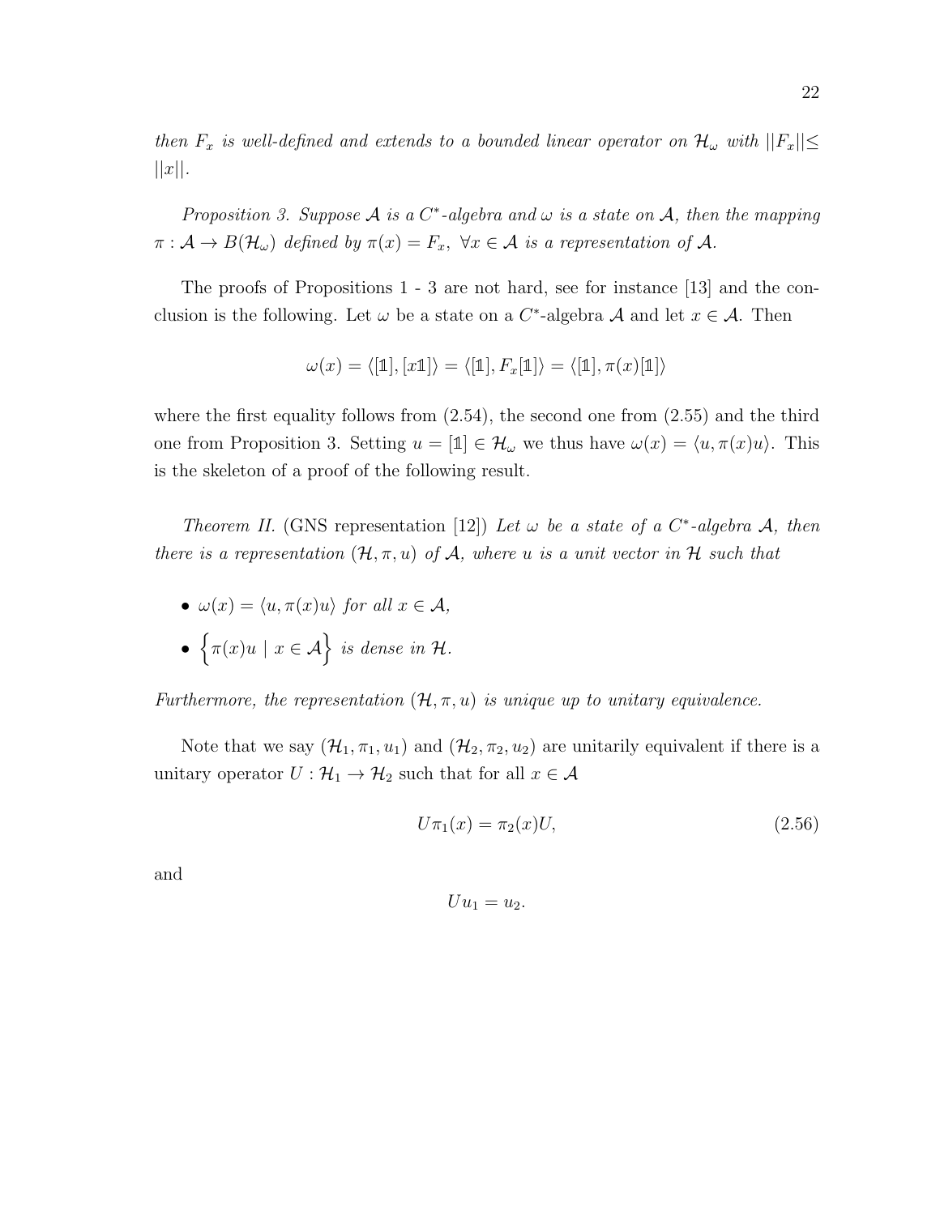*then $F_x$ is well-defined and extends to a bounded linear operator on $\mathcal{H}_\omega$ with $||F_x|| \leq ||x||$.*

*Proposition 3. Suppose $\mathcal{A}$ is a $C^*$-algebra and $\omega$ is a state on $\mathcal{A}$, then the mapping $\pi : \mathcal{A} \to B(\mathcal{H}_\omega)$ defined by $\pi(x) = F_x,\ \forall x \in \mathcal{A}$ is a representation of $\mathcal{A}$.*

The proofs of Propositions 1 - 3 are not hard, see for instance [13] and the conclusion is the following. Let $\omega$ be a state on a $C^*$-algebra $\mathcal{A}$ and let $x \in \mathcal{A}$. Then

$$\omega(x) = \langle [\mathbb{1}], [x\mathbb{1}] \rangle = \langle [\mathbb{1}], F_x[\mathbb{1}] \rangle = \langle [\mathbb{1}], \pi(x)[\mathbb{1}] \rangle$$

where the first equality follows from (2.54), the second one from (2.55) and the third one from Proposition 3. Setting $u = [\mathbb{1}] \in \mathcal{H}_\omega$ we thus have $\omega(x) = \langle u, \pi(x)u \rangle$. This is the skeleton of a proof of the following result.

*Theorem II.* (GNS representation [12]) *Let $\omega$ be a state of a $C^*$-algebra $\mathcal{A}$, then there is a representation $(\mathcal{H}, \pi, u)$ of $\mathcal{A}$, where $u$ is a unit vector in $\mathcal{H}$ such that*

- *$\omega(x) = \langle u, \pi(x)u \rangle$ for all $x \in \mathcal{A}$,*
- *$\Big\{ \pi(x)u \mid x \in \mathcal{A} \Big\}$ is dense in $\mathcal{H}$.*

*Furthermore, the representation $(\mathcal{H}, \pi, u)$ is unique up to unitary equivalence.*

Note that we say $(\mathcal{H}_1, \pi_1, u_1)$ and $(\mathcal{H}_2, \pi_2, u_2)$ are unitarily equivalent if there is a unitary operator $U : \mathcal{H}_1 \to \mathcal{H}_2$ such that for all $x \in \mathcal{A}$

$$U\pi_1(x) = \pi_2(x)U, \tag{2.56}$$

and

$$Uu_1 = u_2.$$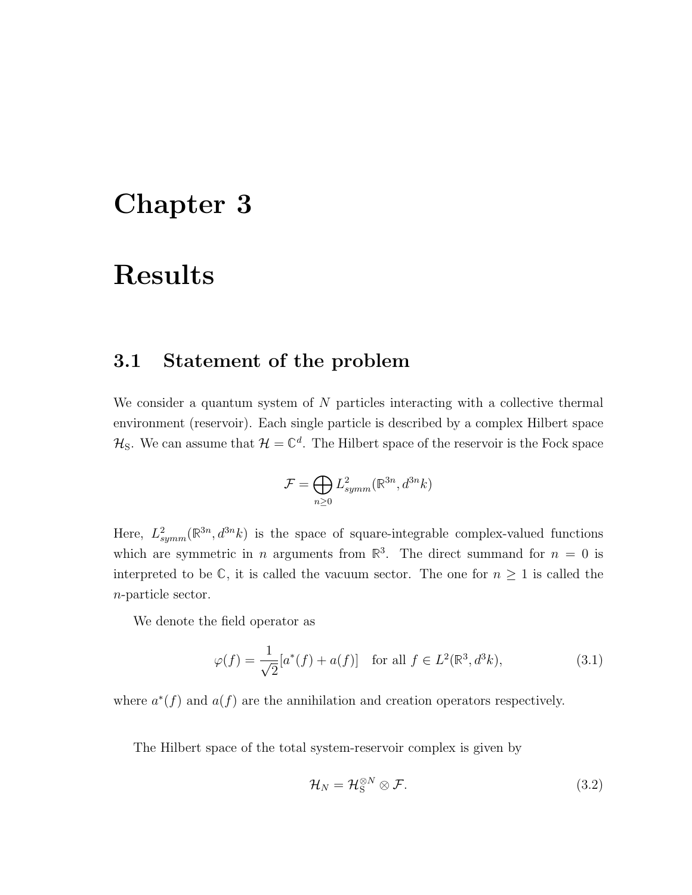# Chapter 3

# Results

## 3.1 Statement of the problem

We consider a quantum system of $N$ particles interacting with a collective thermal environment (reservoir). Each single particle is described by a complex Hilbert space $\mathcal{H}_\mathrm{S}$. We can assume that $\mathcal{H} = \mathbb{C}^d$. The Hilbert space of the reservoir is the Fock space

$$\mathcal{F} = \bigoplus_{n \geq 0} L^2_{symm}(\mathbb{R}^{3n}, d^{3n}k)$$

Here, $L^2_{symm}(\mathbb{R}^{3n}, d^{3n}k)$ is the space of square-integrable complex-valued functions which are symmetric in $n$ arguments from $\mathbb{R}^3$. The direct summand for $n = 0$ is interpreted to be $\mathbb{C}$, it is called the vacuum sector. The one for $n \geq 1$ is called the $n$-particle sector.

We denote the field operator as

$$\varphi(f) = \frac{1}{\sqrt{2}}[a^*(f) + a(f)] \quad \text{for all } f \in L^2(\mathbb{R}^3, d^3k), \tag{3.1}$$

where $a^*(f)$ and $a(f)$ are the annihilation and creation operators respectively.

The Hilbert space of the total system-reservoir complex is given by

$$\mathcal{H}_N = \mathcal{H}_\mathrm{S}^{\otimes N} \otimes \mathcal{F}. \tag{3.2}$$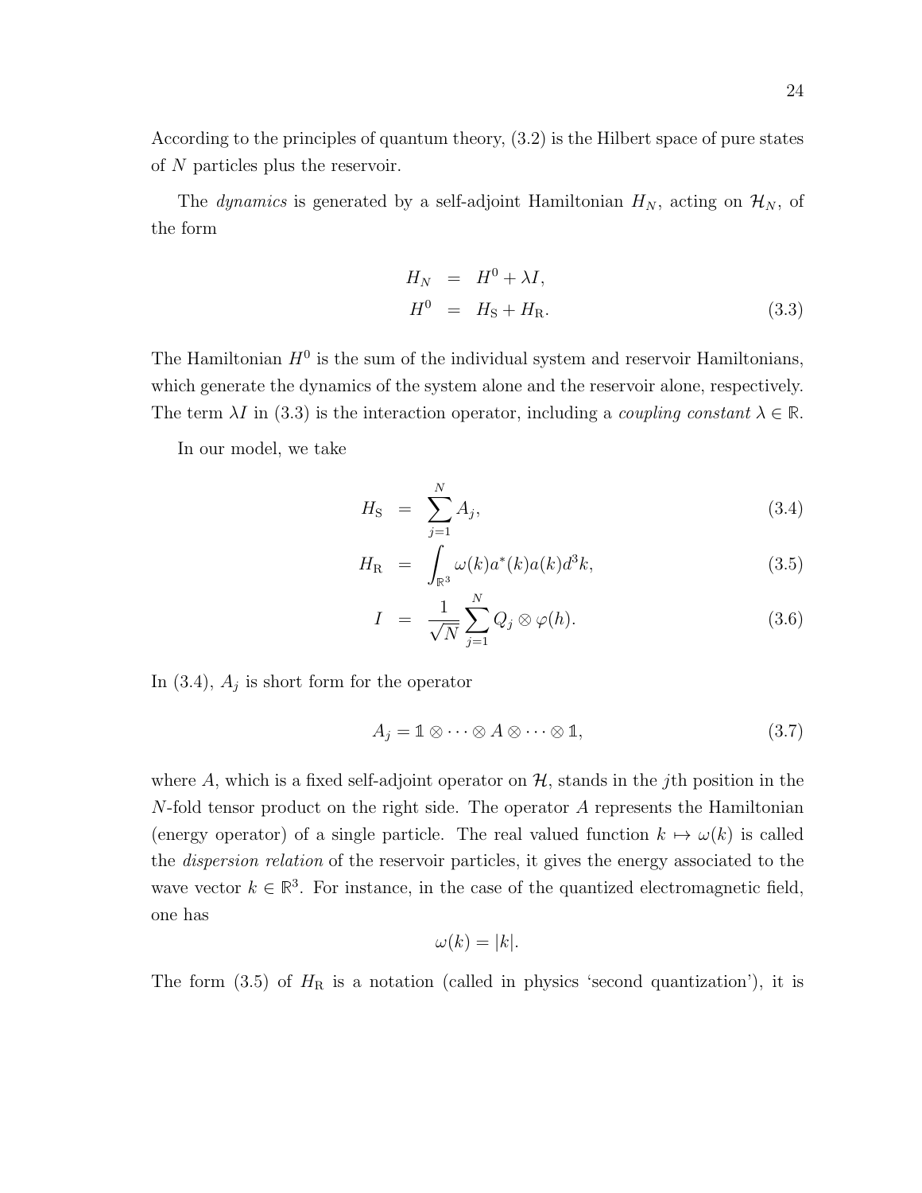According to the principles of quantum theory, (3.2) is the Hilbert space of pure states of $N$ particles plus the reservoir.

The *dynamics* is generated by a self-adjoint Hamiltonian $H_N$, acting on $\mathcal{H}_N$, of the form

$$
\begin{aligned}
H_N &= H^0 + \lambda I, \\
H^0 &= H_{\mathrm{S}} + H_{\mathrm{R}}.
\end{aligned} \tag{3.3}
$$

The Hamiltonian $H^0$ is the sum of the individual system and reservoir Hamiltonians, which generate the dynamics of the system alone and the reservoir alone, respectively. The term $\lambda I$ in (3.3) is the interaction operator, including a *coupling constant* $\lambda \in \mathbb{R}$.

In our model, we take

$$
H_{\mathrm{S}} = \sum_{j=1}^{N} A_j, \tag{3.4}
$$

$$
H_{\mathrm{R}} = \int_{\mathbb{R}^3} \omega(k) a^*(k) a(k) d^3k, \tag{3.5}
$$

$$
I = \frac{1}{\sqrt{N}} \sum_{j=1}^{N} Q_j \otimes \varphi(h). \tag{3.6}
$$

In (3.4), $A_j$ is short form for the operator

$$
A_j = \mathbb{1} \otimes \cdots \otimes A \otimes \cdots \otimes \mathbb{1}, \tag{3.7}
$$

where $A$, which is a fixed self-adjoint operator on $\mathcal{H}$, stands in the $j$th position in the $N$-fold tensor product on the right side. The operator $A$ represents the Hamiltonian (energy operator) of a single particle. The real valued function $k \mapsto \omega(k)$ is called the *dispersion relation* of the reservoir particles, it gives the energy associated to the wave vector $k \in \mathbb{R}^3$. For instance, in the case of the quantized electromagnetic field, one has

$$
\omega(k) = |k|.
$$

The form (3.5) of $H_{\mathrm{R}}$ is a notation (called in physics 'second quantization'), it is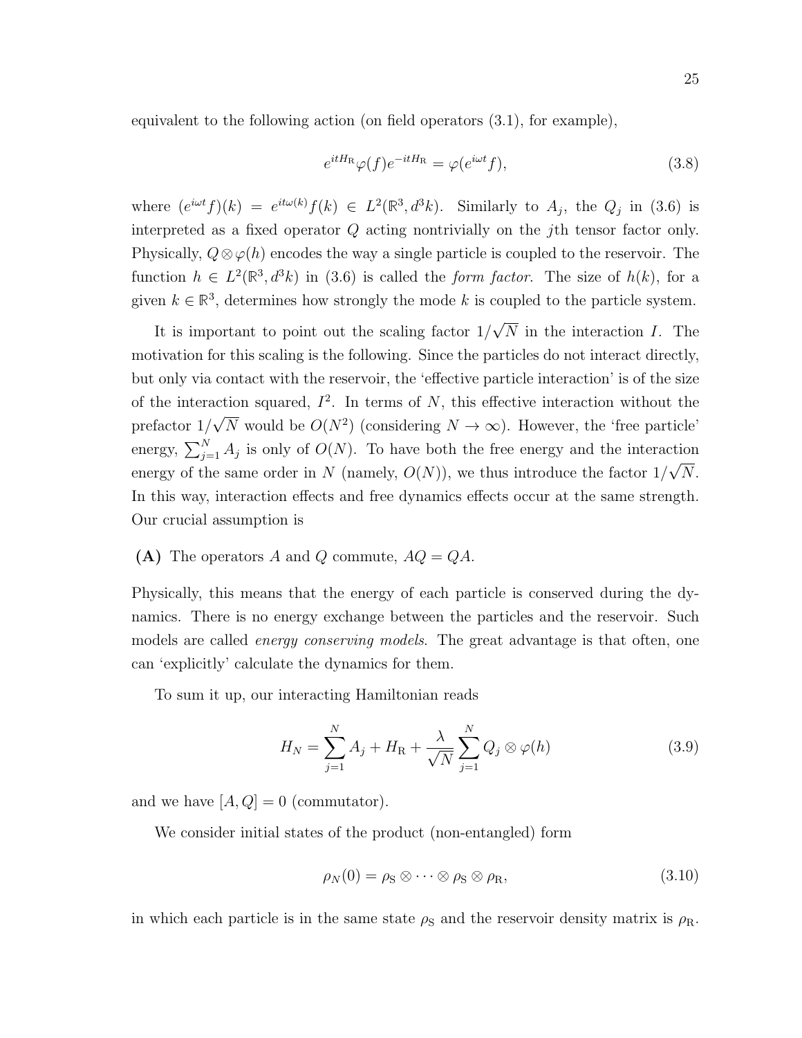equivalent to the following action (on field operators (3.1), for example),

$$e^{itH_R}\varphi(f)e^{-itH_R} = \varphi(e^{i\omega t}f), \tag{3.8}$$

where $(e^{i\omega t}f)(k) = e^{it\omega(k)}f(k) \in L^2(\mathbb{R}^3, d^3k)$. Similarly to $A_j$, the $Q_j$ in (3.6) is interpreted as a fixed operator $Q$ acting nontrivially on the $j$th tensor factor only. Physically, $Q \otimes \varphi(h)$ encodes the way a single particle is coupled to the reservoir. The function $h \in L^2(\mathbb{R}^3, d^3k)$ in (3.6) is called the *form factor*. The size of $h(k)$, for a given $k \in \mathbb{R}^3$, determines how strongly the mode $k$ is coupled to the particle system.

It is important to point out the scaling factor $1/\sqrt{N}$ in the interaction $I$. The motivation for this scaling is the following. Since the particles do not interact directly, but only via contact with the reservoir, the 'effective particle interaction' is of the size of the interaction squared, $I^2$. In terms of $N$, this effective interaction without the prefactor $1/\sqrt{N}$ would be $O(N^2)$ (considering $N \to \infty$). However, the 'free particle' energy, $\sum_{j=1}^{N} A_j$ is only of $O(N)$. To have both the free energy and the interaction energy of the same order in $N$ (namely, $O(N)$), we thus introduce the factor $1/\sqrt{N}$. In this way, interaction effects and free dynamics effects occur at the same strength. Our crucial assumption is

**(A)** The operators $A$ and $Q$ commute, $AQ = QA$.

Physically, this means that the energy of each particle is conserved during the dynamics. There is no energy exchange between the particles and the reservoir. Such models are called *energy conserving models*. The great advantage is that often, one can 'explicitly' calculate the dynamics for them.

To sum it up, our interacting Hamiltonian reads

$$H_N = \sum_{j=1}^{N} A_j + H_R + \frac{\lambda}{\sqrt{N}} \sum_{j=1}^{N} Q_j \otimes \varphi(h) \tag{3.9}$$

and we have $[A, Q] = 0$ (commutator).

We consider initial states of the product (non-entangled) form

$$\rho_N(0) = \rho_S \otimes \cdots \otimes \rho_S \otimes \rho_R, \tag{3.10}$$

in which each particle is in the same state $\rho_S$ and the reservoir density matrix is $\rho_R$.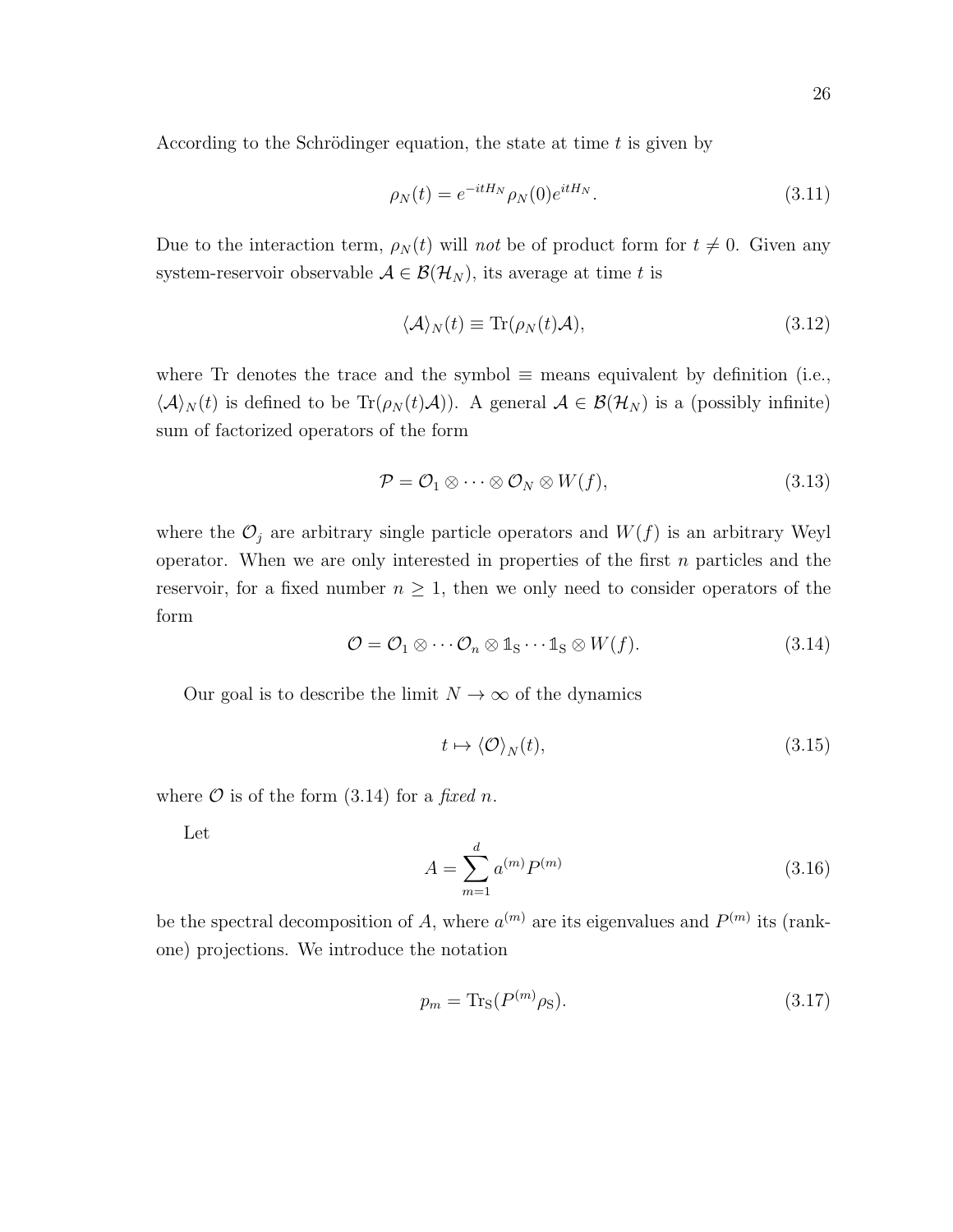According to the Schrödinger equation, the state at time $t$ is given by

$$\rho_N(t) = e^{-itH_N}\rho_N(0)e^{itH_N}. \tag{3.11}$$

Due to the interaction term, $\rho_N(t)$ will *not* be of product form for $t \neq 0$. Given any system-reservoir observable $\mathcal{A} \in \mathcal{B}(\mathcal{H}_N)$, its average at time $t$ is

$$\langle \mathcal{A} \rangle_N(t) \equiv \mathrm{Tr}(\rho_N(t)\mathcal{A}), \tag{3.12}$$

where Tr denotes the trace and the symbol $\equiv$ means equivalent by definition (i.e., $\langle \mathcal{A} \rangle_N(t)$ is defined to be $\mathrm{Tr}(\rho_N(t)\mathcal{A})$). A general $\mathcal{A} \in \mathcal{B}(\mathcal{H}_N)$ is a (possibly infinite) sum of factorized operators of the form

$$\mathcal{P} = \mathcal{O}_1 \otimes \cdots \otimes \mathcal{O}_N \otimes W(f), \tag{3.13}$$

where the $\mathcal{O}_j$ are arbitrary single particle operators and $W(f)$ is an arbitrary Weyl operator. When we are only interested in properties of the first $n$ particles and the reservoir, for a fixed number $n \geq 1$, then we only need to consider operators of the form

$$\mathcal{O} = \mathcal{O}_1 \otimes \cdots \mathcal{O}_n \otimes \mathbb{1}_{\mathrm{S}} \cdots \mathbb{1}_{\mathrm{S}} \otimes W(f). \tag{3.14}$$

Our goal is to describe the limit $N \to \infty$ of the dynamics

$$t \mapsto \langle \mathcal{O} \rangle_N(t), \tag{3.15}$$

where $\mathcal{O}$ is of the form (3.14) for a *fixed* $n$.

Let

$$A = \sum_{m=1}^{d} a^{(m)} P^{(m)} \tag{3.16}$$

be the spectral decomposition of $A$, where $a^{(m)}$ are its eigenvalues and $P^{(m)}$ its (rank-one) projections. We introduce the notation

$$p_m = \mathrm{Tr}_{\mathrm{S}}(P^{(m)}\rho_{\mathrm{S}}). \tag{3.17}$$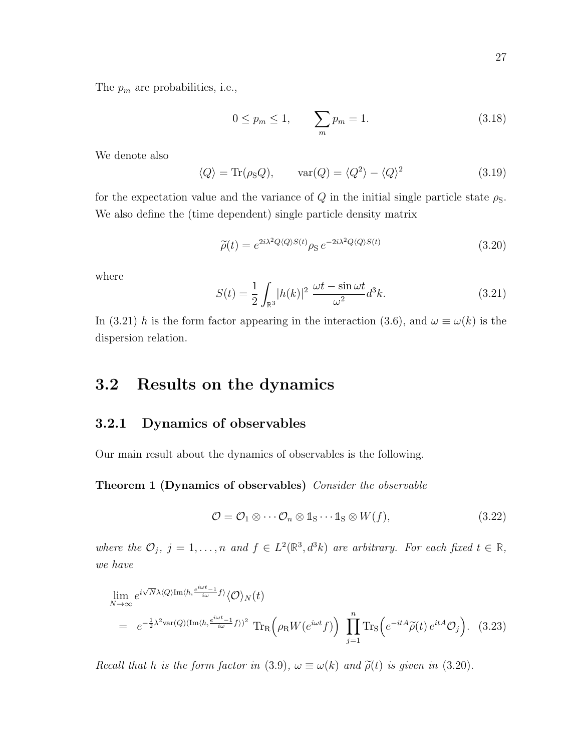The $p_m$ are probabilities, i.e.,

$$0 \leq p_m \leq 1, \qquad \sum_m p_m = 1. \tag{3.18}$$

We denote also

$$\langle Q \rangle = \mathrm{Tr}(\rho_{\mathrm{S}} Q), \qquad \mathrm{var}(Q) = \langle Q^2 \rangle - \langle Q \rangle^2 \tag{3.19}$$

for the expectation value and the variance of $Q$ in the initial single particle state $\rho_{\mathrm{S}}$. We also define the (time dependent) single particle density matrix

$$\widetilde{\rho}(t) = e^{2i\lambda^2 Q \langle Q \rangle S(t)} \rho_{\mathrm{S}} \, e^{-2i\lambda^2 Q \langle Q \rangle S(t)} \tag{3.20}$$

where

$$S(t) = \frac{1}{2} \int_{\mathbb{R}^3} |h(k)|^2 \ \frac{\omega t - \sin \omega t}{\omega^2} d^3k. \tag{3.21}$$

In (3.21) $h$ is the form factor appearing in the interaction (3.6), and $\omega \equiv \omega(k)$ is the dispersion relation.

## 3.2 Results on the dynamics

### 3.2.1 Dynamics of observables

Our main result about the dynamics of observables is the following.

**Theorem 1 (Dynamics of observables)** *Consider the observable*

$$\mathcal{O} = \mathcal{O}_1 \otimes \cdots \mathcal{O}_n \otimes \mathbb{1}_{\mathrm{S}} \cdots \mathbb{1}_{\mathrm{S}} \otimes W(f), \tag{3.22}$$

*where the $\mathcal{O}_j$, $j = 1, \ldots, n$ and $f \in L^2(\mathbb{R}^3, d^3k)$ are arbitrary. For each fixed $t \in \mathbb{R}$, we have*

$$\begin{aligned} &\lim_{N \to \infty} e^{i\sqrt{N}\lambda \langle Q \rangle \mathrm{Im}\langle h, \frac{e^{i\omega t}-1}{i\omega} f \rangle} \langle \mathcal{O} \rangle_N(t) \\ &\quad = \ e^{-\frac{1}{2}\lambda^2 \mathrm{var}(Q)(\mathrm{Im}\langle h, \frac{e^{i\omega t}-1}{i\omega} f \rangle)^2} \ \mathrm{Tr}_{\mathrm{R}}\Big( \rho_{\mathrm{R}} W(e^{i\omega t} f) \Big) \ \prod_{j=1}^n \mathrm{Tr}_{\mathrm{S}}\Big( e^{-itA} \widetilde{\rho}(t) \, e^{itA} \mathcal{O}_j \Big). \end{aligned} \tag{3.23}$$

*Recall that $h$ is the form factor in (3.9), $\omega \equiv \omega(k)$ and $\widetilde{\rho}(t)$ is given in (3.20).*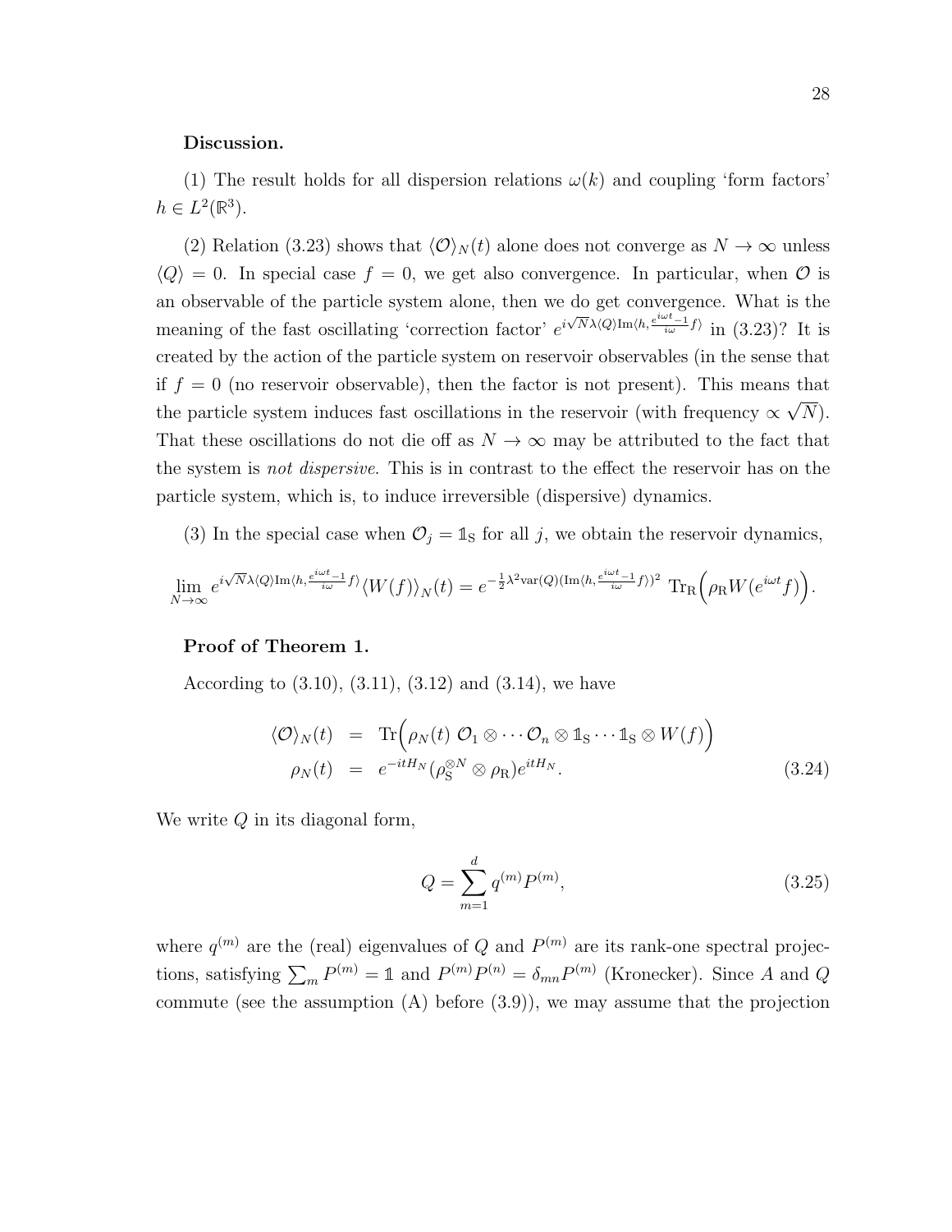**Discussion.**

(1) The result holds for all dispersion relations $\omega(k)$ and coupling 'form factors' $h \in L^2(\mathbb{R}^3)$.

(2) Relation (3.23) shows that $\langle \mathcal{O} \rangle_N(t)$ alone does not converge as $N \to \infty$ unless $\langle Q \rangle = 0$. In special case $f = 0$, we get also convergence. In particular, when $\mathcal{O}$ is an observable of the particle system alone, then we do get convergence. What is the meaning of the fast oscillating 'correction factor' $e^{i\sqrt{N}\lambda\langle Q\rangle \mathrm{Im}\langle h, \frac{e^{i\omega t}-1}{i\omega} f\rangle}$ in (3.23)? It is created by the action of the particle system on reservoir observables (in the sense that if $f = 0$ (no reservoir observable), then the factor is not present). This means that the particle system induces fast oscillations in the reservoir (with frequency $\propto \sqrt{N}$). That these oscillations do not die off as $N \to \infty$ may be attributed to the fact that the system is *not dispersive*. This is in contrast to the effect the reservoir has on the particle system, which is, to induce irreversible (dispersive) dynamics.

(3) In the special case when $\mathcal{O}_j = \mathbb{1}_{\mathrm{S}}$ for all $j$, we obtain the reservoir dynamics,

$$\lim_{N\to\infty} e^{i\sqrt{N}\lambda\langle Q\rangle \mathrm{Im}\langle h, \frac{e^{i\omega t}-1}{i\omega} f\rangle} \langle W(f) \rangle_N(t) = e^{-\frac{1}{2}\lambda^2 \mathrm{var}(Q)(\mathrm{Im}\langle h, \frac{e^{i\omega t}-1}{i\omega} f\rangle)^2}\ \mathrm{Tr}_{\mathrm{R}}\Big(\rho_{\mathrm{R}} W(e^{i\omega t} f)\Big).$$

**Proof of Theorem 1.**

According to (3.10), (3.11), (3.12) and (3.14), we have

$$\begin{aligned} \langle \mathcal{O} \rangle_N(t) &= \mathrm{Tr}\Big(\rho_N(t)\ \mathcal{O}_1 \otimes \cdots \mathcal{O}_n \otimes \mathbb{1}_{\mathrm{S}} \cdots \mathbb{1}_{\mathrm{S}} \otimes W(f)\Big) \\ \rho_N(t) &= e^{-itH_N}(\rho_{\mathrm{S}}^{\otimes N} \otimes \rho_{\mathrm{R}}) e^{itH_N}. \end{aligned} \tag{3.24}$$

We write $Q$ in its diagonal form,

$$Q = \sum_{m=1}^{d} q^{(m)} P^{(m)}, \tag{3.25}$$

where $q^{(m)}$ are the (real) eigenvalues of $Q$ and $P^{(m)}$ are its rank-one spectral projections, satisfying $\sum_m P^{(m)} = \mathbb{1}$ and $P^{(m)} P^{(n)} = \delta_{mn} P^{(m)}$ (Kronecker). Since $A$ and $Q$ commute (see the assumption (A) before (3.9)), we may assume that the projection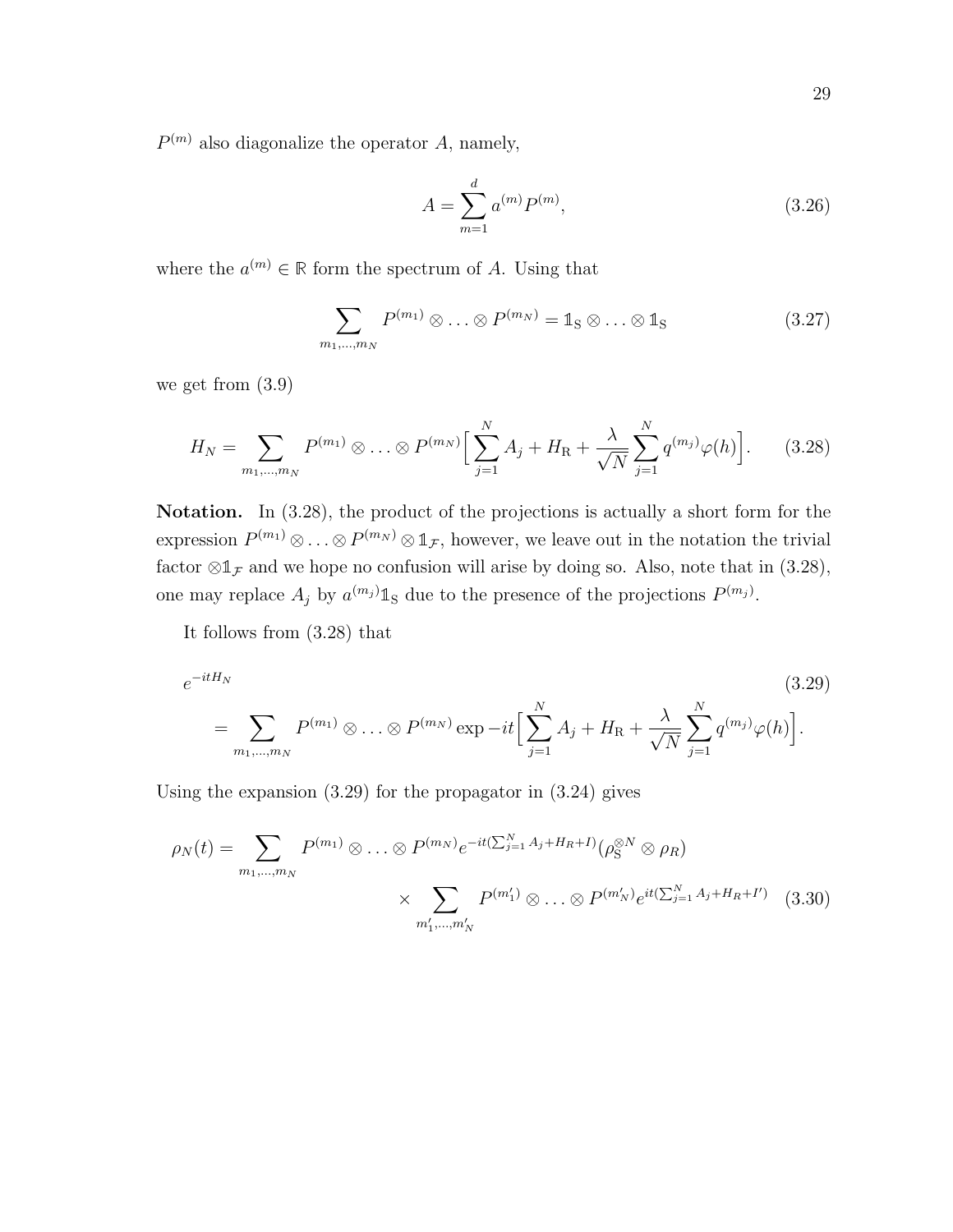$P^{(m)}$ also diagonalize the operator $A$, namely,

$$A = \sum_{m=1}^{d} a^{(m)} P^{(m)}, \tag{3.26}$$

where the $a^{(m)} \in \mathbb{R}$ form the spectrum of $A$. Using that

$$\sum_{m_1,\ldots,m_N} P^{(m_1)} \otimes \ldots \otimes P^{(m_N)} = \mathbb{1}_{\mathrm{S}} \otimes \ldots \otimes \mathbb{1}_{\mathrm{S}} \tag{3.27}$$

we get from (3.9)

$$H_N = \sum_{m_1,\ldots,m_N} P^{(m_1)} \otimes \ldots \otimes P^{(m_N)} \Big[ \sum_{j=1}^{N} A_j + H_{\mathrm{R}} + \frac{\lambda}{\sqrt{N}} \sum_{j=1}^{N} q^{(m_j)} \varphi(h) \Big]. \tag{3.28}$$

**Notation.** In (3.28), the product of the projections is actually a short form for the expression $P^{(m_1)} \otimes \ldots \otimes P^{(m_N)} \otimes \mathbb{1}_{\mathcal{F}}$, however, we leave out in the notation the trivial factor $\otimes \mathbb{1}_{\mathcal{F}}$ and we hope no confusion will arise by doing so. Also, note that in (3.28), one may replace $A_j$ by $a^{(m_j)} \mathbb{1}_{\mathrm{S}}$ due to the presence of the projections $P^{(m_j)}$.

It follows from (3.28) that

$$e^{-itH_N} = \sum_{m_1,\ldots,m_N} P^{(m_1)} \otimes \ldots \otimes P^{(m_N)} \exp -it \Big[ \sum_{j=1}^{N} A_j + H_{\mathrm{R}} + \frac{\lambda}{\sqrt{N}} \sum_{j=1}^{N} q^{(m_j)} \varphi(h) \Big]. \tag{3.29}$$

Using the expansion (3.29) for the propagator in (3.24) gives

$$\rho_N(t) = \sum_{m_1,\ldots,m_N} P^{(m_1)} \otimes \ldots \otimes P^{(m_N)} e^{-it(\sum_{j=1}^{N} A_j + H_R + I)} (\rho_{\mathrm{S}}^{\otimes N} \otimes \rho_R) \times \sum_{m'_1,\ldots,m'_N} P^{(m'_1)} \otimes \ldots \otimes P^{(m'_N)} e^{it(\sum_{j=1}^{N} A_j + H_R + I')} \tag{3.30}$$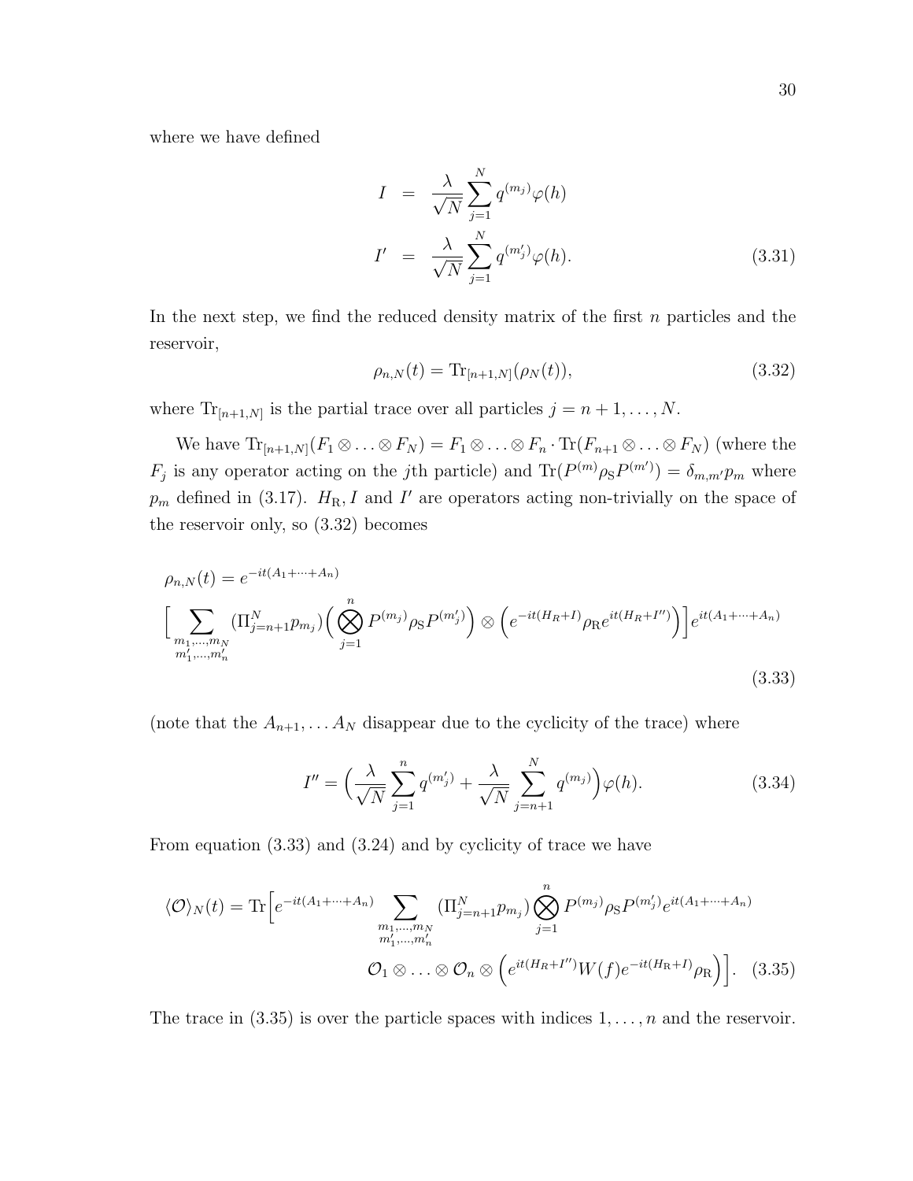where we have defined

$$
\begin{aligned}
I &= \frac{\lambda}{\sqrt{N}} \sum_{j=1}^{N} q^{(m_j)} \varphi(h) \\
I' &= \frac{\lambda}{\sqrt{N}} \sum_{j=1}^{N} q^{(m'_j)} \varphi(h).
\end{aligned}
\tag{3.31}
$$

In the next step, we find the reduced density matrix of the first $n$ particles and the reservoir,

$$
\rho_{n,N}(t) = \mathrm{Tr}_{[n+1,N]}(\rho_N(t)), \tag{3.32}
$$

where $\mathrm{Tr}_{[n+1,N]}$ is the partial trace over all particles $j = n+1, \ldots, N$.

We have $\mathrm{Tr}_{[n+1,N]}(F_1 \otimes \ldots \otimes F_N) = F_1 \otimes \ldots \otimes F_n \cdot \mathrm{Tr}(F_{n+1} \otimes \ldots \otimes F_N)$ (where the $F_j$ is any operator acting on the $j$th particle) and $\mathrm{Tr}(P^{(m)} \rho_{\mathrm{S}} P^{(m')}) = \delta_{m,m'} p_m$ where $p_m$ defined in (3.17). $H_{\mathrm{R}}, I$ and $I'$ are operators acting non-trivially on the space of the reservoir only, so (3.32) becomes

$$
\rho_{n,N}(t) = e^{-it(A_1+\cdots+A_n)}
\Big[ \sum_{\substack{m_1,\ldots,m_N \\ m'_1,\ldots,m'_n}} (\Pi_{j=n+1}^{N} p_{m_j}) \Big( \bigotimes_{j=1}^{n} P^{(m_j)} \rho_{\mathrm{S}} P^{(m'_j)} \Big) \otimes \Big( e^{-it(H_R+I)} \rho_{\mathrm{R}} e^{it(H_R+I'')} \Big) \Big] e^{it(A_1+\cdots+A_n)}
\tag{3.33}
$$

(note that the $A_{n+1}, \ldots A_N$ disappear due to the cyclicity of the trace) where

$$
I'' = \Big( \frac{\lambda}{\sqrt{N}} \sum_{j=1}^{n} q^{(m'_j)} + \frac{\lambda}{\sqrt{N}} \sum_{j=n+1}^{N} q^{(m_j)} \Big) \varphi(h). \tag{3.34}
$$

From equation (3.33) and (3.24) and by cyclicity of trace we have

$$
\langle \mathcal{O} \rangle_N(t) = \mathrm{Tr}\Big[ e^{-it(A_1+\cdots+A_n)} \sum_{\substack{m_1,\ldots,m_N \\ m'_1,\ldots,m'_n}} (\Pi_{j=n+1}^{N} p_{m_j}) \bigotimes_{j=1}^{n} P^{(m_j)} \rho_{\mathrm{S}} P^{(m'_j)} e^{it(A_1+\cdots+A_n)}
\mathcal{O}_1 \otimes \ldots \otimes \mathcal{O}_n \otimes \Big( e^{it(H_R+I'')} W(f) e^{-it(H_{\mathrm{R}}+I)} \rho_{\mathrm{R}} \Big) \Big]. \tag{3.35}
$$

The trace in (3.35) is over the particle spaces with indices $1, \ldots, n$ and the reservoir.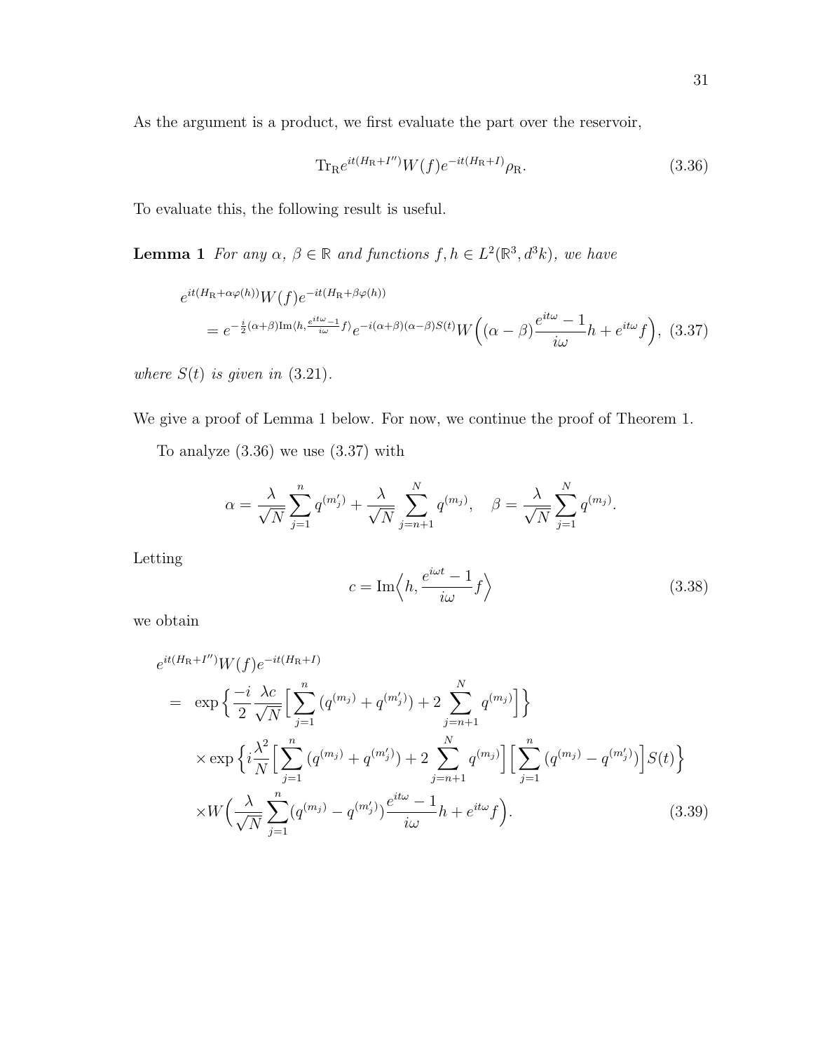As the argument is a product, we first evaluate the part over the reservoir,

$$\mathrm{Tr}_{\mathrm{R}} e^{it(H_{\mathrm{R}}+I'')} W(f) e^{-it(H_{\mathrm{R}}+I)} \rho_{\mathrm{R}}. \tag{3.36}$$

To evaluate this, the following result is useful.

**Lemma 1** *For any $\alpha,\ \beta \in \mathbb{R}$ and functions $f, h \in L^2(\mathbb{R}^3, d^3k)$, we have*

$$\begin{aligned}
&e^{it(H_{\mathrm{R}}+\alpha\varphi(h))} W(f) e^{-it(H_{\mathrm{R}}+\beta\varphi(h))} \\
&\quad = e^{-\frac{i}{2}(\alpha+\beta)\mathrm{Im}\langle h, \frac{e^{it\omega}-1}{i\omega} f\rangle} e^{-i(\alpha+\beta)(\alpha-\beta)S(t)} W\Big((\alpha-\beta)\frac{e^{it\omega}-1}{i\omega} h + e^{it\omega} f\Big), \quad (3.37)
\end{aligned}$$

*where $S(t)$ is given in* (3.21).

We give a proof of Lemma 1 below. For now, we continue the proof of Theorem 1.

To analyze (3.36) we use (3.37) with

$$\alpha = \frac{\lambda}{\sqrt{N}} \sum_{j=1}^{n} q^{(m_j')} + \frac{\lambda}{\sqrt{N}} \sum_{j=n+1}^{N} q^{(m_j)}, \quad \beta = \frac{\lambda}{\sqrt{N}} \sum_{j=1}^{N} q^{(m_j)}.$$

Letting

$$c = \mathrm{Im}\Big\langle h, \frac{e^{i\omega t}-1}{i\omega} f\Big\rangle \tag{3.38}$$

we obtain

$$\begin{aligned}
&e^{it(H_{\mathrm{R}}+I'')} W(f) e^{-it(H_{\mathrm{R}}+I)} \\
&= \exp\Big\{\frac{-i}{2}\frac{\lambda c}{\sqrt{N}}\Big[\sum_{j=1}^{n}(q^{(m_j)}+q^{(m_j')}) + 2\sum_{j=n+1}^{N} q^{(m_j)}\Big]\Big\} \\
&\quad \times \exp\Big\{i\frac{\lambda^2}{N}\Big[\sum_{j=1}^{n}(q^{(m_j)}+q^{(m_j')}) + 2\sum_{j=n+1}^{N} q^{(m_j)}\Big]\Big[\sum_{j=1}^{n}(q^{(m_j)}-q^{(m_j')})\Big] S(t)\Big\} \\
&\quad \times W\Big(\frac{\lambda}{\sqrt{N}}\sum_{j=1}^{n}(q^{(m_j)}-q^{(m_j')})\frac{e^{it\omega}-1}{i\omega} h + e^{it\omega} f\Big). \qquad (3.39)
\end{aligned}$$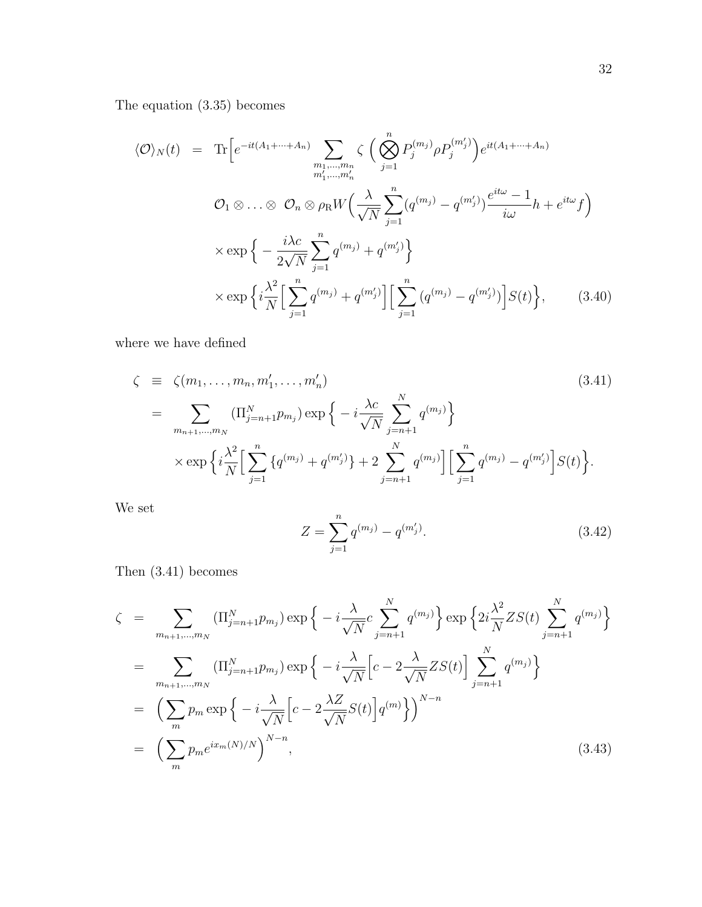The equation (3.35) becomes

$$
\begin{aligned}
\langle \mathcal{O} \rangle_N(t) &= \mathrm{Tr}\Big[ e^{-it(A_1+\cdots+A_n)} \sum_{\substack{m_1,\ldots,m_n \\ m'_1,\ldots,m'_n}} \zeta \Big( \bigotimes_{j=1}^{n} P_j^{(m_j)} \rho P_j^{(m'_j)} \Big) e^{it(A_1+\cdots+A_n)} \\
&\qquad \mathcal{O}_1 \otimes \ldots \otimes \ \mathcal{O}_n \otimes \rho_{\mathrm{R}} W\Big( \frac{\lambda}{\sqrt{N}} \sum_{j=1}^{n} (q^{(m_j)} - q^{(m'_j)}) \frac{e^{it\omega}-1}{i\omega} h + e^{it\omega} f \Big) \\
&\qquad \times \exp\Big\{ -\frac{i\lambda c}{2\sqrt{N}} \sum_{j=1}^{n} q^{(m_j)} + q^{(m'_j)} \Big\} \\
&\qquad \times \exp\Big\{ i\frac{\lambda^2}{N} \Big[ \sum_{j=1}^{n} q^{(m_j)} + q^{(m'_j)} \Big] \Big[ \sum_{j=1}^{n} (q^{(m_j)} - q^{(m'_j)}) \Big] S(t) \Big\}, \qquad (3.40)
\end{aligned}
$$

where we have defined

$$
\begin{aligned}
\zeta &\equiv \zeta(m_1,\ldots,m_n,m'_1,\ldots,m'_n) \qquad (3.41) \\
&= \sum_{m_{n+1},\ldots,m_N} (\Pi_{j=n+1}^{N} p_{m_j}) \exp\Big\{ -i\frac{\lambda c}{\sqrt{N}} \sum_{j=n+1}^{N} q^{(m_j)} \Big\} \\
&\qquad \times \exp\Big\{ i\frac{\lambda^2}{N} \Big[ \sum_{j=1}^{n} \{ q^{(m_j)} + q^{(m'_j)} \} + 2\sum_{j=n+1}^{N} q^{(m_j)} \Big] \Big[ \sum_{j=1}^{n} q^{(m_j)} - q^{(m'_j)} \Big] S(t) \Big\}.
\end{aligned}
$$

We set

$$
Z = \sum_{j=1}^{n} q^{(m_j)} - q^{(m'_j)}. \qquad (3.42)
$$

Then (3.41) becomes

$$
\begin{aligned}
\zeta &= \sum_{m_{n+1},\ldots,m_N} (\Pi_{j=n+1}^{N} p_{m_j}) \exp\Big\{ -i\frac{\lambda}{\sqrt{N}} c \sum_{j=n+1}^{N} q^{(m_j)} \Big\} \exp\Big\{ 2i\frac{\lambda^2}{N} Z S(t) \sum_{j=n+1}^{N} q^{(m_j)} \Big\} \\
&= \sum_{m_{n+1},\ldots,m_N} (\Pi_{j=n+1}^{N} p_{m_j}) \exp\Big\{ -i\frac{\lambda}{\sqrt{N}} \Big[ c - 2\frac{\lambda}{\sqrt{N}} Z S(t) \Big] \sum_{j=n+1}^{N} q^{(m_j)} \Big\} \\
&= \Big( \sum_{m} p_m \exp\Big\{ -i\frac{\lambda}{\sqrt{N}} \Big[ c - 2\frac{\lambda Z}{\sqrt{N}} S(t) \Big] q^{(m)} \Big\} \Big)^{N-n} \\
&= \Big( \sum_{m} p_m e^{ix_m(N)/N} \Big)^{N-n}, \qquad (3.43)
\end{aligned}
$$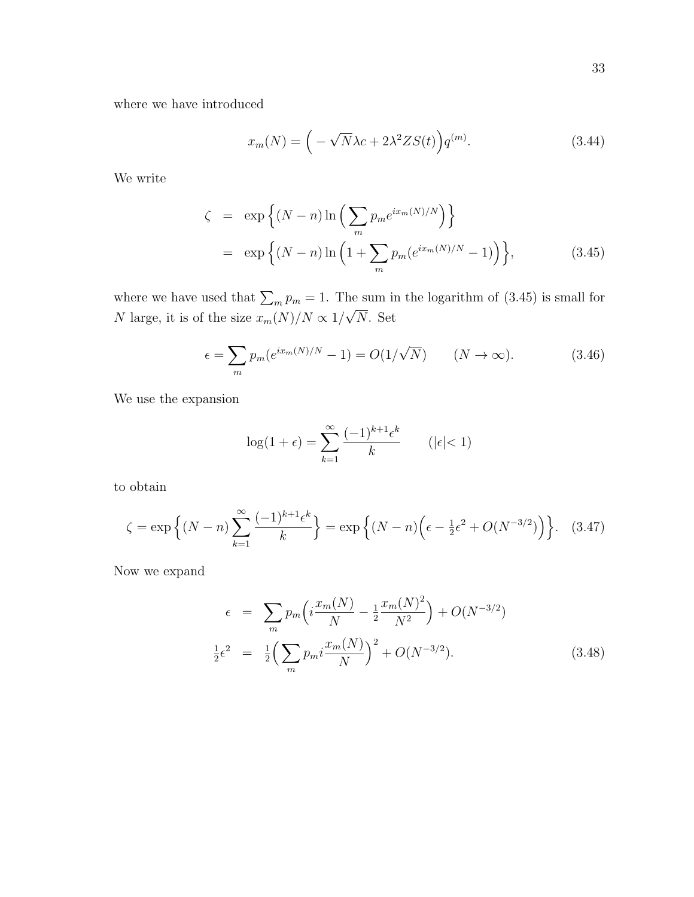where we have introduced

$$x_m(N) = \Big( -\sqrt{N}\lambda c + 2\lambda^2 Z S(t) \Big) q^{(m)}. \tag{3.44}$$

We write

$$\begin{aligned}
\zeta &= \exp\Big\{ (N-n) \ln \Big( \sum_m p_m e^{i x_m(N)/N} \Big) \Big\} \\
&= \exp\Big\{ (N-n) \ln \Big( 1 + \sum_m p_m (e^{i x_m(N)/N} - 1) \Big) \Big\},
\end{aligned} \tag{3.45}$$

where we have used that $\sum_m p_m = 1$. The sum in the logarithm of (3.45) is small for $N$ large, it is of the size $x_m(N)/N \propto 1/\sqrt{N}$. Set

$$\epsilon = \sum_m p_m (e^{i x_m(N)/N} - 1) = O(1/\sqrt{N}) \qquad (N \to \infty). \tag{3.46}$$

We use the expansion

$$\log(1+\epsilon) = \sum_{k=1}^{\infty} \frac{(-1)^{k+1}\epsilon^k}{k} \qquad (|\epsilon| < 1)$$

to obtain

$$\zeta = \exp\Big\{ (N-n) \sum_{k=1}^{\infty} \frac{(-1)^{k+1}\epsilon^k}{k} \Big\} = \exp\Big\{ (N-n) \Big( \epsilon - \tfrac{1}{2}\epsilon^2 + O(N^{-3/2}) \Big) \Big\}. \tag{3.47}$$

Now we expand

$$\begin{aligned}
\epsilon &= \sum_m p_m \Big( i \frac{x_m(N)}{N} - \tfrac{1}{2} \frac{x_m(N)^2}{N^2} \Big) + O(N^{-3/2}) \\
\tfrac{1}{2}\epsilon^2 &= \tfrac{1}{2} \Big( \sum_m p_m i \frac{x_m(N)}{N} \Big)^2 + O(N^{-3/2}).
\end{aligned} \tag{3.48}$$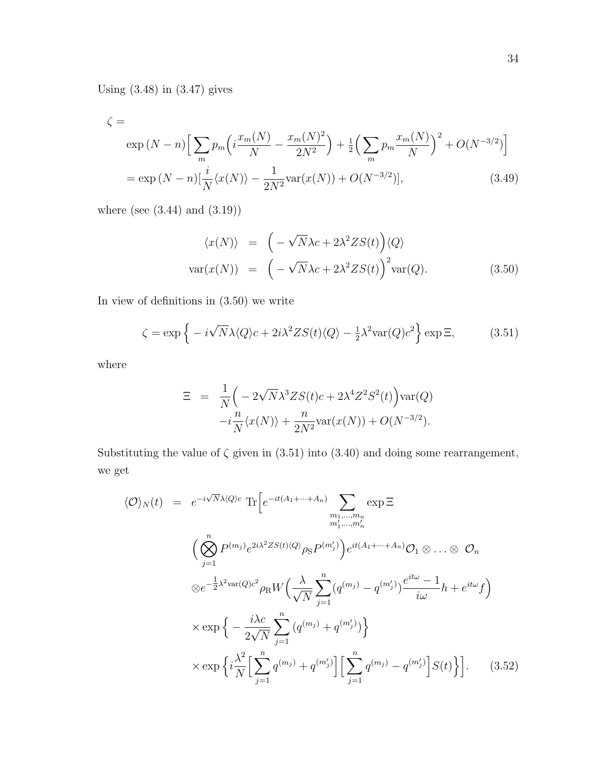Using (3.48) in (3.47) gives

$$
\begin{aligned}
\zeta &= \\
&\exp{(N-n)}\Big[\sum_m p_m\Big(i\frac{x_m(N)}{N}-\frac{x_m(N)^2}{2N^2}\Big)+\tfrac{1}{2}\Big(\sum_m p_m\frac{x_m(N)}{N}\Big)^2+O(N^{-3/2})\Big] \\
&= \exp{(N-n)}[\frac{i}{N}\langle x(N)\rangle-\frac{1}{2N^2}\mathrm{var}(x(N))+O(N^{-3/2})], \qquad (3.49)
\end{aligned}
$$

where (see (3.44) and (3.19))

$$
\begin{aligned}
\langle x(N)\rangle &= \Big(-\sqrt{N}\lambda c+2\lambda^2 ZS(t)\Big)\langle Q\rangle \\
\mathrm{var}(x(N)) &= \Big(-\sqrt{N}\lambda c+2\lambda^2 ZS(t)\Big)^2\mathrm{var}(Q). \qquad (3.50)
\end{aligned}
$$

In view of definitions in (3.50) we write

$$
\zeta=\exp\Big\{-i\sqrt{N}\lambda\langle Q\rangle c+2i\lambda^2 ZS(t)\langle Q\rangle-\tfrac{1}{2}\lambda^2\mathrm{var}(Q)c^2\Big\}\exp\Xi, \qquad (3.51)
$$

where

$$
\begin{aligned}
\Xi &= \frac{1}{N}\Big(-2\sqrt{N}\lambda^3 ZS(t)c+2\lambda^4 Z^2S^2(t)\Big)\mathrm{var}(Q) \\
&\quad -i\frac{n}{N}\langle x(N)\rangle+\frac{n}{2N^2}\mathrm{var}(x(N))+O(N^{-3/2}).
\end{aligned}
$$

Substituting the value of $\zeta$ given in (3.51) into (3.40) and doing some rearrangement, we get

$$
\begin{aligned}
\langle\mathcal{O}\rangle_N(t) &= e^{-i\sqrt{N}\lambda\langle Q\rangle c}\ \mathrm{Tr}\Big[e^{-it(A_1+\cdots+A_n)}\sum_{\substack{m_1,\ldots,m_n\\ m_1',\ldots,m_n'}}\exp\Xi \\
&\quad \Big(\bigotimes_{j=1}^{n}P^{(m_j)}e^{2i\lambda^2 ZS(t)\langle Q\rangle}\rho_{\mathrm{S}}P^{(m_j')}\Big)e^{it(A_1+\cdots+A_n)}\mathcal{O}_1\otimes\ldots\otimes\ \mathcal{O}_n \\
&\quad \otimes e^{-\frac{1}{2}\lambda^2\mathrm{var}(Q)c^2}\rho_{\mathrm{R}}W\Big(\frac{\lambda}{\sqrt{N}}\sum_{j=1}^{n}(q^{(m_j)}-q^{(m_j')})\frac{e^{it\omega}-1}{i\omega}h+e^{it\omega}f\Big) \\
&\quad \times\exp\Big\{-\frac{i\lambda c}{2\sqrt{N}}\sum_{j=1}^{n}(q^{(m_j)}+q^{(m_j')})\Big\} \\
&\quad \times\exp\Big\{i\frac{\lambda^2}{N}\Big[\sum_{j=1}^{n}q^{(m_j)}+q^{(m_j')}\Big]\Big[\sum_{j=1}^{n}q^{(m_j)}-q^{(m_j')}\Big]S(t)\Big\}\Big]. \qquad (3.52)
\end{aligned}
$$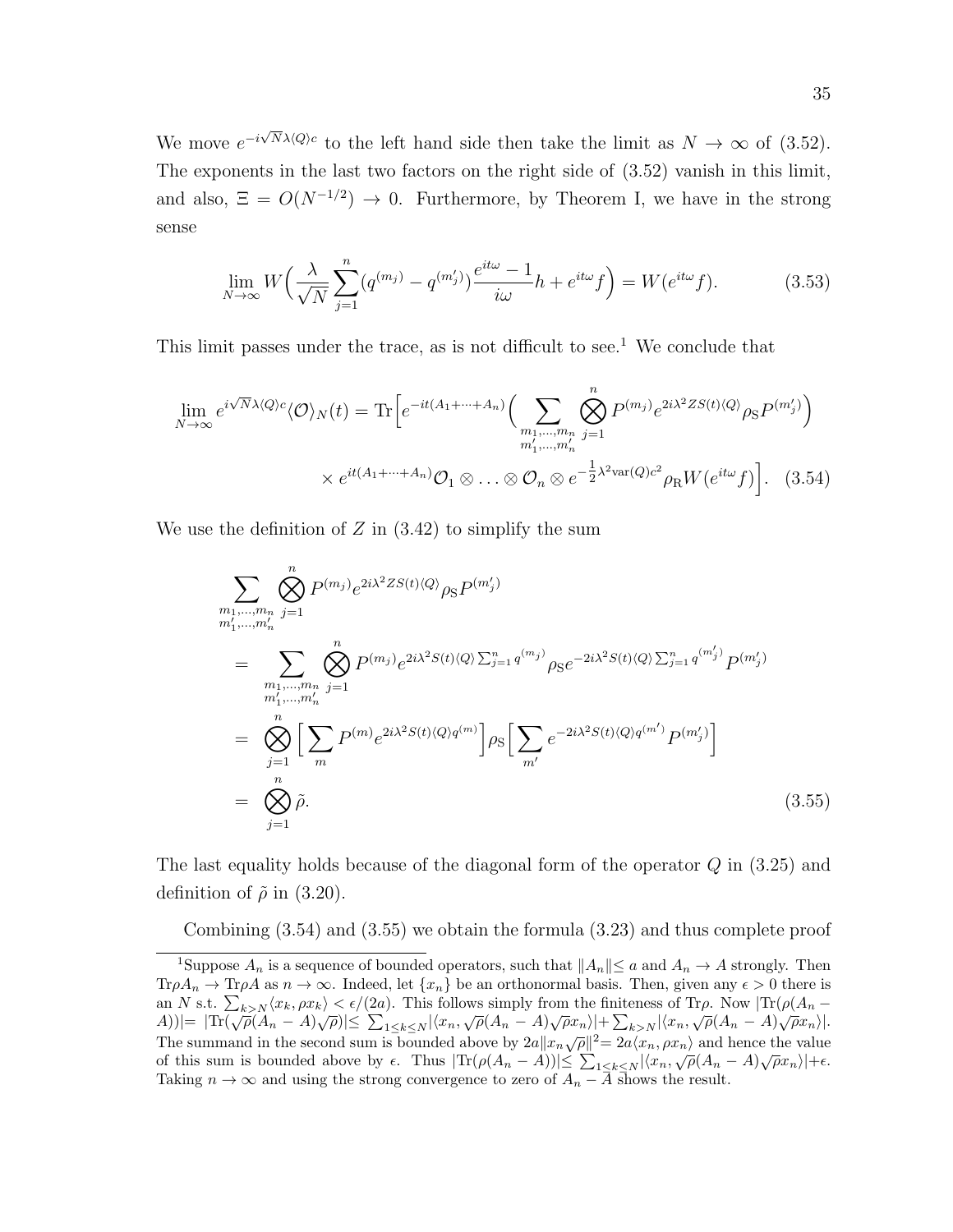We move $e^{-i\sqrt{N}\lambda\langle Q\rangle c}$ to the left hand side then take the limit as $N \to \infty$ of (3.52). The exponents in the last two factors on the right side of (3.52) vanish in this limit, and also, $\Xi = O(N^{-1/2}) \to 0$. Furthermore, by Theorem I, we have in the strong sense

$$\lim_{N\to\infty} W\Big(\frac{\lambda}{\sqrt{N}}\sum_{j=1}^{n}(q^{(m_j)} - q^{(m_j')})\frac{e^{it\omega}-1}{i\omega}h + e^{it\omega}f\Big) = W(e^{it\omega}f). \tag{3.53}$$

This limit passes under the trace, as is not difficult to see.[1] We conclude that

$$\lim_{N\to\infty} e^{i\sqrt{N}\lambda\langle Q\rangle c}\langle\mathcal{O}\rangle_N(t) = \mathrm{Tr}\Big[e^{-it(A_1+\cdots+A_n)}\Big(\sum_{\substack{m_1,\ldots,m_n\\ m_1',\ldots,m_n'}}\bigotimes_{j=1}^{n}P^{(m_j)}e^{2i\lambda^2 ZS(t)\langle Q\rangle}\rho_{\mathrm{S}}P^{(m_j')}\Big)$$
$$\times\, e^{it(A_1+\cdots+A_n)}\mathcal{O}_1\otimes\ldots\otimes\mathcal{O}_n\otimes e^{-\frac{1}{2}\lambda^2\mathrm{var}(Q)c^2}\rho_{\mathrm{R}}W(e^{it\omega}f)\Big]. \tag{3.54}$$

We use the definition of $Z$ in (3.42) to simplify the sum

$$\begin{aligned}
&\sum_{\substack{m_1,\ldots,m_n\\ m_1',\ldots,m_n'}}\bigotimes_{j=1}^{n}P^{(m_j)}e^{2i\lambda^2 ZS(t)\langle Q\rangle}\rho_{\mathrm{S}}P^{(m_j')}\\
&= \sum_{\substack{m_1,\ldots,m_n\\ m_1',\ldots,m_n'}}\bigotimes_{j=1}^{n}P^{(m_j)}e^{2i\lambda^2 S(t)\langle Q\rangle\sum_{j=1}^{n}q^{(m_j)}}\rho_{\mathrm{S}}e^{-2i\lambda^2 S(t)\langle Q\rangle\sum_{j=1}^{n}q^{(m_j')}}P^{(m_j')}\\
&= \bigotimes_{j=1}^{n}\Big[\sum_{m}P^{(m)}e^{2i\lambda^2 S(t)\langle Q\rangle q^{(m)}}\Big]\rho_{\mathrm{S}}\Big[\sum_{m'}e^{-2i\lambda^2 S(t)\langle Q\rangle q^{(m')}}P^{(m_j')}\Big]\\
&= \bigotimes_{j=1}^{n}\tilde{\rho}.
\end{aligned}\tag{3.55}$$

The last equality holds because of the diagonal form of the operator $Q$ in (3.25) and definition of $\tilde{\rho}$ in (3.20).

Combining (3.54) and (3.55) we obtain the formula (3.23) and thus complete proof

[1] Suppose $A_n$ is a sequence of bounded operators, such that $\|A_n\| \leq a$ and $A_n \to A$ strongly. Then $\mathrm{Tr}\rho A_n \to \mathrm{Tr}\rho A$ as $n \to \infty$. Indeed, let $\{x_n\}$ be an orthonormal basis. Then, given any $\epsilon > 0$ there is an $N$ s.t. $\sum_{k>N}\langle x_k, \rho x_k\rangle < \epsilon/(2a)$. This follows simply from the finiteness of $\mathrm{Tr}\rho$. Now $|\mathrm{Tr}(\rho(A_n - A))| = |\mathrm{Tr}(\sqrt{\rho}(A_n - A)\sqrt{\rho})| \leq \sum_{1\leq k\leq N}|\langle x_n, \sqrt{\rho}(A_n - A)\sqrt{\rho}x_n\rangle| + \sum_{k>N}|\langle x_n, \sqrt{\rho}(A_n - A)\sqrt{\rho}x_n\rangle|$. The summand in the second sum is bounded above by $2a\|x_n\sqrt{\rho}\|^2 = 2a\langle x_n, \rho x_n\rangle$ and hence the value of this sum is bounded above by $\epsilon$. Thus $|\mathrm{Tr}(\rho(A_n - A))| \leq \sum_{1\leq k\leq N}|\langle x_n, \sqrt{\rho}(A_n - A)\sqrt{\rho}x_n\rangle| + \epsilon$. Taking $n \to \infty$ and using the strong convergence to zero of $A_n - A$ shows the result.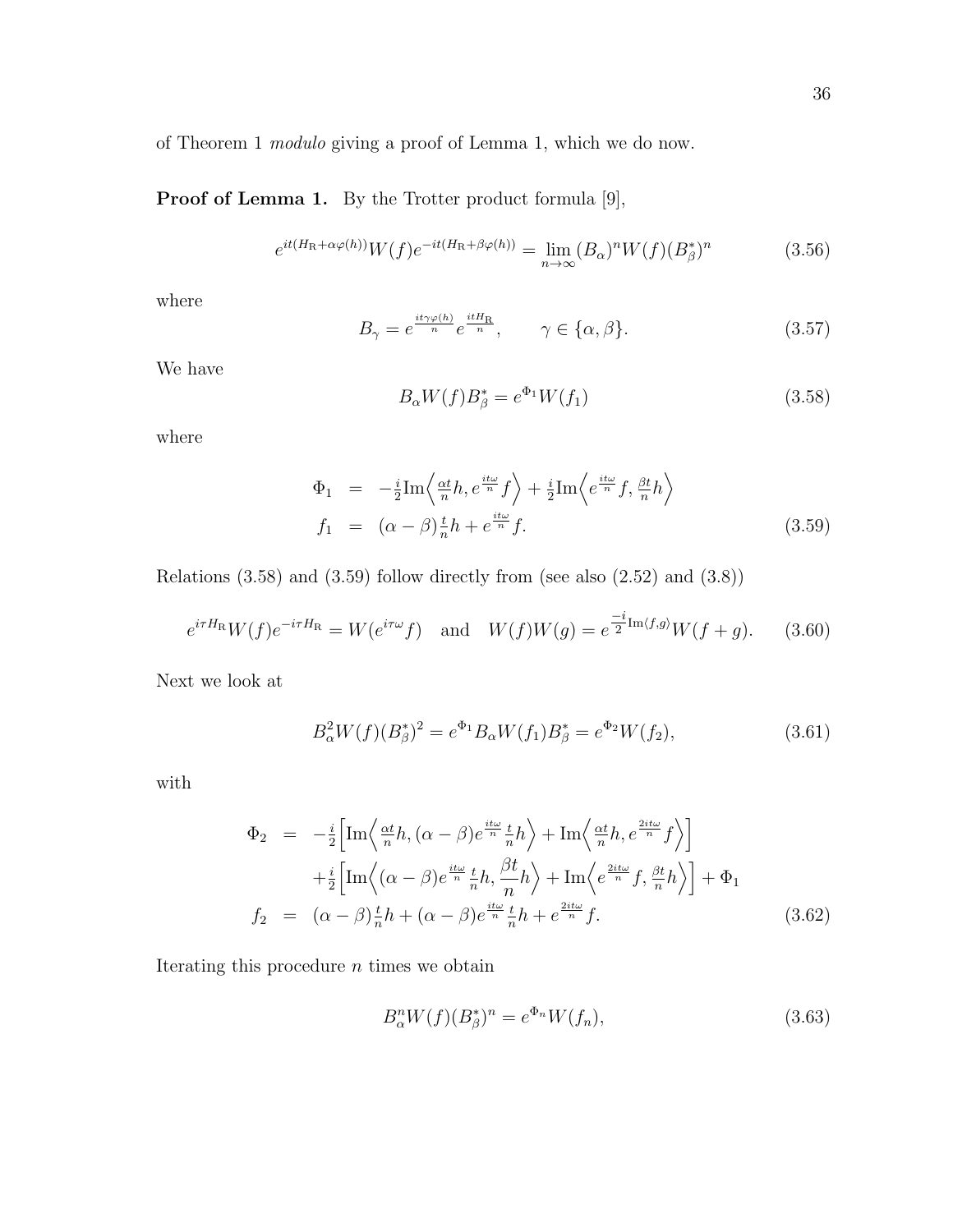of Theorem 1 *modulo* giving a proof of Lemma 1, which we do now.

**Proof of Lemma 1.** By the Trotter product formula [9],

$$e^{it(H_{\rm R}+\alpha\varphi(h))}W(f)e^{-it(H_{\rm R}+\beta\varphi(h))} = \lim_{n\to\infty}(B_\alpha)^n W(f)(B^*_\beta)^n \tag{3.56}$$

where

$$B_\gamma = e^{\frac{it\gamma\varphi(h)}{n}}e^{\frac{itH_{\rm R}}{n}}, \qquad \gamma\in\{\alpha,\beta\}. \tag{3.57}$$

We have

$$B_\alpha W(f) B^*_\beta = e^{\Phi_1}W(f_1) \tag{3.58}$$

where

$$\begin{aligned}
\Phi_1 &= -\tfrac{i}{2}{\rm Im}\Big\langle \tfrac{\alpha t}{n}h, e^{\frac{it\omega}{n}}f\Big\rangle + \tfrac{i}{2}{\rm Im}\Big\langle e^{\frac{it\omega}{n}}f, \tfrac{\beta t}{n}h\Big\rangle \\
f_1 &= (\alpha-\beta)\tfrac{t}{n}h + e^{\frac{it\omega}{n}}f.
\end{aligned} \tag{3.59}$$

Relations (3.58) and (3.59) follow directly from (see also (2.52) and (3.8))

$$e^{i\tau H_{\rm R}}W(f)e^{-i\tau H_{\rm R}} = W(e^{i\tau\omega}f) \quad \text{and} \quad W(f)W(g) = e^{\frac{-i}{2}{\rm Im}\langle f,g\rangle}W(f+g). \tag{3.60}$$

Next we look at

$$B^2_\alpha W(f)(B^*_\beta)^2 = e^{\Phi_1}B_\alpha W(f_1)B^*_\beta = e^{\Phi_2}W(f_2), \tag{3.61}$$

with

$$\begin{aligned}
\Phi_2 &= -\tfrac{i}{2}\Big[{\rm Im}\Big\langle \tfrac{\alpha t}{n}h, (\alpha-\beta)e^{\frac{it\omega}{n}}\tfrac{t}{n}h\Big\rangle + {\rm Im}\Big\langle \tfrac{\alpha t}{n}h, e^{\frac{2it\omega}{n}}f\Big\rangle\Big] \\
&\quad + \tfrac{i}{2}\Big[{\rm Im}\Big\langle (\alpha-\beta)e^{\frac{it\omega}{n}}\tfrac{t}{n}h, \frac{\beta t}{n}h\Big\rangle + {\rm Im}\Big\langle e^{\frac{2it\omega}{n}}f, \tfrac{\beta t}{n}h\Big\rangle\Big] + \Phi_1 \\
f_2 &= (\alpha-\beta)\tfrac{t}{n}h + (\alpha-\beta)e^{\frac{it\omega}{n}}\tfrac{t}{n}h + e^{\frac{2it\omega}{n}}f.
\end{aligned} \tag{3.62}$$

Iterating this procedure $n$ times we obtain

$$B^n_\alpha W(f)(B^*_\beta)^n = e^{\Phi_n}W(f_n), \tag{3.63}$$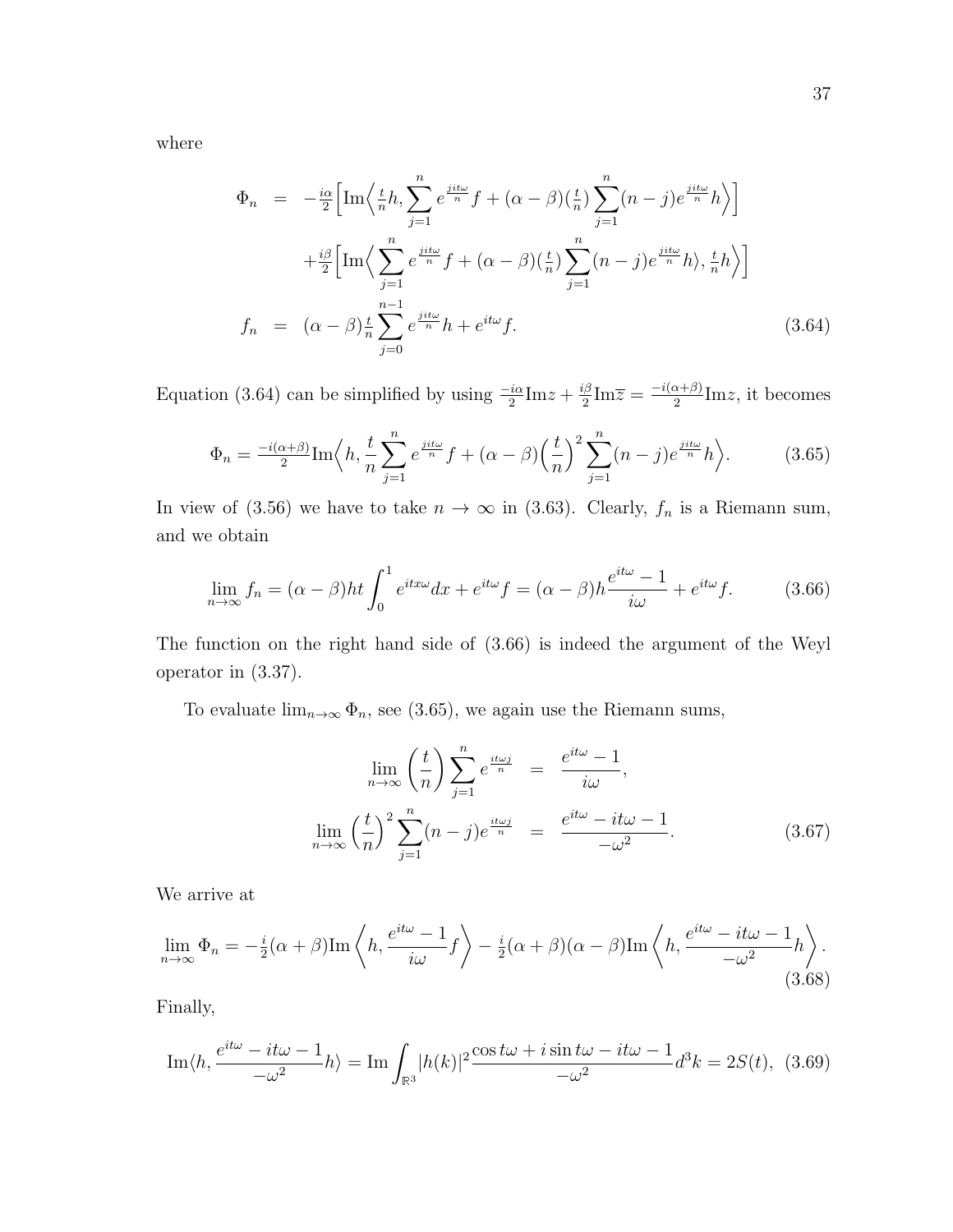where

$$
\begin{aligned}
\Phi_n &= -\tfrac{i\alpha}{2}\Big[\mathrm{Im}\Big\langle \tfrac{t}{n}h, \sum_{j=1}^{n} e^{\frac{jit\omega}{n}} f + (\alpha-\beta)(\tfrac{t}{n})\sum_{j=1}^{n}(n-j)e^{\frac{jit\omega}{n}} h\Big\rangle\Big] \\
&\quad + \tfrac{i\beta}{2}\Big[\mathrm{Im}\Big\langle \sum_{j=1}^{n} e^{\frac{jit\omega}{n}} f + (\alpha-\beta)(\tfrac{t}{n})\sum_{j=1}^{n}(n-j)e^{\frac{jit\omega}{n}} h\rangle, \tfrac{t}{n}h\Big\rangle\Big] \\
f_n &= (\alpha-\beta)\tfrac{t}{n}\sum_{j=0}^{n-1} e^{\frac{jit\omega}{n}} h + e^{it\omega} f.
\end{aligned}
\tag{3.64}
$$

Equation (3.64) can be simplified by using $\frac{-i\alpha}{2}\mathrm{Im}z + \frac{i\beta}{2}\mathrm{Im}\overline{z} = \frac{-i(\alpha+\beta)}{2}\mathrm{Im}z$, it becomes

$$
\Phi_n = \tfrac{-i(\alpha+\beta)}{2}\mathrm{Im}\Big\langle h, \frac{t}{n}\sum_{j=1}^{n} e^{\frac{jit\omega}{n}} f + (\alpha-\beta)\Big(\frac{t}{n}\Big)^2 \sum_{j=1}^{n}(n-j)e^{\frac{jit\omega}{n}} h\Big\rangle. \tag{3.65}
$$

In view of (3.56) we have to take $n \to \infty$ in (3.63). Clearly, $f_n$ is a Riemann sum, and we obtain

$$
\lim_{n\to\infty} f_n = (\alpha-\beta)ht\int_0^1 e^{itx\omega}dx + e^{it\omega} f = (\alpha-\beta)h\frac{e^{it\omega}-1}{i\omega} + e^{it\omega} f. \tag{3.66}
$$

The function on the right hand side of (3.66) is indeed the argument of the Weyl operator in (3.37).

To evaluate $\lim_{n\to\infty}\Phi_n$, see (3.65), we again use the Riemann sums,

$$
\begin{aligned}
\lim_{n\to\infty}\left(\frac{t}{n}\right)\sum_{j=1}^{n} e^{\frac{it\omega j}{n}} &= \frac{e^{it\omega}-1}{i\omega}, \\
\lim_{n\to\infty}\left(\frac{t}{n}\right)^2\sum_{j=1}^{n}(n-j) e^{\frac{it\omega j}{n}} &= \frac{e^{it\omega}-it\omega-1}{-\omega^2}.
\end{aligned}
\tag{3.67}
$$

We arrive at

$$
\lim_{n\to\infty}\Phi_n = -\tfrac{i}{2}(\alpha+\beta)\mathrm{Im}\left\langle h, \frac{e^{it\omega}-1}{i\omega}f\right\rangle - \tfrac{i}{2}(\alpha+\beta)(\alpha-\beta)\mathrm{Im}\left\langle h, \frac{e^{it\omega}-it\omega-1}{-\omega^2}h\right\rangle. \tag{3.68}
$$

Finally,

$$
\mathrm{Im}\langle h, \frac{e^{it\omega}-it\omega-1}{-\omega^2}h\rangle = \mathrm{Im}\int_{\mathbb{R}^3}|h(k)|^2\frac{\cos t\omega + i\sin t\omega - it\omega - 1}{-\omega^2}d^3k = 2S(t), \tag{3.69}
$$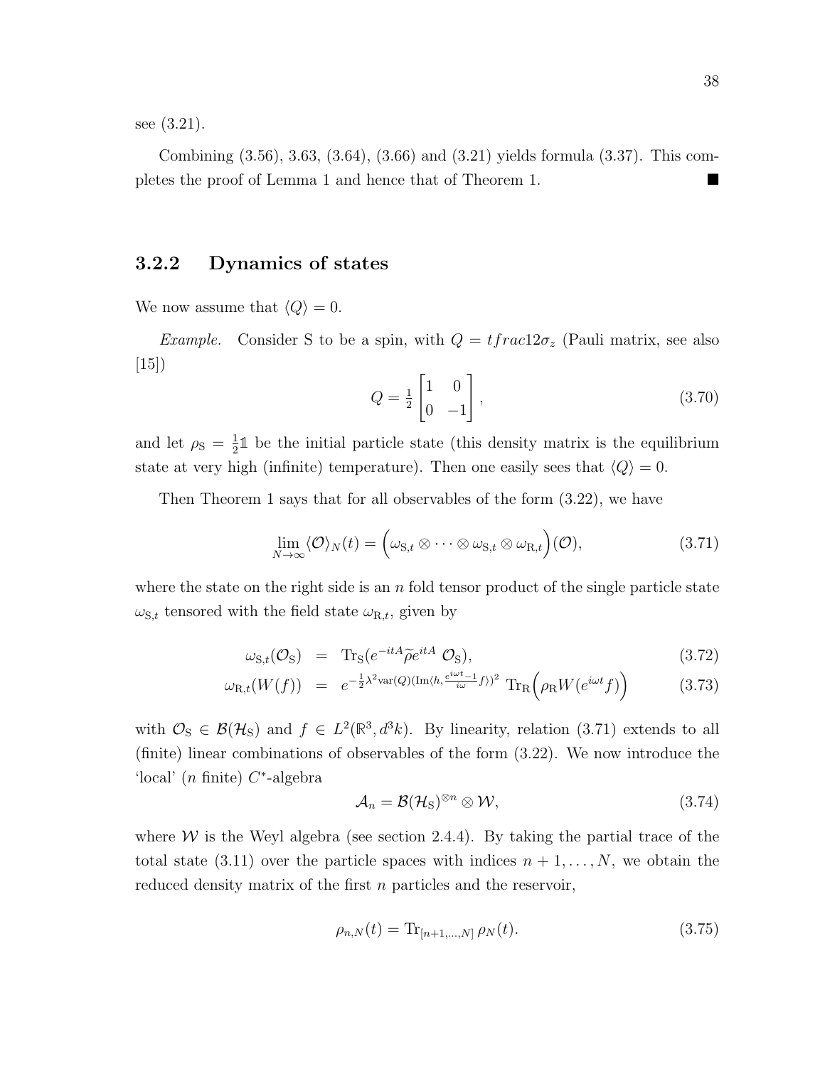see (3.21).

Combining (3.56), 3.63, (3.64), (3.66) and (3.21) yields formula (3.37). This completes the proof of Lemma 1 and hence that of Theorem 1. ■

### 3.2.2 Dynamics of states

We now assume that $\langle Q \rangle = 0$.

*Example.* Consider S to be a spin, with $Q = tfrac12\sigma_z$ (Pauli matrix, see also [15])

$$Q = \tfrac{1}{2} \begin{bmatrix} 1 & 0 \\ 0 & -1 \end{bmatrix}, \tag{3.70}$$

and let $\rho_{\rm S} = \frac{1}{2}\mathbb{1}$ be the initial particle state (this density matrix is the equilibrium state at very high (infinite) temperature). Then one easily sees that $\langle Q \rangle = 0$.

Then Theorem 1 says that for all observables of the form (3.22), we have

$$\lim_{N\to\infty} \langle \mathcal{O} \rangle_N(t) = \Big( \omega_{{\rm S},t} \otimes \cdots \otimes \omega_{{\rm S},t} \otimes \omega_{{\rm R},t} \Big)(\mathcal{O}), \tag{3.71}$$

where the state on the right side is an $n$ fold tensor product of the single particle state $\omega_{{\rm S},t}$ tensored with the field state $\omega_{{\rm R},t}$, given by

$$\begin{aligned} \omega_{{\rm S},t}(\mathcal{O}_{\rm S}) &= {\rm Tr}_{\rm S}(e^{-itA}\widetilde{\rho}e^{itA}\ \mathcal{O}_{\rm S}), & (3.72)\\ \omega_{{\rm R},t}(W(f)) &= e^{-\frac{1}{2}\lambda^2 {\rm var}(Q)({\rm Im}\langle h, \frac{e^{i\omega t}-1}{i\omega} f\rangle)^2}\ {\rm Tr}_{\rm R}\Big(\rho_{\rm R} W(e^{i\omega t} f)\Big) & (3.73) \end{aligned}$$

with $\mathcal{O}_{\rm S} \in \mathcal{B}(\mathcal{H}_{\rm S})$ and $f \in L^2(\mathbb{R}^3, d^3k)$. By linearity, relation (3.71) extends to all (finite) linear combinations of observables of the form (3.22). We now introduce the 'local' ($n$ finite) $C^*$-algebra

$$\mathcal{A}_n = \mathcal{B}(\mathcal{H}_{\rm S})^{\otimes n} \otimes \mathcal{W}, \tag{3.74}$$

where $\mathcal{W}$ is the Weyl algebra (see section 2.4.4). By taking the partial trace of the total state (3.11) over the particle spaces with indices $n+1, \ldots, N$, we obtain the reduced density matrix of the first $n$ particles and the reservoir,

$$\rho_{n,N}(t) = {\rm Tr}_{[n+1,\ldots,N]}\, \rho_N(t). \tag{3.75}$$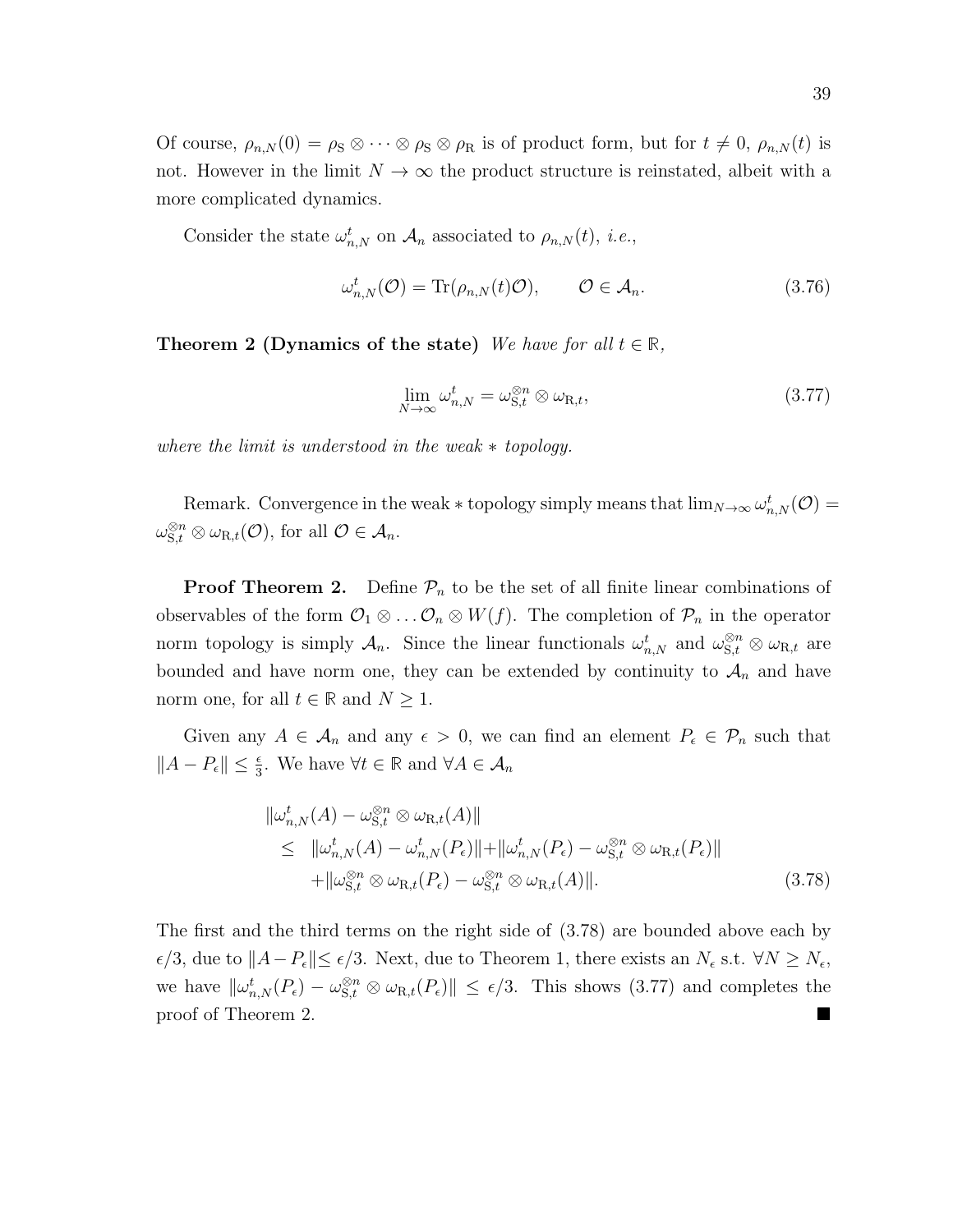Of course, $\rho_{n,N}(0) = \rho_{\rm S} \otimes \cdots \otimes \rho_{\rm S} \otimes \rho_{\rm R}$ is of product form, but for $t \neq 0$, $\rho_{n,N}(t)$ is not. However in the limit $N \to \infty$ the product structure is reinstated, albeit with a more complicated dynamics.

Consider the state $\omega_{n,N}^t$ on $\mathcal{A}_n$ associated to $\rho_{n,N}(t)$, *i.e.*,

$$\omega_{n,N}^t(\mathcal{O}) = {\rm Tr}(\rho_{n,N}(t)\mathcal{O}), \qquad \mathcal{O} \in \mathcal{A}_n. \tag{3.76}$$

**Theorem 2 (Dynamics of the state)** *We have for all $t \in \mathbb{R}$,*

$$\lim_{N\to\infty} \omega_{n,N}^t = \omega_{{\rm S},t}^{\otimes n} \otimes \omega_{{\rm R},t}, \tag{3.77}$$

*where the limit is understood in the weak $*$ topology.*

Remark. Convergence in the weak $*$ topology simply means that $\lim_{N\to\infty} \omega_{n,N}^t(\mathcal{O}) = \omega_{{\rm S},t}^{\otimes n} \otimes \omega_{{\rm R},t}(\mathcal{O})$, for all $\mathcal{O} \in \mathcal{A}_n$.

**Proof Theorem 2.** Define $\mathcal{P}_n$ to be the set of all finite linear combinations of observables of the form $\mathcal{O}_1 \otimes \dots \mathcal{O}_n \otimes W(f)$. The completion of $\mathcal{P}_n$ in the operator norm topology is simply $\mathcal{A}_n$. Since the linear functionals $\omega_{n,N}^t$ and $\omega_{{\rm S},t}^{\otimes n} \otimes \omega_{{\rm R},t}$ are bounded and have norm one, they can be extended by continuity to $\mathcal{A}_n$ and have norm one, for all $t \in \mathbb{R}$ and $N \geq 1$.

Given any $A \in \mathcal{A}_n$ and any $\epsilon > 0$, we can find an element $P_\epsilon \in \mathcal{P}_n$ such that $\|A - P_\epsilon\| \leq \frac{\epsilon}{3}$. We have $\forall t \in \mathbb{R}$ and $\forall A \in \mathcal{A}_n$

$$\begin{aligned}
&\|\omega_{n,N}^t(A) - \omega_{{\rm S},t}^{\otimes n} \otimes \omega_{{\rm R},t}(A)\| \\
&\leq \ \|\omega_{n,N}^t(A) - \omega_{n,N}^t(P_\epsilon)\| + \|\omega_{n,N}^t(P_\epsilon) - \omega_{{\rm S},t}^{\otimes n} \otimes \omega_{{\rm R},t}(P_\epsilon)\| \\
&\quad + \|\omega_{{\rm S},t}^{\otimes n} \otimes \omega_{{\rm R},t}(P_\epsilon) - \omega_{{\rm S},t}^{\otimes n} \otimes \omega_{{\rm R},t}(A)\|.
\end{aligned} \tag{3.78}$$

The first and the third terms on the right side of (3.78) are bounded above each by $\epsilon/3$, due to $\|A - P_\epsilon\| \leq \epsilon/3$. Next, due to Theorem 1, there exists an $N_\epsilon$ s.t. $\forall N \geq N_\epsilon$, we have $\|\omega_{n,N}^t(P_\epsilon) - \omega_{{\rm S},t}^{\otimes n} \otimes \omega_{{\rm R},t}(P_\epsilon)\| \leq \epsilon/3$. This shows (3.77) and completes the proof of Theorem 2. ■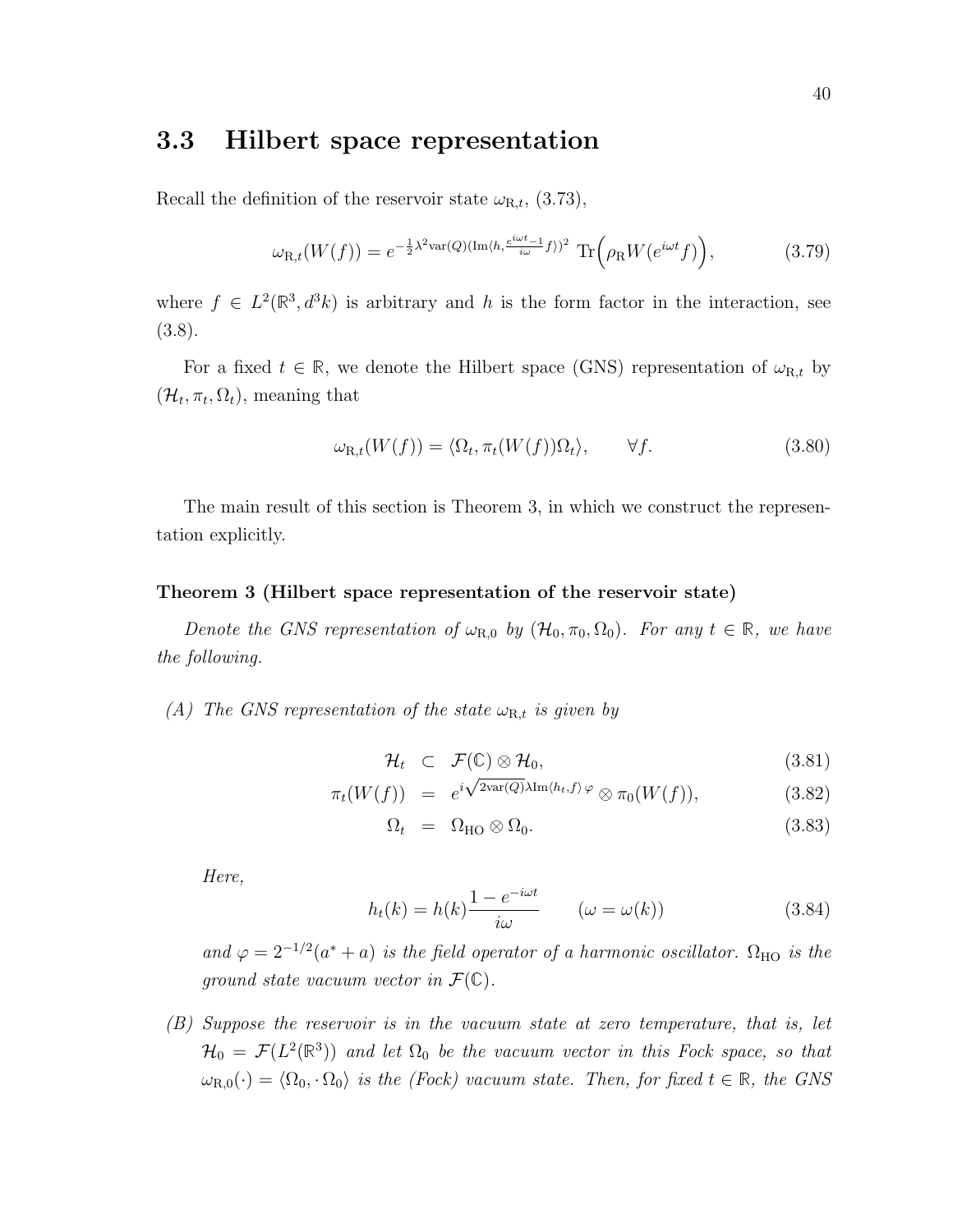## 3.3 Hilbert space representation

Recall the definition of the reservoir state $\omega_{\mathrm{R},t}$, (3.73),

$$\omega_{\mathrm{R},t}(W(f)) = e^{-\frac{1}{2}\lambda^2 \mathrm{var}(Q)(\mathrm{Im}\langle h, \frac{e^{i\omega t}-1}{i\omega} f\rangle)^2}\ \mathrm{Tr}\Big(\rho_{\mathrm{R}} W(e^{i\omega t} f)\Big), \tag{3.79}$$

where $f \in L^2(\mathbb{R}^3, d^3k)$ is arbitrary and $h$ is the form factor in the interaction, see (3.8).

For a fixed $t \in \mathbb{R}$, we denote the Hilbert space (GNS) representation of $\omega_{\mathrm{R},t}$ by $(\mathcal{H}_t, \pi_t, \Omega_t)$, meaning that

$$\omega_{\mathrm{R},t}(W(f)) = \langle \Omega_t, \pi_t(W(f))\Omega_t\rangle, \qquad \forall f. \tag{3.80}$$

The main result of this section is Theorem 3, in which we construct the representation explicitly.

**Theorem 3 (Hilbert space representation of the reservoir state)**

*Denote the GNS representation of $\omega_{\mathrm{R},0}$ by $(\mathcal{H}_0, \pi_0, \Omega_0)$. For any $t \in \mathbb{R}$, we have the following.*

*(A) The GNS representation of the state $\omega_{\mathrm{R},t}$ is given by*

$$\begin{aligned}
\mathcal{H}_t &\subset \mathcal{F}(\mathbb{C}) \otimes \mathcal{H}_0, &(3.81)\\
\pi_t(W(f)) &= e^{i\sqrt{2\mathrm{var}(Q)}\lambda \mathrm{Im}\langle h_t, f\rangle\, \varphi} \otimes \pi_0(W(f)), &(3.82)\\
\Omega_t &= \Omega_{\mathrm{HO}} \otimes \Omega_0. &(3.83)
\end{aligned}$$

*Here,*

$$h_t(k) = h(k)\frac{1 - e^{-i\omega t}}{i\omega} \qquad (\omega = \omega(k)) \tag{3.84}$$

*and $\varphi = 2^{-1/2}(a^* + a)$ is the field operator of a harmonic oscillator. $\Omega_{\mathrm{HO}}$ is the ground state vacuum vector in $\mathcal{F}(\mathbb{C})$.*

*(B) Suppose the reservoir is in the vacuum state at zero temperature, that is, let $\mathcal{H}_0 = \mathcal{F}(L^2(\mathbb{R}^3))$ and let $\Omega_0$ be the vacuum vector in this Fock space, so that $\omega_{\mathrm{R},0}(\cdot) = \langle \Omega_0, \cdot\, \Omega_0\rangle$ is the (Fock) vacuum state. Then, for fixed $t \in \mathbb{R}$, the GNS*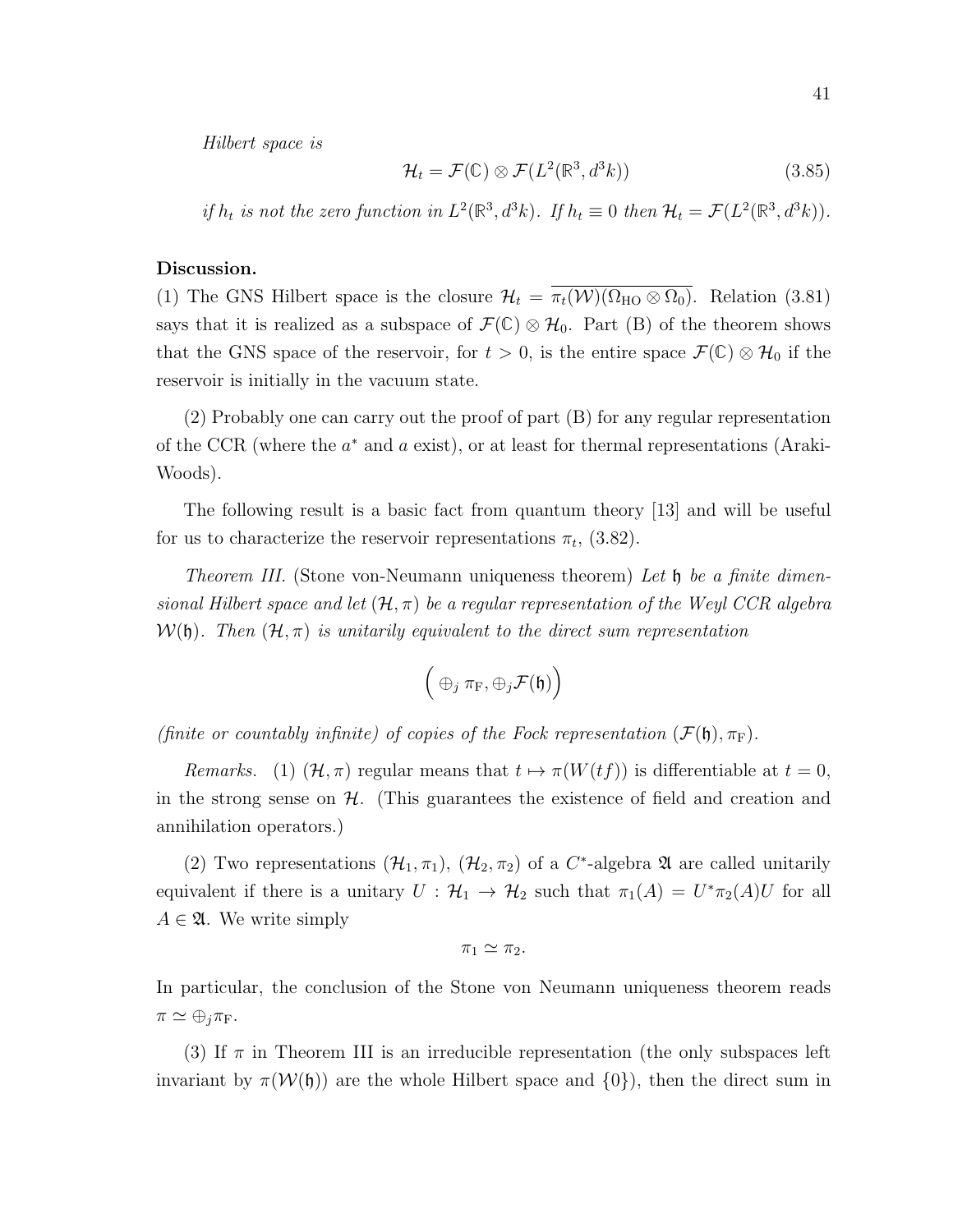*Hilbert space is*

$$\mathcal{H}_t = \mathcal{F}(\mathbb{C}) \otimes \mathcal{F}(L^2(\mathbb{R}^3, d^3k)) \tag{3.85}$$

*if $h_t$ is not the zero function in $L^2(\mathbb{R}^3, d^3k)$. If $h_t \equiv 0$ then $\mathcal{H}_t = \mathcal{F}(L^2(\mathbb{R}^3, d^3k))$.*

**Discussion.**
(1) The GNS Hilbert space is the closure $\mathcal{H}_t = \overline{\pi_t(\mathcal{W})(\Omega_{\rm HO} \otimes \Omega_0)}$. Relation (3.81) says that it is realized as a subspace of $\mathcal{F}(\mathbb{C}) \otimes \mathcal{H}_0$. Part (B) of the theorem shows that the GNS space of the reservoir, for $t > 0$, is the entire space $\mathcal{F}(\mathbb{C}) \otimes \mathcal{H}_0$ if the reservoir is initially in the vacuum state.

(2) Probably one can carry out the proof of part (B) for any regular representation of the CCR (where the $a^*$ and $a$ exist), or at least for thermal representations (Araki-Woods).

The following result is a basic fact from quantum theory [13] and will be useful for us to characterize the reservoir representations $\pi_t$, (3.82).

*Theorem III.* (Stone von-Neumann uniqueness theorem) *Let $\mathfrak{h}$ be a finite dimensional Hilbert space and let $(\mathcal{H}, \pi)$ be a regular representation of the Weyl CCR algebra $\mathcal{W}(\mathfrak{h})$. Then $(\mathcal{H}, \pi)$ is unitarily equivalent to the direct sum representation*

$$\Big( \oplus_j \, \pi_{\rm F}, \oplus_j \mathcal{F}(\mathfrak{h}) \Big)$$

*(finite or countably infinite) of copies of the Fock representation $(\mathcal{F}(\mathfrak{h}), \pi_{\rm F})$.*

*Remarks.* (1) $(\mathcal{H}, \pi)$ regular means that $t \mapsto \pi(W(tf))$ is differentiable at $t = 0$, in the strong sense on $\mathcal{H}$. (This guarantees the existence of field and creation and annihilation operators.)

(2) Two representations $(\mathcal{H}_1, \pi_1)$, $(\mathcal{H}_2, \pi_2)$ of a $C^*$-algebra $\mathfrak{A}$ are called unitarily equivalent if there is a unitary $U : \mathcal{H}_1 \to \mathcal{H}_2$ such that $\pi_1(A) = U^* \pi_2(A) U$ for all $A \in \mathfrak{A}$. We write simply

$$\pi_1 \simeq \pi_2.$$

In particular, the conclusion of the Stone von Neumann uniqueness theorem reads $\pi \simeq \oplus_j \pi_{\rm F}$.

(3) If $\pi$ in Theorem III is an irreducible representation (the only subspaces left invariant by $\pi(\mathcal{W}(\mathfrak{h}))$ are the whole Hilbert space and $\{0\}$), then the direct sum in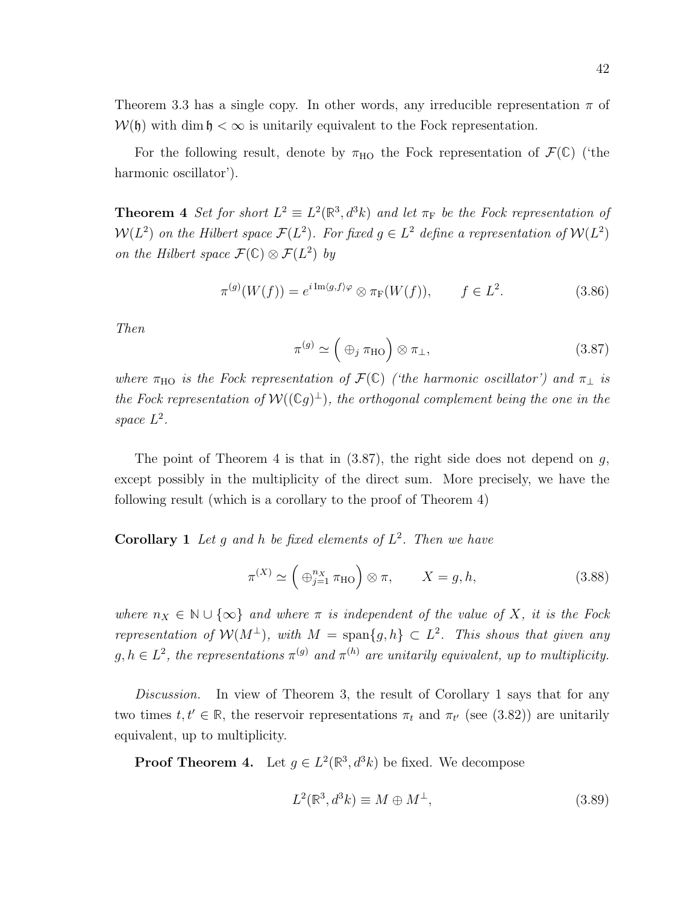Theorem 3.3 has a single copy. In other words, any irreducible representation $\pi$ of $\mathcal{W}(\mathfrak{h})$ with $\dim \mathfrak{h} < \infty$ is unitarily equivalent to the Fock representation.

For the following result, denote by $\pi_{\rm HO}$ the Fock representation of $\mathcal{F}(\mathbb{C})$ ('the harmonic oscillator').

**Theorem 4** *Set for short $L^2 \equiv L^2(\mathbb{R}^3, d^3k)$ and let $\pi_{\rm F}$ be the Fock representation of $\mathcal{W}(L^2)$ on the Hilbert space $\mathcal{F}(L^2)$. For fixed $g \in L^2$ define a representation of $\mathcal{W}(L^2)$ on the Hilbert space $\mathcal{F}(\mathbb{C}) \otimes \mathcal{F}(L^2)$ by*

$$\pi^{(g)}(W(f)) = e^{i\,{\rm Im}\langle g,f\rangle \varphi} \otimes \pi_{\rm F}(W(f)), \qquad f \in L^2. \tag{3.86}$$

*Then*

$$\pi^{(g)} \simeq \Big( \oplus_j \, \pi_{\rm HO} \Big) \otimes \pi_\perp, \tag{3.87}$$

*where $\pi_{\rm HO}$ is the Fock representation of $\mathcal{F}(\mathbb{C})$ ('the harmonic oscillator') and $\pi_\perp$ is the Fock representation of $\mathcal{W}((\mathbb{C}g)^\perp)$, the orthogonal complement being the one in the space $L^2$.*

The point of Theorem 4 is that in (3.87), the right side does not depend on $g$, except possibly in the multiplicity of the direct sum. More precisely, we have the following result (which is a corollary to the proof of Theorem 4)

**Corollary 1** *Let $g$ and $h$ be fixed elements of $L^2$. Then we have*

$$\pi^{(X)} \simeq \Big( \oplus_{j=1}^{n_X} \, \pi_{\rm HO} \Big) \otimes \pi, \qquad X = g, h, \tag{3.88}$$

*where $n_X \in \mathbb{N} \cup \{\infty\}$ and where $\pi$ is independent of the value of $X$, it is the Fock representation of $\mathcal{W}(M^\perp)$, with $M = {\rm span}\{g, h\} \subset L^2$. This shows that given any $g, h \in L^2$, the representations $\pi^{(g)}$ and $\pi^{(h)}$ are unitarily equivalent, up to multiplicity.*

*Discussion.* In view of Theorem 3, the result of Corollary 1 says that for any two times $t, t' \in \mathbb{R}$, the reservoir representations $\pi_t$ and $\pi_{t'}$ (see (3.82)) are unitarily equivalent, up to multiplicity.

**Proof Theorem 4.** Let $g \in L^2(\mathbb{R}^3, d^3k)$ be fixed. We decompose

$$L^2(\mathbb{R}^3, d^3k) \equiv M \oplus M^\perp, \tag{3.89}$$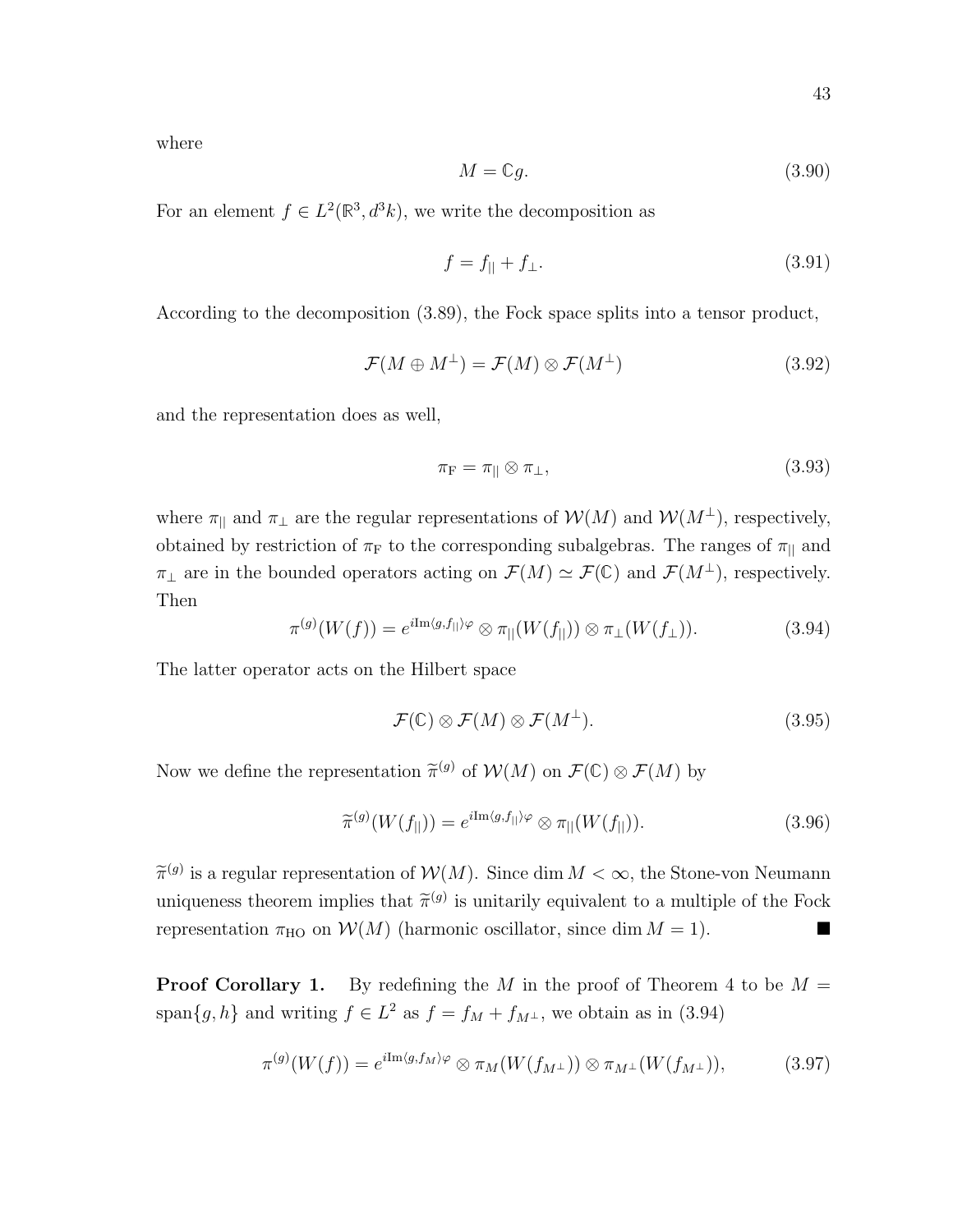where

$$M = \mathbb{C}g. \tag{3.90}$$

For an element $f \in L^2(\mathbb{R}^3, d^3k)$, we write the decomposition as

$$f = f_{||} + f_{\perp}. \tag{3.91}$$

According to the decomposition (3.89), the Fock space splits into a tensor product,

$$\mathcal{F}(M \oplus M^{\perp}) = \mathcal{F}(M) \otimes \mathcal{F}(M^{\perp}) \tag{3.92}$$

and the representation does as well,

$$\pi_{\mathrm{F}} = \pi_{||} \otimes \pi_{\perp}, \tag{3.93}$$

where $\pi_{||}$ and $\pi_{\perp}$ are the regular representations of $\mathcal{W}(M)$ and $\mathcal{W}(M^{\perp})$, respectively, obtained by restriction of $\pi_{\mathrm{F}}$ to the corresponding subalgebras. The ranges of $\pi_{||}$ and $\pi_{\perp}$ are in the bounded operators acting on $\mathcal{F}(M) \simeq \mathcal{F}(\mathbb{C})$ and $\mathcal{F}(M^{\perp})$, respectively. Then

$$\pi^{(g)}(W(f)) = e^{i\mathrm{Im}\langle g, f_{||}\rangle\varphi} \otimes \pi_{||}(W(f_{||})) \otimes \pi_{\perp}(W(f_{\perp})). \tag{3.94}$$

The latter operator acts on the Hilbert space

$$\mathcal{F}(\mathbb{C}) \otimes \mathcal{F}(M) \otimes \mathcal{F}(M^{\perp}). \tag{3.95}$$

Now we define the representation $\widetilde{\pi}^{(g)}$ of $\mathcal{W}(M)$ on $\mathcal{F}(\mathbb{C}) \otimes \mathcal{F}(M)$ by

$$\widetilde{\pi}^{(g)}(W(f_{||})) = e^{i\mathrm{Im}\langle g, f_{||}\rangle\varphi} \otimes \pi_{||}(W(f_{||})). \tag{3.96}$$

$\widetilde{\pi}^{(g)}$ is a regular representation of $\mathcal{W}(M)$. Since $\dim M < \infty$, the Stone-von Neumann uniqueness theorem implies that $\widetilde{\pi}^{(g)}$ is unitarily equivalent to a multiple of the Fock representation $\pi_{\mathrm{HO}}$ on $\mathcal{W}(M)$ (harmonic oscillator, since $\dim M = 1$). ■

**Proof Corollary 1.** By redefining the $M$ in the proof of Theorem 4 to be $M = \mathrm{span}\{g, h\}$ and writing $f \in L^2$ as $f = f_M + f_{M^{\perp}}$, we obtain as in (3.94)

$$\pi^{(g)}(W(f)) = e^{i\mathrm{Im}\langle g, f_M\rangle\varphi} \otimes \pi_M(W(f_{M^{\perp}})) \otimes \pi_{M^{\perp}}(W(f_{M^{\perp}})), \tag{3.97}$$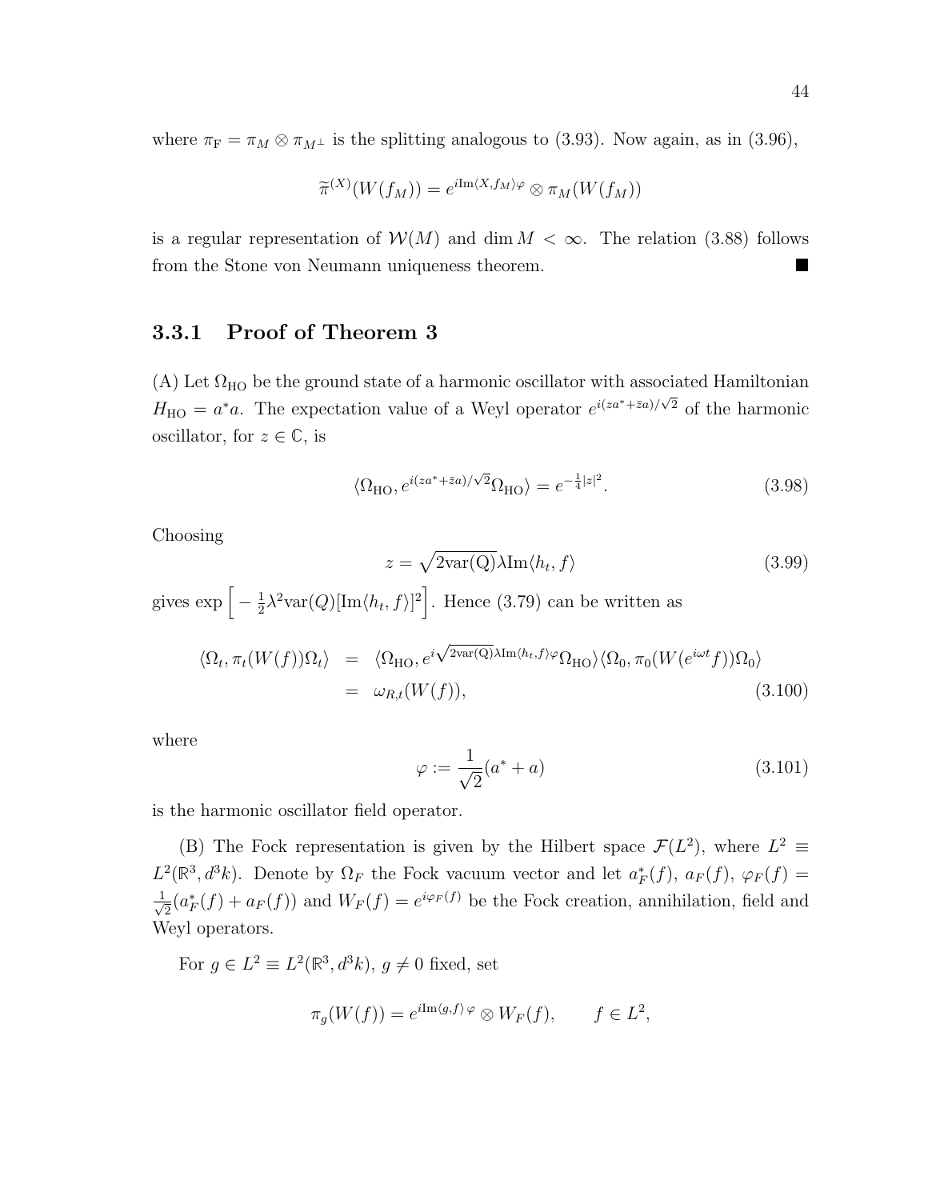where $\pi_{\mathrm{F}} = \pi_M \otimes \pi_{M^\perp}$ is the splitting analogous to (3.93). Now again, as in (3.96),

$$\widetilde{\pi}^{(X)}(W(f_M)) = e^{i\mathrm{Im}\langle X, f_M\rangle\varphi} \otimes \pi_M(W(f_M))$$

is a regular representation of $\mathcal{W}(M)$ and $\dim M < \infty$. The relation (3.88) follows from the Stone von Neumann uniqueness theorem. ■

### 3.3.1 Proof of Theorem 3

(A) Let $\Omega_{\mathrm{HO}}$ be the ground state of a harmonic oscillator with associated Hamiltonian $H_{\mathrm{HO}} = a^*a$. The expectation value of a Weyl operator $e^{i(za^*+\bar{z}a)/\sqrt{2}}$ of the harmonic oscillator, for $z \in \mathbb{C}$, is

$$\langle \Omega_{\mathrm{HO}}, e^{i(za^*+\bar{z}a)/\sqrt{2}}\Omega_{\mathrm{HO}}\rangle = e^{-\frac{1}{4}|z|^2}. \tag{3.98}$$

Choosing

$$z = \sqrt{2\mathrm{var(Q)}}\lambda \mathrm{Im}\langle h_t, f\rangle \tag{3.99}$$

gives $\exp\Big[-\frac{1}{2}\lambda^2\mathrm{var}(Q)[\mathrm{Im}\langle h_t, f\rangle]^2\Big]$. Hence (3.79) can be written as

$$\begin{aligned}\langle \Omega_t, \pi_t(W(f))\Omega_t\rangle &= \langle \Omega_{\mathrm{HO}}, e^{i\sqrt{2\mathrm{var(Q)}}\lambda\mathrm{Im}\langle h_t,f\rangle\varphi}\Omega_{\mathrm{HO}}\rangle\langle\Omega_0, \pi_0(W(e^{i\omega t}f))\Omega_0\rangle \\ &= \omega_{R,t}(W(f)),\end{aligned} \tag{3.100}$$

where

$$\varphi := \frac{1}{\sqrt{2}}(a^* + a) \tag{3.101}$$

is the harmonic oscillator field operator.

(B) The Fock representation is given by the Hilbert space $\mathcal{F}(L^2)$, where $L^2 \equiv L^2(\mathbb{R}^3, d^3k)$. Denote by $\Omega_F$ the Fock vacuum vector and let $a_F^*(f)$, $a_F(f)$, $\varphi_F(f) = \frac{1}{\sqrt{2}}(a_F^*(f) + a_F(f))$ and $W_F(f) = e^{i\varphi_F(f)}$ be the Fock creation, annihilation, field and Weyl operators.

For $g \in L^2 \equiv L^2(\mathbb{R}^3, d^3k)$, $g \neq 0$ fixed, set

$$\pi_g(W(f)) = e^{i\mathrm{Im}\langle g,f\rangle\,\varphi} \otimes W_F(f), \qquad f \in L^2,$$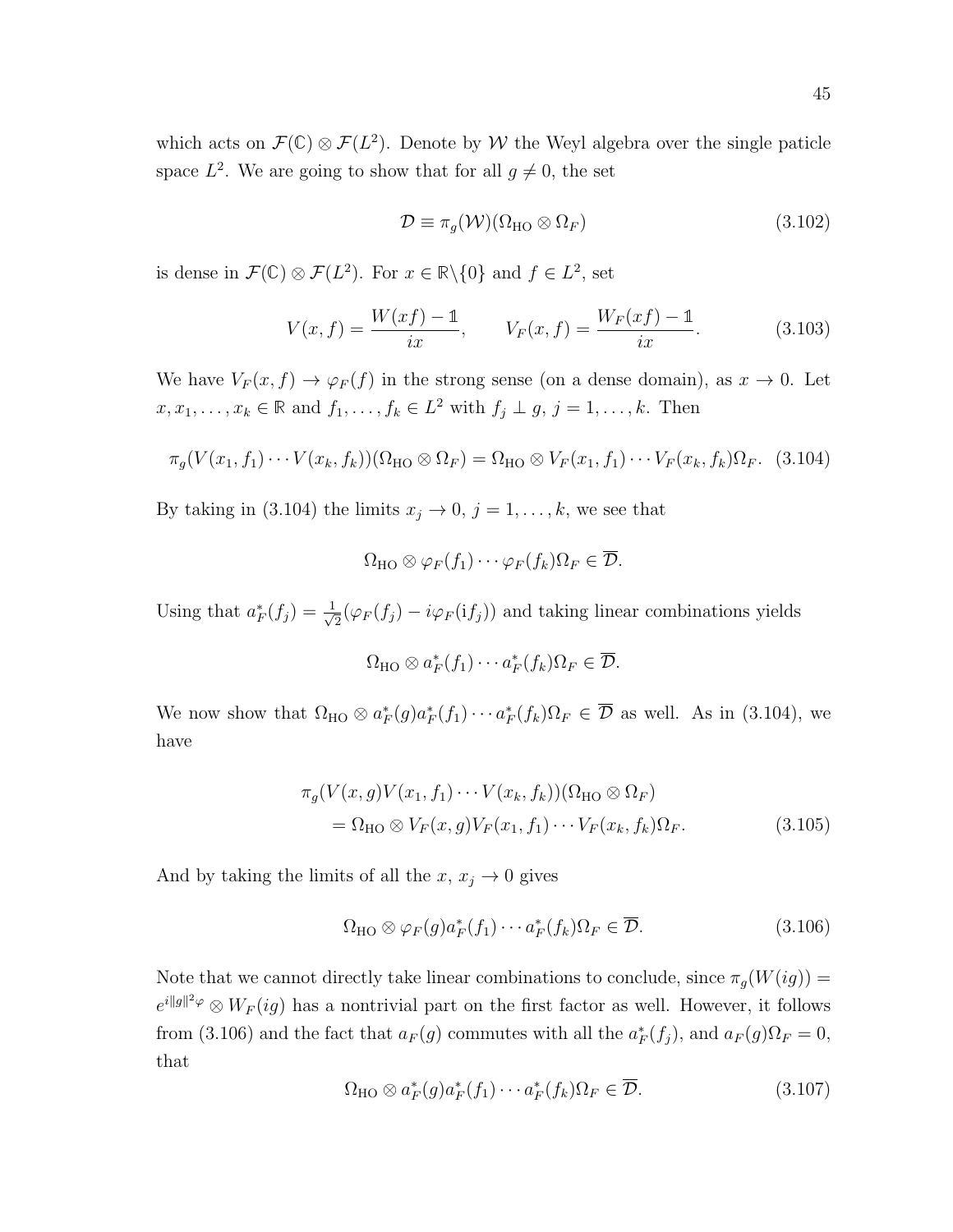which acts on $\mathcal{F}(\mathbb{C}) \otimes \mathcal{F}(L^2)$. Denote by $\mathcal{W}$ the Weyl algebra over the single paticle space $L^2$. We are going to show that for all $g \neq 0$, the set

$$\mathcal{D} \equiv \pi_g(\mathcal{W})(\Omega_{\rm HO} \otimes \Omega_F) \tag{3.102}$$

is dense in $\mathcal{F}(\mathbb{C}) \otimes \mathcal{F}(L^2)$. For $x \in \mathbb{R}\backslash\{0\}$ and $f \in L^2$, set

$$V(x,f) = \frac{W(xf) - \mathbb{1}}{ix}, \qquad V_F(x,f) = \frac{W_F(xf) - \mathbb{1}}{ix}. \tag{3.103}$$

We have $V_F(x,f) \to \varphi_F(f)$ in the strong sense (on a dense domain), as $x \to 0$. Let $x, x_1, \ldots, x_k \in \mathbb{R}$ and $f_1, \ldots, f_k \in L^2$ with $f_j \perp g$, $j = 1, \ldots, k$. Then

$$\pi_g(V(x_1,f_1)\cdots V(x_k,f_k))(\Omega_{\rm HO} \otimes \Omega_F) = \Omega_{\rm HO} \otimes V_F(x_1,f_1)\cdots V_F(x_k,f_k)\Omega_F. \tag{3.104}$$

By taking in (3.104) the limits $x_j \to 0$, $j = 1, \ldots, k$, we see that

$$\Omega_{\rm HO} \otimes \varphi_F(f_1)\cdots\varphi_F(f_k)\Omega_F \in \overline{\mathcal{D}}.$$

Using that $a_F^*(f_j) = \frac{1}{\sqrt{2}}(\varphi_F(f_j) - i\varphi_F(\mathrm{i}f_j))$ and taking linear combinations yields

$$\Omega_{\rm HO} \otimes a_F^*(f_1)\cdots a_F^*(f_k)\Omega_F \in \overline{\mathcal{D}}.$$

We now show that $\Omega_{\rm HO} \otimes a_F^*(g)a_F^*(f_1)\cdots a_F^*(f_k)\Omega_F \in \overline{\mathcal{D}}$ as well. As in (3.104), we have

$$\begin{aligned} &\pi_g(V(x,g)V(x_1,f_1)\cdots V(x_k,f_k))(\Omega_{\rm HO} \otimes \Omega_F) \\ &\quad = \Omega_{\rm HO} \otimes V_F(x,g)V_F(x_1,f_1)\cdots V_F(x_k,f_k)\Omega_F. \end{aligned} \tag{3.105}$$

And by taking the limits of all the $x$, $x_j \to 0$ gives

$$\Omega_{\rm HO} \otimes \varphi_F(g)a_F^*(f_1)\cdots a_F^*(f_k)\Omega_F \in \overline{\mathcal{D}}. \tag{3.106}$$

Note that we cannot directly take linear combinations to conclude, since $\pi_g(W(ig)) = e^{i\|g\|^2\varphi} \otimes W_F(ig)$ has a nontrivial part on the first factor as well. However, it follows from (3.106) and the fact that $a_F(g)$ commutes with all the $a_F^*(f_j)$, and $a_F(g)\Omega_F = 0$, that

$$\Omega_{\rm HO} \otimes a_F^*(g)a_F^*(f_1)\cdots a_F^*(f_k)\Omega_F \in \overline{\mathcal{D}}. \tag{3.107}$$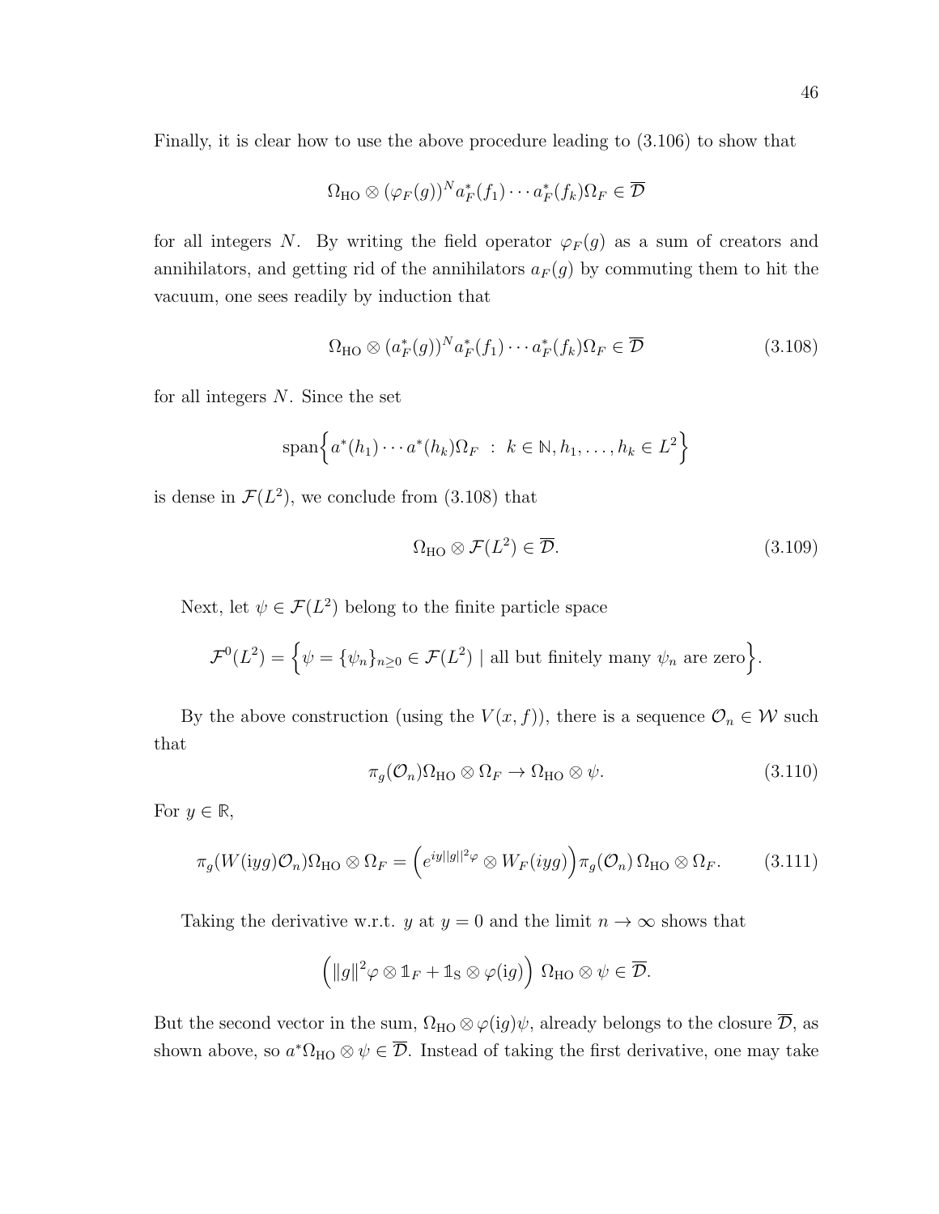Finally, it is clear how to use the above procedure leading to (3.106) to show that

$$\Omega_{\rm HO} \otimes (\varphi_F(g))^N a_F^*(f_1) \cdots a_F^*(f_k) \Omega_F \in \overline{\mathcal{D}}$$

for all integers $N$. By writing the field operator $\varphi_F(g)$ as a sum of creators and annihilators, and getting rid of the annihilators $a_F(g)$ by commuting them to hit the vacuum, one sees readily by induction that

$$\Omega_{\rm HO} \otimes (a_F^*(g))^N a_F^*(f_1) \cdots a_F^*(f_k) \Omega_F \in \overline{\mathcal{D}} \tag{3.108}$$

for all integers $N$. Since the set

$$\mathrm{span}\Big\{ a^*(h_1) \cdots a^*(h_k) \Omega_F \ : \ k \in \mathbb{N}, h_1, \ldots, h_k \in L^2 \Big\}$$

is dense in $\mathcal{F}(L^2)$, we conclude from (3.108) that

$$\Omega_{\rm HO} \otimes \mathcal{F}(L^2) \in \overline{\mathcal{D}}. \tag{3.109}$$

Next, let $\psi \in \mathcal{F}(L^2)$ belong to the finite particle space

$$\mathcal{F}^0(L^2) = \Big\{ \psi = \{\psi_n\}_{n \geq 0} \in \mathcal{F}(L^2) \mid \text{all but finitely many } \psi_n \text{ are zero} \Big\}.$$

By the above construction (using the $V(x, f)$), there is a sequence $\mathcal{O}_n \in \mathcal{W}$ such that

$$\pi_g(\mathcal{O}_n) \Omega_{\rm HO} \otimes \Omega_F \to \Omega_{\rm HO} \otimes \psi. \tag{3.110}$$

For $y \in \mathbb{R}$,

$$\pi_g(W(\mathrm{i}yg)\mathcal{O}_n) \Omega_{\rm HO} \otimes \Omega_F = \Big( e^{iy\|g\|^2 \varphi} \otimes W_F(iyg) \Big) \pi_g(\mathcal{O}_n)\, \Omega_{\rm HO} \otimes \Omega_F. \tag{3.111}$$

Taking the derivative w.r.t. $y$ at $y = 0$ and the limit $n \to \infty$ shows that

$$\Big( \|g\|^2 \varphi \otimes \mathbb{1}_F + \mathbb{1}_{\rm S} \otimes \varphi(\mathrm{i}g) \Big)\ \Omega_{\rm HO} \otimes \psi \in \overline{\mathcal{D}}.$$

But the second vector in the sum, $\Omega_{\rm HO} \otimes \varphi(\mathrm{i}g)\psi$, already belongs to the closure $\overline{\mathcal{D}}$, as shown above, so $a^* \Omega_{\rm HO} \otimes \psi \in \overline{\mathcal{D}}$. Instead of taking the first derivative, one may take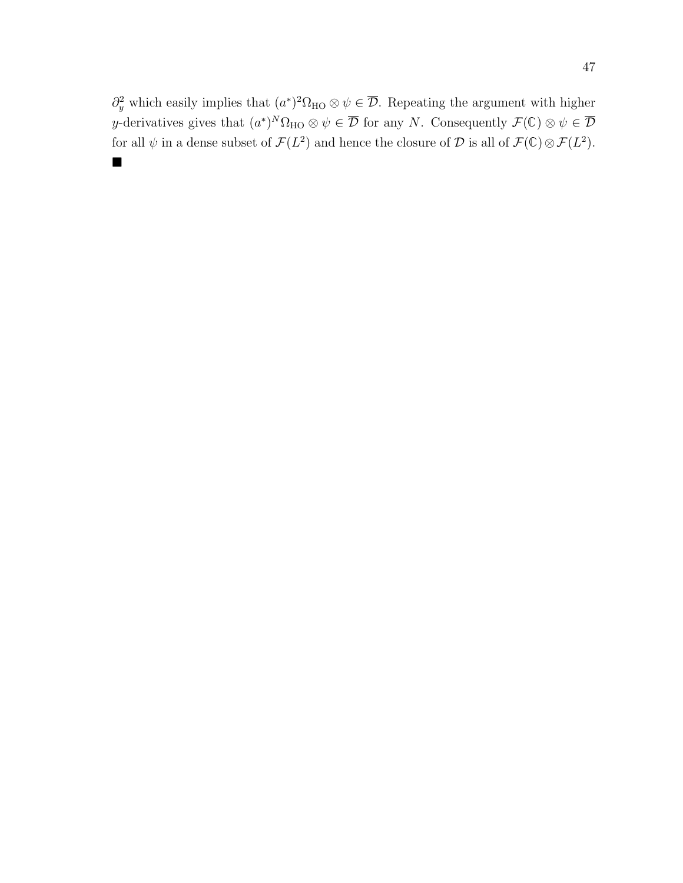$\partial_y^2$ which easily implies that $(a^*)^2\Omega_{\text{HO}} \otimes \psi \in \overline{\mathcal{D}}$. Repeating the argument with higher $y$-derivatives gives that $(a^*)^N\Omega_{\text{HO}} \otimes \psi \in \overline{\mathcal{D}}$ for any $N$. Consequently $\mathcal{F}(\mathbb{C}) \otimes \psi \in \overline{\mathcal{D}}$ for all $\psi$ in a dense subset of $\mathcal{F}(L^2)$ and hence the closure of $\mathcal{D}$ is all of $\mathcal{F}(\mathbb{C}) \otimes \mathcal{F}(L^2)$. $\blacksquare$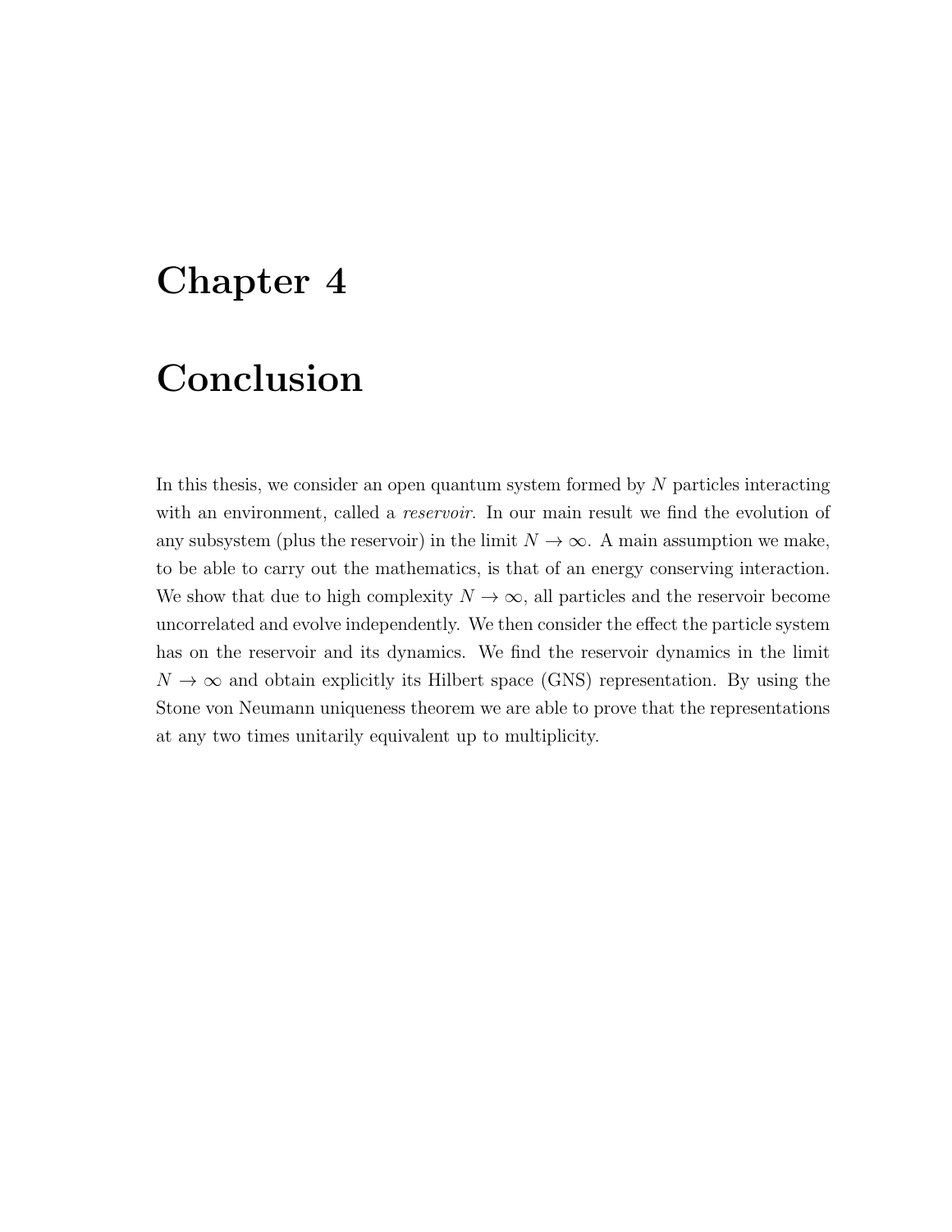# Chapter 4

# Conclusion

In this thesis, we consider an open quantum system formed by $N$ particles interacting with an environment, called a *reservoir*. In our main result we find the evolution of any subsystem (plus the reservoir) in the limit $N \to \infty$. A main assumption we make, to be able to carry out the mathematics, is that of an energy conserving interaction. We show that due to high complexity $N \to \infty$, all particles and the reservoir become uncorrelated and evolve independently. We then consider the effect the particle system has on the reservoir and its dynamics. We find the reservoir dynamics in the limit $N \to \infty$ and obtain explicitly its Hilbert space (GNS) representation. By using the Stone von Neumann uniqueness theorem we are able to prove that the representations at any two times unitarily equivalent up to multiplicity.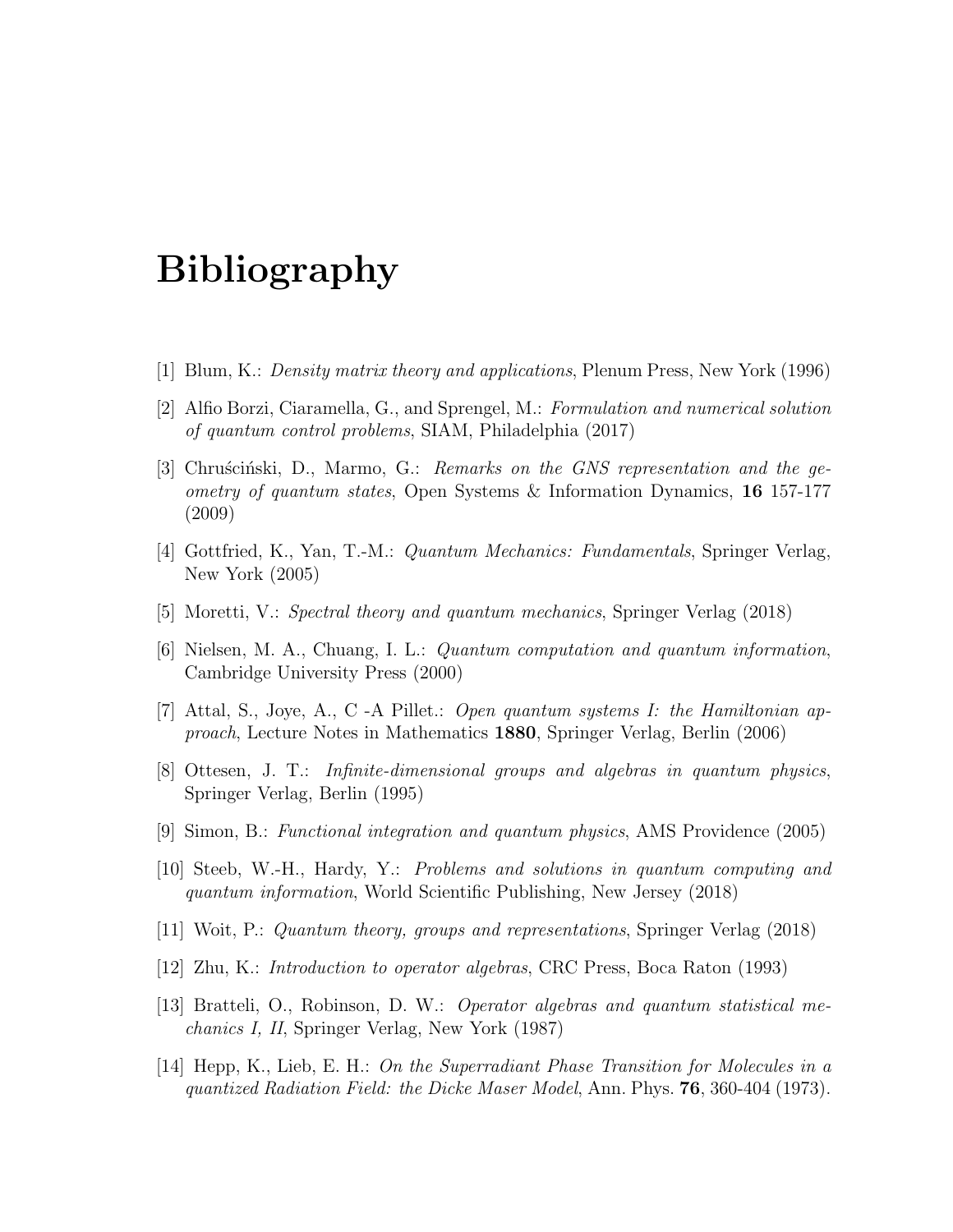# Bibliography

[1] Blum, K.: *Density matrix theory and applications*, Plenum Press, New York (1996)

[2] Alfio Borzi, Ciaramella, G., and Sprengel, M.: *Formulation and numerical solution of quantum control problems*, SIAM, Philadelphia (2017)

[3] Chruściński, D., Marmo, G.: *Remarks on the GNS representation and the geometry of quantum states*, Open Systems & Information Dynamics, **16** 157-177 (2009)

[4] Gottfried, K., Yan, T.-M.: *Quantum Mechanics: Fundamentals*, Springer Verlag, New York (2005)

[5] Moretti, V.: *Spectral theory and quantum mechanics*, Springer Verlag (2018)

[6] Nielsen, M. A., Chuang, I. L.: *Quantum computation and quantum information*, Cambridge University Press (2000)

[7] Attal, S., Joye, A., C -A Pillet.: *Open quantum systems I: the Hamiltonian approach*, Lecture Notes in Mathematics **1880**, Springer Verlag, Berlin (2006)

[8] Ottesen, J. T.: *Infinite-dimensional groups and algebras in quantum physics*, Springer Verlag, Berlin (1995)

[9] Simon, B.: *Functional integration and quantum physics*, AMS Providence (2005)

[10] Steeb, W.-H., Hardy, Y.: *Problems and solutions in quantum computing and quantum information*, World Scientific Publishing, New Jersey (2018)

[11] Woit, P.: *Quantum theory, groups and representations*, Springer Verlag (2018)

[12] Zhu, K.: *Introduction to operator algebras*, CRC Press, Boca Raton (1993)

[13] Bratteli, O., Robinson, D. W.: *Operator algebras and quantum statistical mechanics I, II*, Springer Verlag, New York (1987)

[14] Hepp, K., Lieb, E. H.: *On the Superradiant Phase Transition for Molecules in a quantized Radiation Field: the Dicke Maser Model*, Ann. Phys. **76**, 360-404 (1973).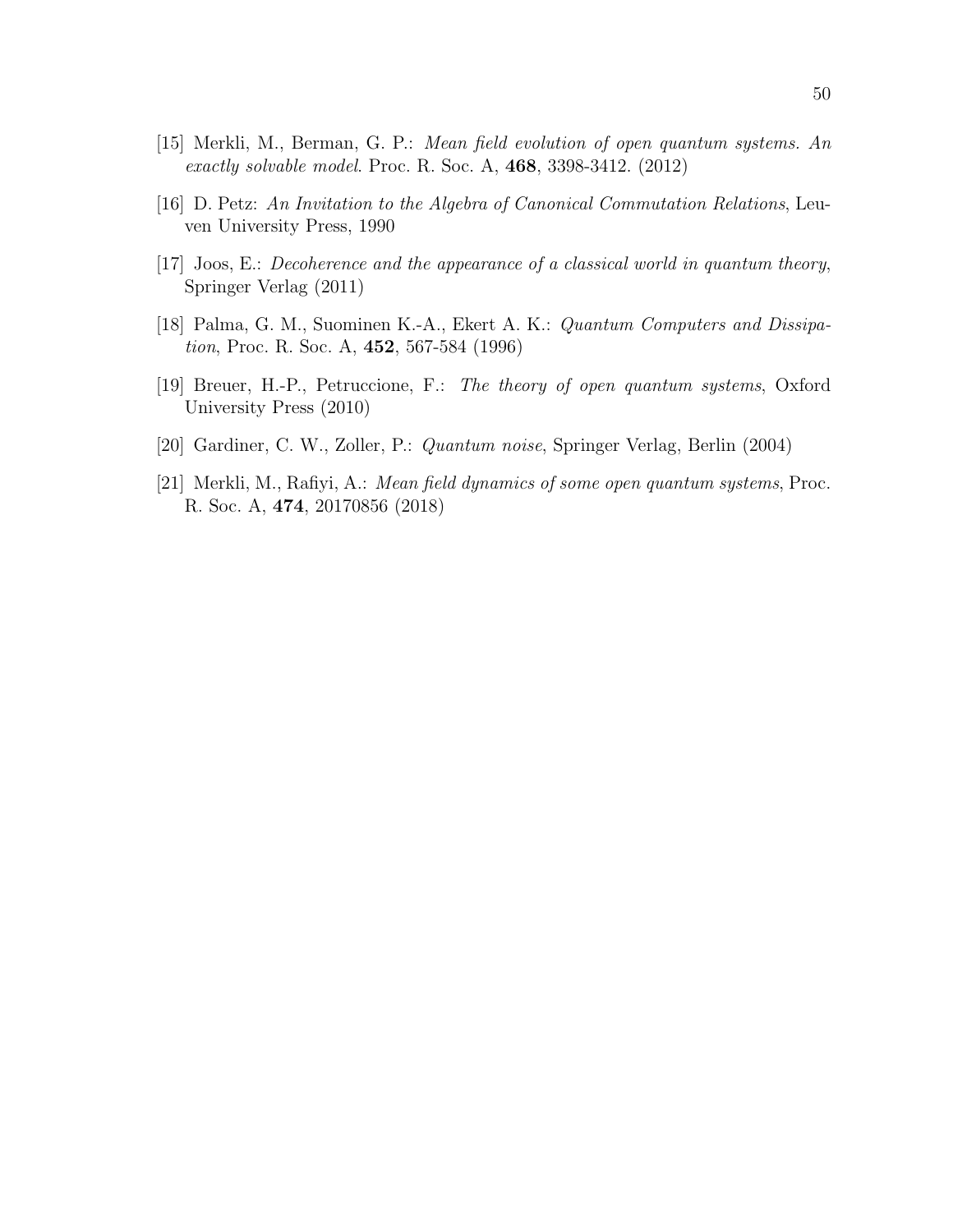[15] Merkli, M., Berman, G. P.: *Mean field evolution of open quantum systems. An exactly solvable model*. Proc. R. Soc. A, **468**, 3398-3412. (2012)

[16] D. Petz: *An Invitation to the Algebra of Canonical Commutation Relations*, Leuven University Press, 1990

[17] Joos, E.: *Decoherence and the appearance of a classical world in quantum theory*, Springer Verlag (2011)

[18] Palma, G. M., Suominen K.-A., Ekert A. K.: *Quantum Computers and Dissipation*, Proc. R. Soc. A, **452**, 567-584 (1996)

[19] Breuer, H.-P., Petruccione, F.: *The theory of open quantum systems*, Oxford University Press (2010)

[20] Gardiner, C. W., Zoller, P.: *Quantum noise*, Springer Verlag, Berlin (2004)

[21] Merkli, M., Rafiyi, A.: *Mean field dynamics of some open quantum systems*, Proc. R. Soc. A, **474**, 20170856 (2018)